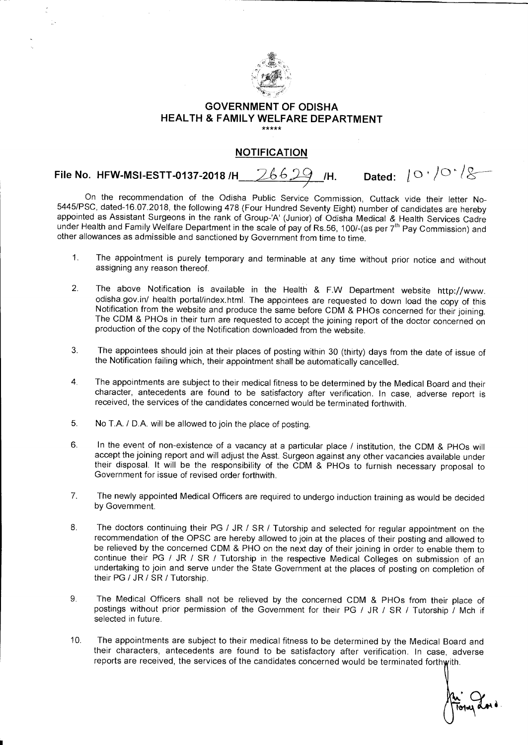# GOVERNMENT OF ODISHA
## HEALTH & FAMILY WELFARE DEPARTMENT

\*\*\*\*\*

## NOTIFICATION

**File No. HFW-MSI-ESTT-0137-2018 /H 26629 /H. Dated: 10.10.18**

On the recommendation of the Odisha Public Service Commission, Cuttack vide their letter No-5445/PSC, dated-16.07.2018, the following 478 (Four Hundred Seventy Eight) number of candidates are hereby appointed as Assistant Surgeons in the rank of Group-'A' (Junior) of Odisha Medical & Health Services Cadre under Health and Family Welfare Department in the scale of pay of Rs.56, 100/-(as per 7th Pay Commission) and other allowances as admissible and sanctioned by Government from time to time.

1. The appointment is purely temporary and terminable at any time without prior notice and without assigning any reason thereof.

2. The above Notification is available in the Health & F.W Department website http://www. odisha.gov.in/ health portal/index.html. The appointees are requested to down load the copy of this Notification from the website and produce the same before CDM & PHOs concerned for their joining. The CDM & PHOs in their turn are requested to accept the joining report of the doctor concerned on production of the copy of the Notification downloaded from the website.

3. The appointees should join at their places of posting within 30 (thirty) days from the date of issue of the Notification failing which, their appointment shall be automatically cancelled.

4. The appointments are subject to their medical fitness to be determined by the Medical Board and their character, antecedents are found to be satisfactory after verification. In case, adverse report is received, the services of the candidates concerned would be terminated forthwith.

5. No T.A. / D.A. will be allowed to join the place of posting.

6. In the event of non-existence of a vacancy at a particular place / institution, the CDM & PHOs will accept the joining report and will adjust the Asst. Surgeon against any other vacancies available under their disposal. It will be the responsibility of the CDM & PHOs to furnish necessary proposal to Government for issue of revised order forthwith.

7. The newly appointed Medical Officers are required to undergo induction training as would be decided by Government.

8. The doctors continuing their PG / JR / SR / Tutorship and selected for regular appointment on the recommendation of the OPSC are hereby allowed to join at the places of their posting and allowed to be relieved by the concerned CDM & PHO on the next day of their joining in order to enable them to continue their PG / JR / SR / Tutorship in the respective Medical Colleges on submission of an undertaking to join and serve under the State Government at the places of posting on completion of their PG / JR / SR / Tutorship.

9. The Medical Officers shall not be relieved by the concerned CDM & PHOs from their place of postings without prior permission of the Government for their PG / JR / SR / Tutorship / Mch if selected in future.

10. The appointments are subject to their medical fitness to be determined by the Medical Board and their characters, antecedents are found to be satisfactory after verification. In case, adverse reports are received, the services of the candidates concerned would be terminated forthwith.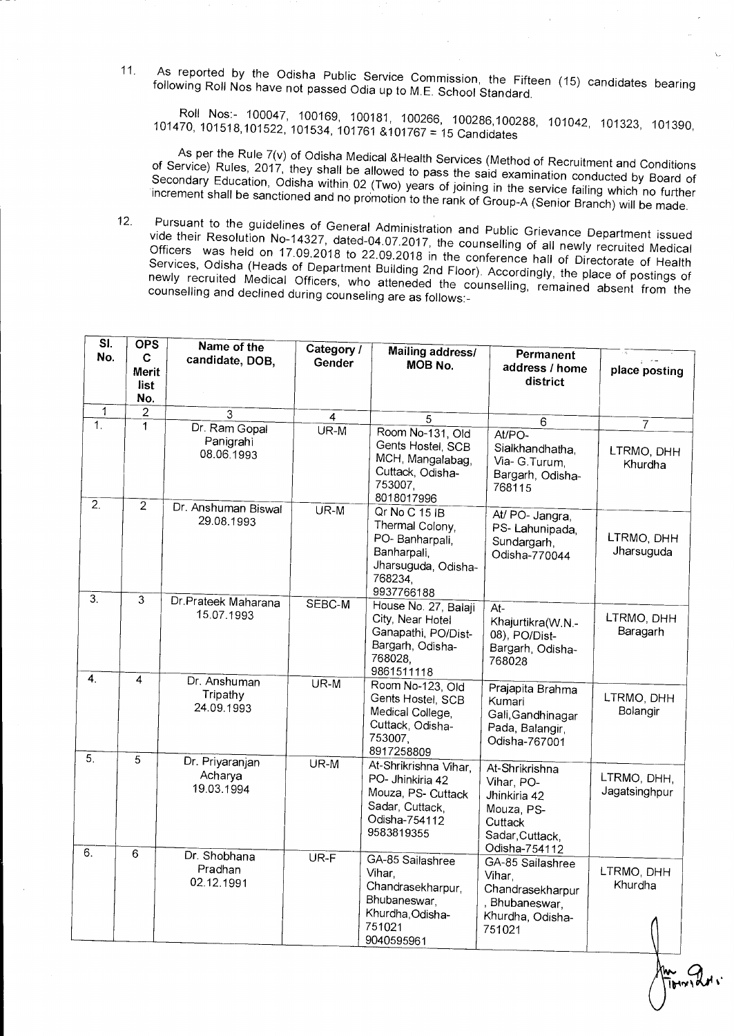11. As reported by the Odisha Public Service Commission, the Fifteen (15) candidates bearing following Roll Nos have not passed Odia up to M.E. School Standard.

    Roll Nos:- 100047, 100169, 100181, 100266, 100286,100288, 101042, 101323, 101390, 101470, 101518,101522, 101534, 101761 &101767 = 15 Candidates

    As per the Rule 7(v) of Odisha Medical &Health Services (Method of Recruitment and Conditions of Service) Rules, 2017, they shall be allowed to pass the said examination conducted by Board of Secondary Education, Odisha within 02 (Two) years of joining in the service failing which no further increment shall be sanctioned and no promotion to the rank of Group-A (Senior Branch) will be made.

12. Pursuant to the guidelines of General Administration and Public Grievance Department issued vide their Resolution No-14327, dated-04.07.2017, the counselling of all newly recruited Medical Officers was held on 17.09.2018 to 22.09.2018 in the conference hall of Directorate of Health Services, Odisha (Heads of Department Building 2nd Floor). Accordingly, the place of postings of newly recruited Medical Officers, who atteneded the counselling, remained absent from the counselling and declined during counseling are as follows:-

| Sl. No. | OPSC Merit list No. | Name of the candidate, DOB, | Category / Gender | Mailing address/ MOB No. | Permanent address / home district | place posting |
|---|---|---|---|---|---|---|
| 1 | 2 | 3 | 4 | 5 | 6 | 7 |
| 1. | 1 | Dr. Ram Gopal Panigrahi 08.06.1993 | UR-M | Room No-131, Old Gents Hostel, SCB MCH, Mangalabag, Cuttack, Odisha-753007, 8018017996 | At/PO- Sialkhandhatha, Via- G.Turum, Bargarh, Odisha-768115 | LTRMO, DHH Khurdha |
| 2. | 2 | Dr. Anshuman Biswal 29.08.1993 | UR-M | Qr No C 15 IB Thermal Colony, PO- Banharpali, Banharpali, Jharsuguda, Odisha-768234, 9937766188 | At/ PO- Jangra, PS- Lahunipada, Sundargarh, Odisha-770044 | LTRMO, DHH Jharsuguda |
| 3. | 3 | Dr.Prateek Maharana 15.07.1993 | SEBC-M | House No. 27, Balaji City, Near Hotel Ganapathi, PO/Dist-Bargarh, Odisha-768028, 9861511118 | At- Khajurtikra(W.N.-08), PO/Dist-Bargarh, Odisha-768028 | LTRMO, DHH Baragarh |
| 4. | 4 | Dr. Anshuman Tripathy 24.09.1993 | UR-M | Room No-123, Old Gents Hostel, SCB Medical College, Cuttack, Odisha-753007, 8917258809 | Prajapita Brahma Kumari Gali,Gandhinagar Pada, Balangir, Odisha-767001 | LTRMO, DHH Bolangir |
| 5. | 5 | Dr. Priyaranjan Acharya 19.03.1994 | UR-M | At-Shrikrishna Vihar, PO- Jhinkiria 42 Mouza, PS- Cuttack Sadar, Cuttack, Odisha-754112 9583819355 | At-Shrikrishna Vihar, PO- Jhinkiria 42 Mouza, PS- Cuttack Sadar,Cuttack, Odisha-754112 | LTRMO, DHH, Jagatsinghpur |
| 6. | 6 | Dr. Shobhana Pradhan 02.12.1991 | UR-F | GA-85 Sailashree Vihar, Chandrasekharpur, Bhubaneswar, Khurdha,Odisha-751021 9040595961 | GA-85 Sailashree Vihar, Chandrasekharpur , Bhubaneswar, Khurdha, Odisha-751021 | LTRMO, DHH Khurdha |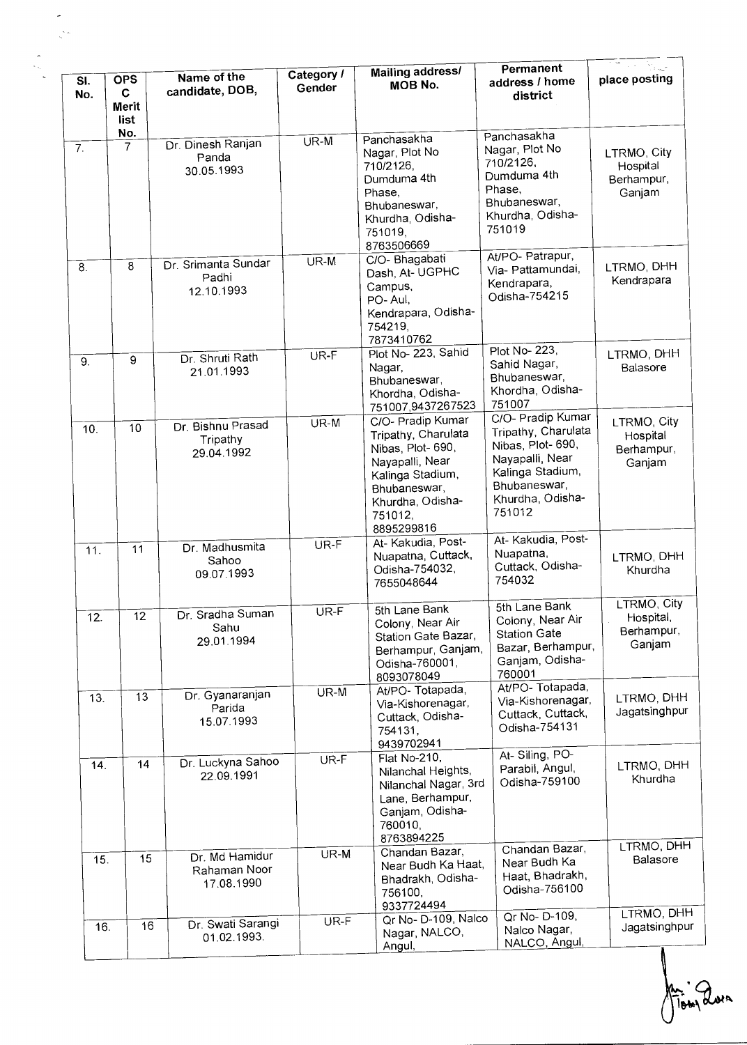| Sl. No. | OPSC Merit list No. | Name of the candidate, DOB, | Category / Gender | Mailing address/ MOB No. | Permanent address / home district | place posting |
|---|---|---|---|---|---|---|
| 7. | 7 | Dr. Dinesh Ranjan Panda 30.05.1993 | UR-M | Panchasakha Nagar, Plot No 710/2126, Dumduma 4th Phase, Bhubaneswar, Khurdha, Odisha-751019, 8763506669 | Panchasakha Nagar, Plot No 710/2126, Dumduma 4th Phase, Bhubaneswar, Khurdha, Odisha-751019 | LTRMO, City Hospital Berhampur, Ganjam |
| 8. | 8 | Dr. Srimanta Sundar Padhi 12.10.1993 | UR-M | C/O- Bhagabati Dash, At- UGPHC Campus, PO- Aul, Kendrapara, Odisha-754219, 7873410762 | At/PO- Patrapur, Via- Pattamundai, Kendrapara, Odisha-754215 | LTRMO, DHH Kendrapara |
| 9. | 9 | Dr. Shruti Rath 21.01.1993 | UR-F | Plot No- 223, Sahid Nagar, Bhubaneswar, Khordha, Odisha-751007,9437267523 | Plot No- 223, Sahid Nagar, Bhubaneswar, Khordha, Odisha-751007 | LTRMO, DHH Balasore |
| 10. | 10 | Dr. Bishnu Prasad Tripathy 29.04.1992 | UR-M | C/O- Pradip Kumar Tripathy, Charulata Nibas, Plot- 690, Nayapalli, Near Kalinga Stadium, Bhubaneswar, Khurdha, Odisha-751012, 8895299816 | C/O- Pradip Kumar Tripathy, Charulata Nibas, Plot- 690, Nayapalli, Near Kalinga Stadium, Bhubaneswar, Khurdha, Odisha-751012 | LTRMO, City Hospital Berhampur, Ganjam |
| 11. | 11 | Dr. Madhusmita Sahoo 09.07.1993 | UR-F | At- Kakudia, Post- Nuapatna, Cuttack, Odisha-754032, 7655048644 | At- Kakudia, Post- Nuapatna, Cuttack, Odisha-754032 | LTRMO, DHH Khurdha |
| 12. | 12 | Dr. Sradha Suman Sahu 29.01.1994 | UR-F | 5th Lane Bank Colony, Near Air Station Gate Bazar, Berhampur, Ganjam, Odisha-760001, 8093078049 | 5th Lane Bank Colony, Near Air Station Gate Bazar, Berhampur, Ganjam, Odisha-760001 | LTRMO, City Hospital, Berhampur, Ganjam |
| 13. | 13 | Dr. Gyanaranjan Parida 15.07.1993 | UR-M | At/PO- Totapada, Via-Kishorenagar, Cuttack, Odisha-754131, 9439702941 | At/PO- Totapada, Via-Kishorenagar, Cuttack, Cuttack, Odisha-754131 | LTRMO, DHH Jagatsinghpur |
| 14. | 14 | Dr. Luckyna Sahoo 22.09.1991 | UR-F | Flat No-210, Nilanchal Heights, Nilanchal Nagar, 3rd Lane, Berhampur, Ganjam, Odisha-760010, 8763894225 | At- Siling, PO- Parabil, Angul, Odisha-759100 | LTRMO, DHH Khurdha |
| 15. | 15 | Dr. Md Hamidur Rahaman Noor 17.08.1990 | UR-M | Chandan Bazar, Near Budh Ka Haat, Bhadrakh, Odisha-756100, 9337724494 | Chandan Bazar, Near Budh Ka Haat, Bhadrakh, Odisha-756100 | LTRMO, DHH Balasore |
| 16. | 16 | Dr. Swati Sarangi 01.02.1993. | UR-F | Qr No- D-109, Nalco Nagar, NALCO, Angul, | Qr No- D-109, Nalco Nagar, NALCO, Angul, | LTRMO, DHH Jagatsinghpur |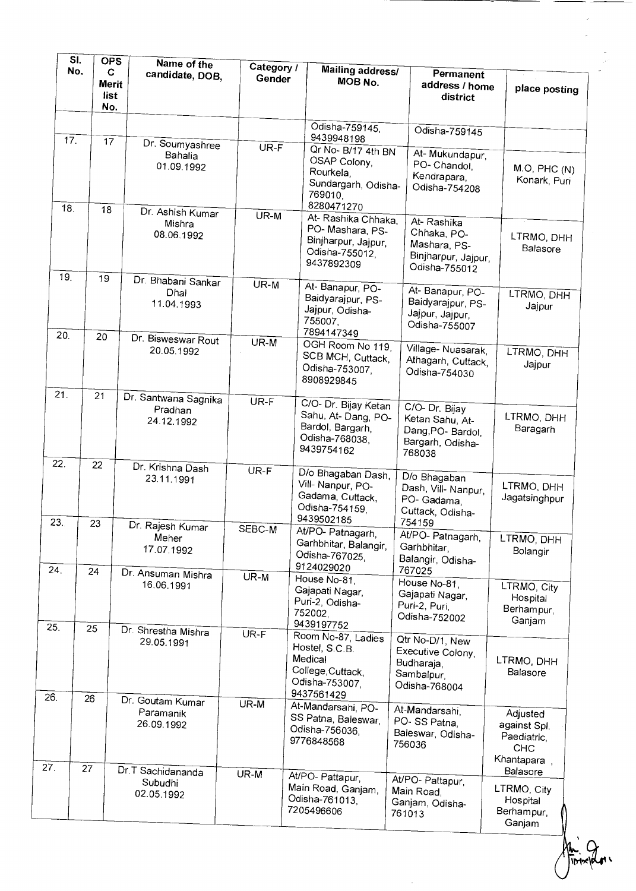| Sl. No. | OPSC Merit list No. | Name of the candidate, DOB, | Category / Gender | Mailing address/ MOB No. | Permanent address / home district | place posting |
|---|---|---|---|---|---|---|
| | | | | Odisha-759145, 9439948198 | Odisha-759145 | |
| 17. | 17 | Dr. Soumyashree Bahalia 01.09.1992 | UR-F | Qr No- B/17 4th BN OSAP Colony, Rourkela, Sundargarh, Odisha-769010, 8280471270 | At- Mukundapur, PO- Chandol, Kendrapara, Odisha-754208 | M.O, PHC (N) Konark, Puri |
| 18. | 18 | Dr. Ashish Kumar Mishra 08.06.1992 | UR-M | At- Rashika Chhaka, PO- Mashara, PS- Binjharpur, Jajpur, Odisha-755012, 9437892309 | At- Rashika Chhaka, PO- Mashara, PS- Binjharpur, Jajpur, Odisha-755012 | LTRMO, DHH Balasore |
| 19. | 19 | Dr. Bhabani Sankar Dhal 11.04.1993 | UR-M | At- Banapur, PO- Baidyarajpur, PS- Jajpur, Odisha-755007, 7894147349 | At- Banapur, PO- Baidyarajpur, PS- Jajpur, Jajpur, Odisha-755007 | LTRMO, DHH Jajpur |
| 20. | 20 | Dr. Bisweswar Rout 20.05.1992 | UR-M | OGH Room No 119, SCB MCH, Cuttack, Odisha-753007, 8908929845 | Village- Nuasarak, Athagarh, Cuttack, Odisha-754030 | LTRMO, DHH Jajpur |
| 21. | 21 | Dr. Santwana Sagnika Pradhan 24.12.1992 | UR-F | C/O- Dr. Bijay Ketan Sahu, At- Dang, PO- Bardol, Bargarh, Odisha-768038, 9439754162 | C/O- Dr. Bijay Ketan Sahu, At- Dang,PO- Bardol, Bargarh, Odisha-768038 | LTRMO, DHH Baragarh |
| 22. | 22 | Dr. Krishna Dash 23.11.1991 | UR-F | D/o Bhagaban Dash, Vill- Nanpur, PO- Gadama, Cuttack, Odisha-754159, 9439502185 | D/o Bhagaban Dash, Vill- Nanpur, PO- Gadama, Cuttack, Odisha-754159 | LTRMO, DHH Jagatsinghpur |
| 23. | 23 | Dr. Rajesh Kumar Meher 17.07.1992 | SEBC-M | At/PO- Patnagarh, Garhbhitar, Balangir, Odisha-767025, 9124029020 | At/PO- Patnagarh, Garhbhitar, Balangir, Odisha-767025 | LTRMO, DHH Bolangir |
| 24. | 24 | Dr. Ansuman Mishra 16.06.1991 | UR-M | House No-81, Gajapati Nagar, Puri-2, Odisha-752002, 9439197752 | House No-81, Gajapati Nagar, Puri-2, Puri, Odisha-752002 | LTRMO, City Hospital Berhampur, Ganjam |
| 25. | 25 | Dr. Shrestha Mishra 29.05.1991 | UR-F | Room No-87, Ladies Hostel, S.C.B. Medical College,Cuttack, Odisha-753007, 9437561429 | Qtr No-D/1, New Executive Colony, Budharaja, Sambalpur, Odisha-768004 | LTRMO, DHH Balasore |
| 26. | 26 | Dr. Goutam Kumar Paramanik 26.09.1992 | UR-M | At-Mandarsahi, PO- SS Patna, Baleswar, Odisha-756036, 9776848568 | At-Mandarsahi, PO- SS Patna, Baleswar, Odisha-756036 | Adjusted against Spl. Paediatric, CHC Khantapara , Balasore |
| 27. | 27 | Dr.T Sachidananda Subudhi 02.05.1992 | UR-M | At/PO- Pattapur, Main Road, Ganjam, Odisha-761013, 7205496606 | At/PO- Pattapur, Main Road, Ganjam, Odisha-761013 | LTRMO, City Hospital Berhampur, Ganjam |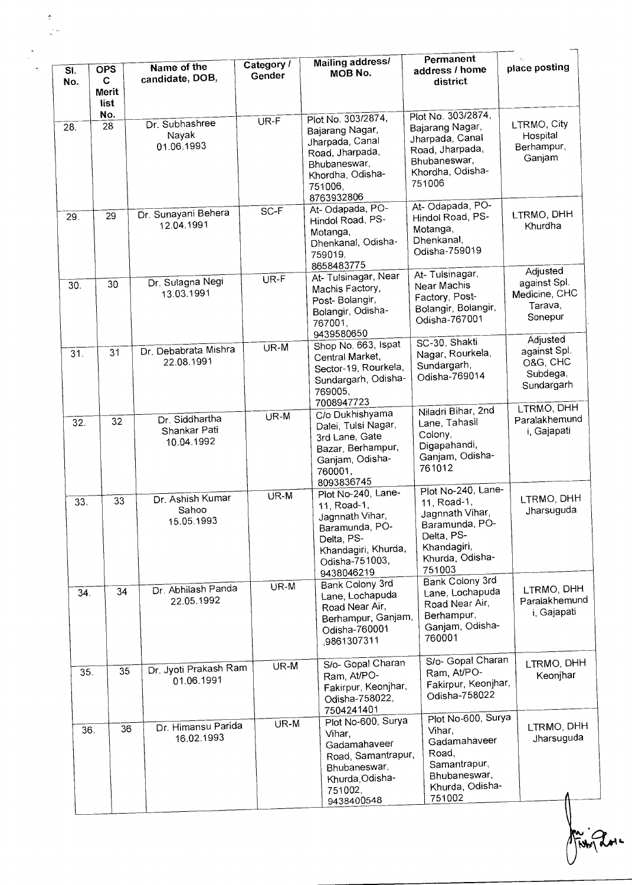| Sl. No. | OPS C Merit list No. | Name of the candidate, DOB, | Category / Gender | Mailing address/ MOB No. | Permanent address / home district | place posting |
|---|---|---|---|---|---|---|
| 28. | 28 | Dr. Subhashree Nayak 01.06.1993 | UR-F | Plot No. 303/2874, Bajarang Nagar, Jharpada, Canal Road, Jharpada, Bhubaneswar, Khordha, Odisha-751006, 8763932806 | Plot No. 303/2874, Bajarang Nagar, Jharpada, Canal Road, Jharpada, Bhubaneswar, Khordha, Odisha-751006 | LTRMO, City Hospital Berhampur, Ganjam |
| 29. | 29 | Dr. Sunayani Behera 12.04.1991 | SC-F | At- Odapada, PO-Hindol Road, PS-Motanga, Dhenkanal, Odisha-759019, 8658483775 | At- Odapada, PO-Hindol Road, PS-Motanga, Dhenkanal, Odisha-759019 | LTRMO, DHH Khurdha |
| 30. | 30 | Dr. Sulagna Negi 13.03.1991 | UR-F | At- Tulsinagar, Near Machis Factory, Post- Bolangir, Bolangir, Odisha-767001, 9439580650 | At- Tulsinagar, Near Machis Factory, Post-Bolangir, Bolangir, Odisha-767001 | Adjusted against Spl. Medicine, CHC Tarava, Sonepur |
| 31. | 31 | Dr. Debabrata Mishra 22.08.1991 | UR-M | Shop No. 663, Ispat Central Market, Sector-19, Rourkela, Sundargarh, Odisha-769005, 7008947723 | SC-30, Shakti Nagar, Rourkela, Sundargarh, Odisha-769014 | Adjusted against Spl. O&G, CHC Subdega, Sundargarh |
| 32. | 32 | Dr. Siddhartha Shankar Pati 10.04.1992 | UR-M | C/o Dukhishyama Dalei, Tulsi Nagar, 3rd Lane, Gate Bazar, Berhampur, Ganjam, Odisha-760001, 8093836745 | Niladri Bihar, 2nd Lane, Tahasil Colony, Digapahandi, Ganjam, Odisha-761012 | LTRMO, DHH Paralakhemundi, Gajapati |
| 33. | 33 | Dr. Ashish Kumar Sahoo 15.05.1993 | UR-M | Plot No-240, Lane-11, Road-1, Jagnnath Vihar, Baramunda, PO-Delta, PS-Khandagiri, Khurda, Odisha-751003, 9438046219 | Plot No-240, Lane-11, Road-1, Jagnnath Vihar, Baramunda, PO-Delta, PS-Khandagiri, Khurda, Odisha-751003 | LTRMO, DHH Jharsuguda |
| 34. | 34 | Dr. Abhilash Panda 22.05.1992 | UR-M | Bank Colony 3rd Lane, Lochapuda Road Near Air, Berhampur, Ganjam, Odisha-760001 ,9861307311 | Bank Colony 3rd Lane, Lochapuda Road Near Air, Berhampur, Ganjam, Odisha-760001 | LTRMO, DHH Paralakhemundi, Gajapati |
| 35. | 35 | Dr. Jyoti Prakash Ram 01.06.1991 | UR-M | S/o- Gopal Charan Ram, At/PO-Fakirpur, Keonjhar, Odisha-758022, 7504241401 | S/o- Gopal Charan Ram, At/PO-Fakirpur, Keonjhar, Odisha-758022 | LTRMO, DHH Keonjhar |
| 36. | 36 | Dr. Himansu Parida 16.02.1993 | UR-M | Plot No-600, Surya Vihar, Gadamahaveer Road, Samantrapur, Bhubaneswar, Khurda,Odisha-751002, 9438400548 | Plot No-600, Surya Vihar, Gadamahaveer Road, Samantrapur, Bhubaneswar, Khurda, Odisha-751002 | LTRMO, DHH Jharsuguda |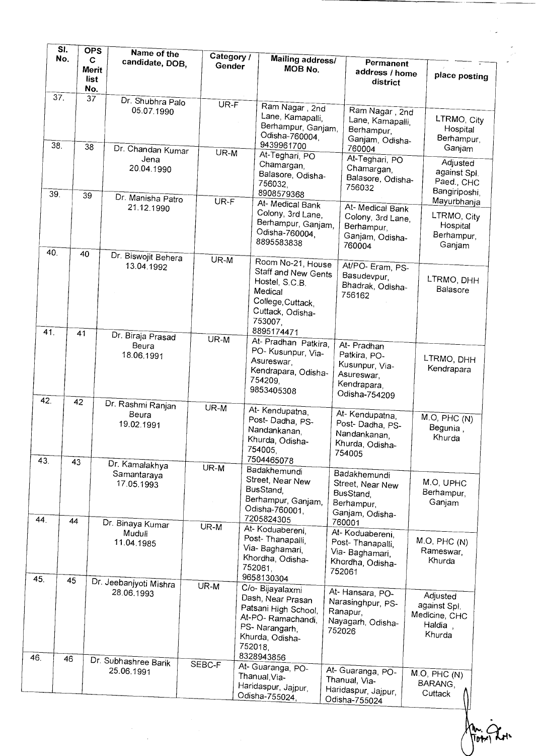| Sl. No. | OPS C Merit list No. | Name of the candidate, DOB, | Category / Gender | Mailing address/ MOB No. | Permanent address / home district | place posting |
|---|---|---|---|---|---|---|
| 37. | 37 | Dr. Shubhra Palo 05.07.1990 | UR-F | Ram Nagar , 2nd Lane, Kamapalli, Berhampur, Ganjam, Odisha-760004, 9439961700 | Ram Nagar , 2nd Lane, Kamapalli, Berhampur, Ganjam, Odisha-760004 | LTRMO, City Hospital Berhampur, Ganjam |
| 38. | 38 | Dr. Chandan Kumar Jena 20.04.1990 | UR-M | At-Teghari, PO Chamargan, Balasore, Odisha-756032, 8908579368 | At-Teghari, PO Chamargan, Balasore, Odisha-756032 | Adjusted against Spl. Paed., CHC Bangiriposhi, Mayurbhanja |
| 39. | 39 | Dr. Manisha Patro 21.12.1990 | UR-F | At- Medical Bank Colony, 3rd Lane, Berhampur, Ganjam, Odisha-760004, 8895583838 | At- Medical Bank Colony, 3rd Lane, Berhampur, Ganjam, Odisha-760004 | LTRMO, City Hospital Berhampur, Ganjam |
| 40. | 40 | Dr. Biswojit Behera 13.04.1992 | UR-M | Room No-21, House Staff and New Gents Hostel, S.C.B. Medical College,Cuttack, Cuttack, Odisha-753007, 8895174471 | At/PO- Eram, PS-Basudevpur, Bhadrak, Odisha-756162 | LTRMO, DHH Balasore |
| 41. | 41 | Dr. Biraja Prasad Beura 18.06.1991 | UR-M | At- Pradhan Patkira, PO- Kusunpur, Via-Asureswar, Kendrapara, Odisha-754209, 9853405308 | At- Pradhan Patkira, PO-Kusunpur, Via-Asureswar, Kendrapara, Odisha-754209 | LTRMO, DHH Kendrapara |
| 42. | 42 | Dr. Rashmi Ranjan Beura 19.02.1991 | UR-M | At- Kendupatna, Post- Dadha, PS-Nandankanan, Khurda, Odisha-754005, 7504465078 | At- Kendupatna, Post- Dadha, PS-Nandankanan, Khurda, Odisha-754005 | M.O, PHC (N) Begunia , Khurda |
| 43. | 43 | Dr. Kamalakhya Samantaraya 17.05.1993 | UR-M | Badakhemundi Street, Near New BusStand, Berhampur, Ganjam, Odisha-760001, 7205824305 | Badakhemundi Street, Near New BusStand, Berhampur, Ganjam, Odisha-760001 | M.O, UPHC Berhampur, Ganjam |
| 44. | 44 | Dr. Binaya Kumar Muduli 11.04.1985 | UR-M | At- Koduabereni, Post- Thanapalli, Via- Baghamari, Khordha, Odisha-752061, 9658130304 | At- Koduabereni, Post- Thanapalli, Via- Baghamari, Khordha, Odisha-752061 | M.O, PHC (N) Rameswar, Khurda |
| 45. | 45 | Dr. Jeebanjyoti Mishra 28.06.1993 | UR-M | C/o- Bijayalaxmi Dash, Near Prasan Patsani High School, At-PO- Ramachandi, PS- Narangarh, Khurda, Odisha-752018, 8328943856 | At- Hansara, PO-Narasinghpur, PS-Ranapur, Nayagarh, Odisha-752026 | Adjusted against Spl. Medicine, CHC Haldia , Khurda |
| 46. | 46 | Dr. Subhashree Barik 25.06.1991 | SEBC-F | At- Guaranga, PO-Thanual,Via-Haridaspur, Jajpur, Odisha-755024, | At- Guaranga, PO-Thanual, Via-Haridaspur, Jajpur, Odisha-755024 | M.O, PHC (N) BARANG, Cuttack |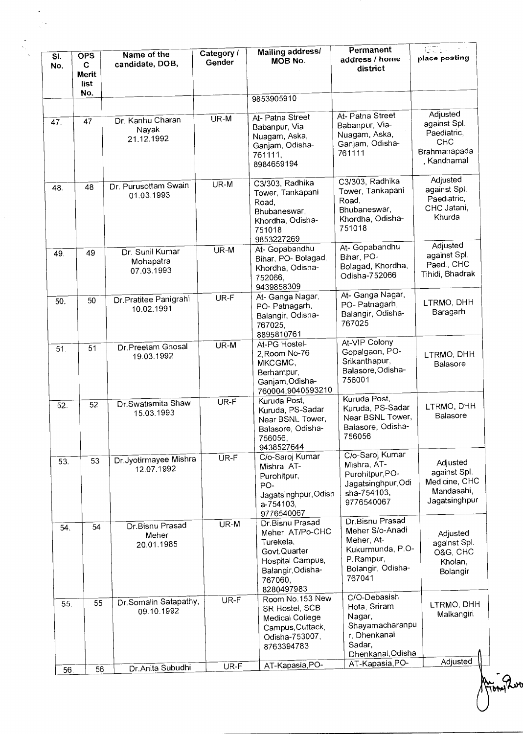| Sl. No. | OPS C Merit list No. | Name of the candidate, DOB, | Category / Gender | Mailing address/ MOB No. | Permanent address / home district | place posting |
|---|---|---|---|---|---|---|
| | | | | 9853905910 | | |
| 47. | 47 | Dr. Kanhu Charan Nayak 21.12.1992 | UR-M | At- Patna Street Babanpur, Via-Nuagam, Aska, Ganjam, Odisha-761111, 8984659194 | At- Patna Street Babanpur, Via-Nuagam, Aska, Ganjam, Odisha-761111 | Adjusted against Spl. Paediatric, CHC Brahmanapada , Kandhamal |
| 48. | 48 | Dr. Purusottam Swain 01.03.1993 | UR-M | C3/303, Radhika Tower, Tankapani Road, Bhubaneswar, Khordha, Odisha-751018 9853227269 | C3/303, Radhika Tower, Tankapani Road, Bhubaneswar, Khordha, Odisha-751018 | Adjusted against Spl. Paediatric, CHC Jatani, Khurda |
| 49. | 49 | Dr. Sunil Kumar Mohapatra 07.03.1993 | UR-M | At- Gopabandhu Bihar, PO- Bolagad, Khordha, Odisha-752066, 9439858309 | At- Gopabandhu Bihar, PO-Bolagad, Khordha, Odisha-752066 | Adjusted against Spl. Paed., CHC Tihidi, Bhadrak |
| 50. | 50 | Dr.Pratitee Panigrahi 10.02.1991 | UR-F | At- Ganga Nagar, PO- Patnagarh, Balangir, Odisha-767025, 8895810761 | At- Ganga Nagar, PO- Patnagarh, Balangir, Odisha-767025 | LTRMO, DHH Baragarh |
| 51. | 51 | Dr.Preetam Ghosal 19.03.1992 | UR-M | At-PG Hostel-2,Room No-76 MKCGMC, Berhampur, Ganjam,Odisha-760004,9040593210 | At-VIP Colony Gopalgaon, PO-Srikanthapur, Balasore,Odisha-756001 | LTRMO, DHH Balasore |
| 52. | 52 | Dr.Swatismita Shaw 15.03.1993 | UR-F | Kuruda Post, Kuruda, PS-Sadar Near BSNL Tower, Balasore, Odisha-756056, 9438527644 | Kuruda Post, Kuruda, PS-Sadar Near BSNL Tower, Balasore, Odisha-756056 | LTRMO, DHH Balasore |
| 53. | 53 | Dr.Jyotirmayee Mishra 12.07.1992 | UR-F | C/o-Saroj Kumar Mishra, AT-Purohitpur, PO-Jagatsinghpur,Odisha-754103, 9776540067 | C/o-Saroj Kumar Mishra, AT-Purohitpur,PO-Jagatsinghpur,Odisha-754103, 9776540067 | Adjusted against Spl. Medicine, CHC Mandasahi, Jagatsinghpur |
| 54. | 54 | Dr.Bisnu Prasad Meher 20.01.1985 | UR-M | Dr.Bisnu Prasad Meher, AT/Po-CHC Turekela, Govt.Quarter Hospital Campus, Balangir,Odisha-767060, 8280497983 | Dr.Bisnu Prasad Meher S/o-Anadi Meher, At-Kukurmunda, P.O-P.Rampur, Bolangir, Odisha-767041 | Adjusted against Spl. O&G, CHC Kholan, Bolangir |
| 55. | 55 | Dr.Somalin Satapathy, 09.10.1992 | UR-F | Room No.153 New SR Hostel, SCB Medical College Campus,Cuttack, Odisha-753007, 8763394783 | C/O-Debasish Hota, Sriram Nagar, Shayamacharanpur, Dhenkanal Sadar, Dhenkanal,Odisha | LTRMO, DHH Malkangiri |
| 56. | 56 | Dr.Anita Subudhi | UR-F | AT-Kapasia,PO- | AT-Kapasia,PO- | Adjusted |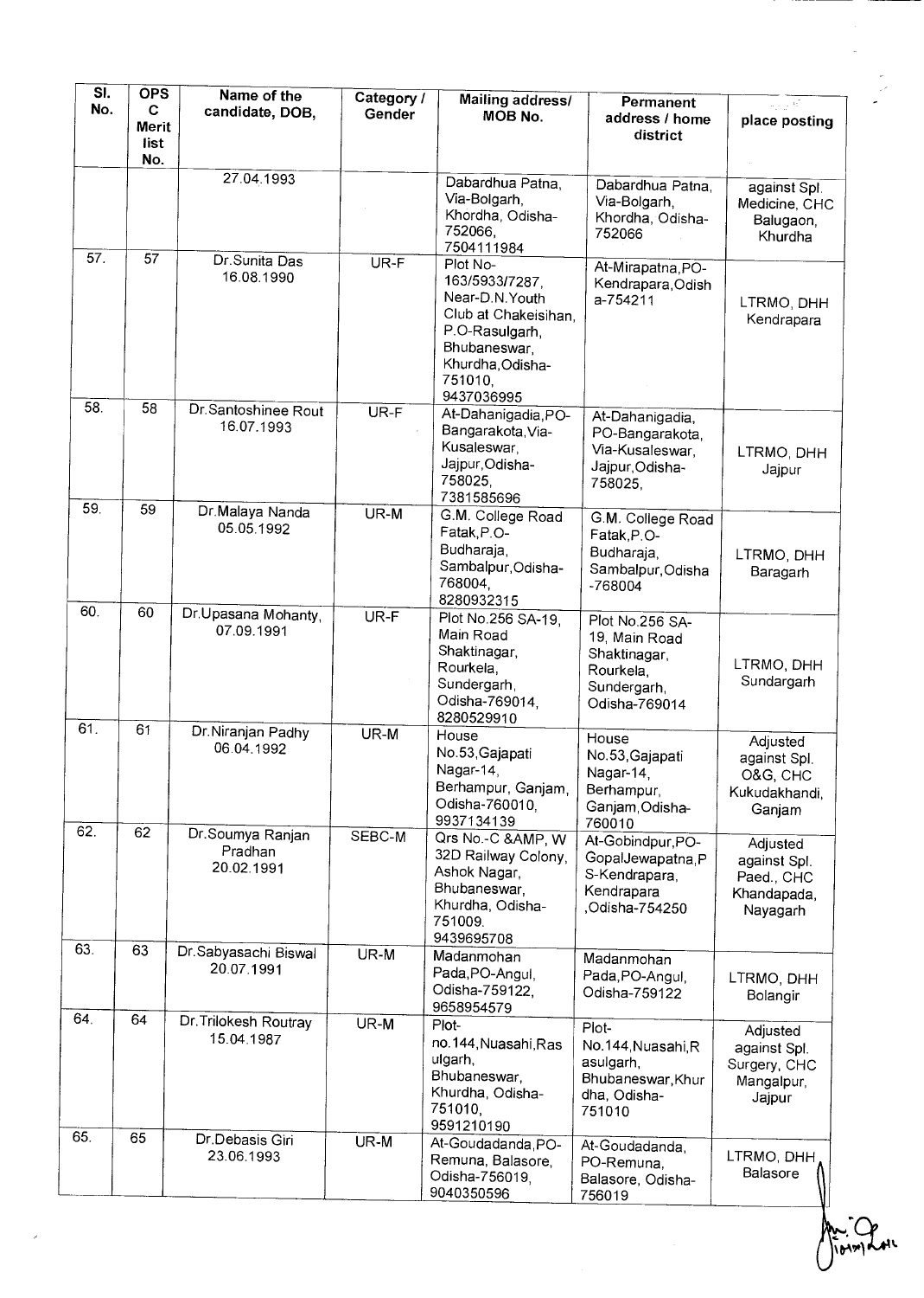| Sl. No. | OPSC Merit list No. | Name of the candidate, DOB, | Category / Gender | Mailing address/ MOB No. | Permanent address / home district | place posting |
|---|---|---|---|---|---|---|
| | | 27.04.1993 | | Dabardhua Patna, Via-Bolgarh, Khordha, Odisha-752066, 7504111984 | Dabardhua Patna, Via-Bolgarh, Khordha, Odisha-752066 | against Spl. Medicine, CHC Balugaon, Khurdha |
| 57. | 57 | Dr.Sunita Das 16.08.1990 | UR-F | Plot No-163/5933/7287, Near-D.N.Youth Club at Chakeisihan, P.O-Rasulgarh, Bhubaneswar, Khurdha,Odisha-751010, 9437036995 | At-Mirapatna,PO-Kendrapara,Odisha-754211 | LTRMO, DHH Kendrapara |
| 58. | 58 | Dr.Santoshinee Rout 16.07.1993 | UR-F | At-Dahanigadia,PO-Bangarakota,Via-Kusaleswar, Jajpur,Odisha-758025, 7381585696 | At-Dahanigadia, PO-Bangarakota, Via-Kusaleswar, Jajpur,Odisha-758025, | LTRMO, DHH Jajpur |
| 59. | 59 | Dr.Malaya Nanda 05.05.1992 | UR-M | G.M. College Road Fatak,P.O-Budharaja, Sambalpur,Odisha-768004, 8280932315 | G.M. College Road Fatak,P.O-Budharaja, Sambalpur,Odisha-768004 | LTRMO, DHH Baragarh |
| 60. | 60 | Dr.Upasana Mohanty, 07.09.1991 | UR-F | Plot No.256 SA-19, Main Road Shaktinagar, Rourkela, Sundergarh, Odisha-769014, 8280529910 | Plot No.256 SA-19, Main Road Shaktinagar, Rourkela, Sundergarh, Odisha-769014 | LTRMO, DHH Sundargarh |
| 61. | 61 | Dr.Niranjan Padhy 06.04.1992 | UR-M | House No.53,Gajapati Nagar-14, Berhampur, Ganjam, Odisha-760010, 9937134139 | House No.53,Gajapati Nagar-14, Berhampur, Ganjam,Odisha-760010 | Adjusted against Spl. O&G, CHC Kukudakhandi, Ganjam |
| 62. | 62 | Dr.Soumya Ranjan Pradhan 20.02.1991 | SEBC-M | Qrs No.-C &AMP, W 32D Railway Colony, Ashok Nagar, Bhubaneswar, Khurdha, Odisha-751009. 9439695708 | At-Gobindpur,PO-GopalJewapatna,PS-Kendrapara, Kendrapara ,Odisha-754250 | Adjusted against Spl. Paed., CHC Khandapada, Nayagarh |
| 63. | 63 | Dr.Sabyasachi Biswal 20.07.1991 | UR-M | Madanmohan Pada,PO-Angul, Odisha-759122, 9658954579 | Madanmohan Pada,PO-Angul, Odisha-759122 | LTRMO, DHH Bolangir |
| 64. | 64 | Dr.Trilokesh Routray 15.04.1987 | UR-M | Plot-no.144,Nuasahi,Rasulgarh, Bhubaneswar, Khurdha, Odisha-751010, 9591210190 | Plot-No.144,Nuasahi,Rasulgarh, Bhubaneswar,Khurdha, Odisha-751010 | Adjusted against Spl. Surgery, CHC Mangalpur, Jajpur |
| 65. | 65 | Dr.Debasis Giri 23.06.1993 | UR-M | At-Goudadanda,PO-Remuna, Balasore, Odisha-756019, 9040350596 | At-Goudadanda, PO-Remuna, Balasore, Odisha-756019 | LTRMO, DHH Balasore |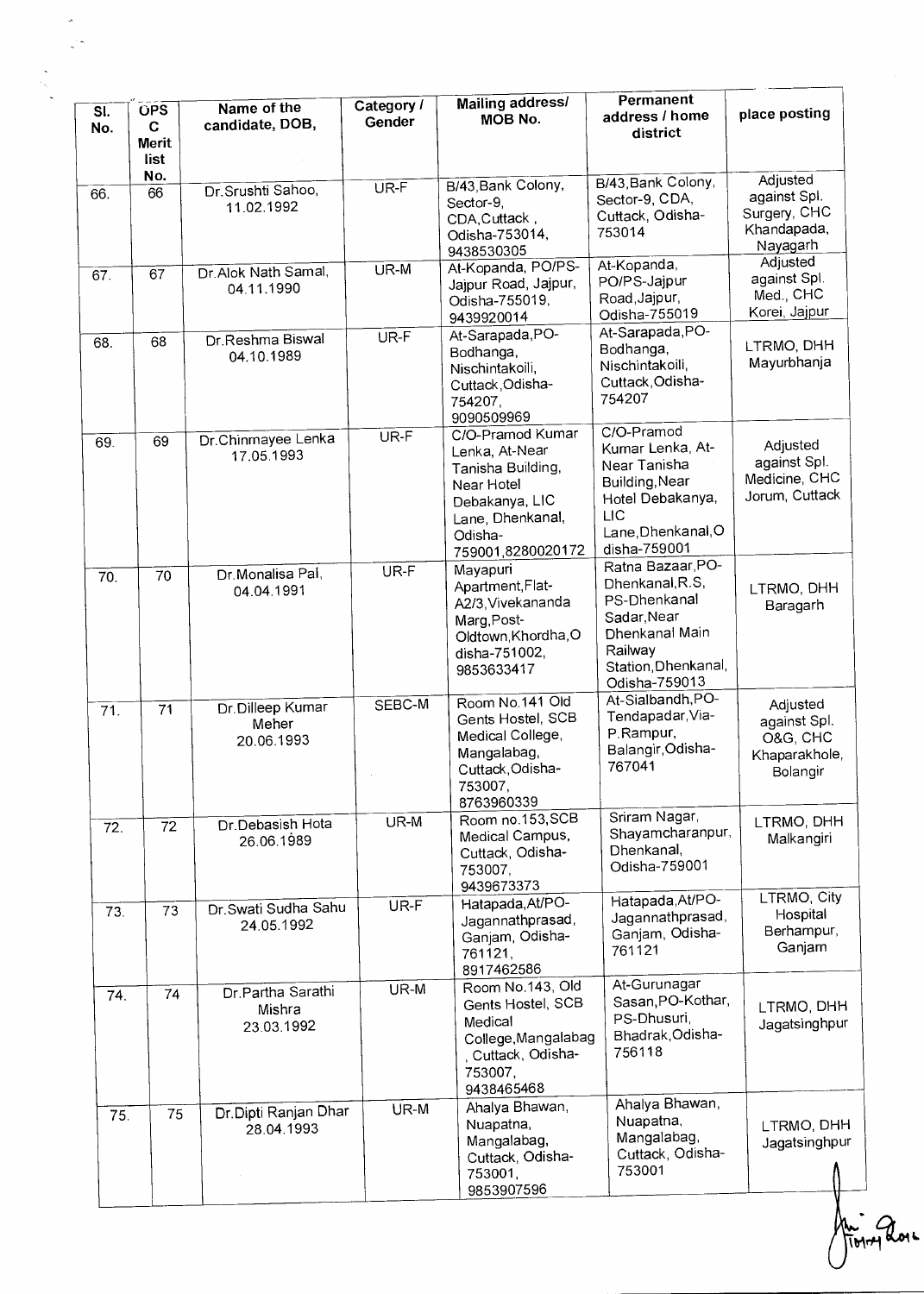| Sl. No. | OPSC Merit list No. | Name of the candidate, DOB, | Category / Gender | Mailing address/ MOB No. | Permanent address / home district | place posting |
|---|---|---|---|---|---|---|
| 66. | 66 | Dr.Srushti Sahoo, 11.02.1992 | UR-F | B/43,Bank Colony, Sector-9, CDA,Cuttack , Odisha-753014, 9438530305 | B/43,Bank Colony, Sector-9, CDA, Cuttack, Odisha-753014 | Adjusted against Spl. Surgery, CHC Khandapada, Nayagarh |
| 67. | 67 | Dr.Alok Nath Samal, 04.11.1990 | UR-M | At-Kopanda, PO/PS-Jajpur Road, Jajpur, Odisha-755019, 9439920014 | At-Kopanda, PO/PS-Jajpur Road,Jajpur, Odisha-755019 | Adjusted against Spl. Med., CHC Korei, Jajpur |
| 68. | 68 | Dr.Reshma Biswal 04.10.1989 | UR-F | At-Sarapada,PO-Bodhanga, Nischintakoili, Cuttack,Odisha-754207, 9090509969 | At-Sarapada,PO-Bodhanga, Nischintakoili, Cuttack,Odisha-754207 | LTRMO, DHH Mayurbhanja |
| 69. | 69 | Dr.Chinmayee Lenka 17.05.1993 | UR-F | C/O-Pramod Kumar Lenka, At-Near Tanisha Building, Near Hotel Debakanya, LIC Lane, Dhenkanal, Odisha-759001,8280020172 | C/O-Pramod Kumar Lenka, At-Near Tanisha Building,Near Hotel Debakanya, LIC Lane,Dhenkanal,Odisha-759001 | Adjusted against Spl. Medicine, CHC Jorum, Cuttack |
| 70. | 70 | Dr.Monalisa Pal, 04.04.1991 | UR-F | Mayapuri Apartment,Flat-A2/3,Vivekananda Marg,Post-Oldtown,Khordha,Odisha-751002, 9853633417 | Ratna Bazaar,PO-Dhenkanal,R.S, PS-Dhenkanal Sadar,Near Dhenkanal Main Railway Station,Dhenkanal, Odisha-759013 | LTRMO, DHH Baragarh |
| 71. | 71 | Dr.Dilleep Kumar Meher 20.06.1993 | SEBC-M | Room No.141 Old Gents Hostel, SCB Medical College, Mangalabag, Cuttack,Odisha-753007, 8763960339 | At-Sialbandh,PO-Tendapadar,Via-P.Rampur, Balangir,Odisha-767041 | Adjusted against Spl. O&G, CHC Khaparakhole, Bolangir |
| 72. | 72 | Dr.Debasish Hota 26.06.1989 | UR-M | Room no.153,SCB Medical Campus, Cuttack, Odisha-753007, 9439673373 | Sriram Nagar, Shayamcharanpur, Dhenkanal, Odisha-759001 | LTRMO, DHH Malkangiri |
| 73. | 73 | Dr.Swati Sudha Sahu 24.05.1992 | UR-F | Hatapada,At/PO-Jagannathprasad, Ganjam, Odisha-761121, 8917462586 | Hatapada,At/PO-Jagannathprasad, Ganjam, Odisha-761121 | LTRMO, City Hospital Berhampur, Ganjam |
| 74. | 74 | Dr.Partha Sarathi Mishra 23.03.1992 | UR-M | Room No.143, Old Gents Hostel, SCB Medical College,Mangalabag , Cuttack, Odisha-753007, 9438465468 | At-Gurunagar Sasan,PO-Kothar, PS-Dhusuri, Bhadrak,Odisha-756118 | LTRMO, DHH Jagatsinghpur |
| 75. | 75 | Dr.Dipti Ranjan Dhar 28.04.1993 | UR-M | Ahalya Bhawan, Nuapatna, Mangalabag, Cuttack, Odisha-753001, 9853907596 | Ahalya Bhawan, Nuapatna, Mangalabag, Cuttack, Odisha-753001 | LTRMO, DHH Jagatsinghpur |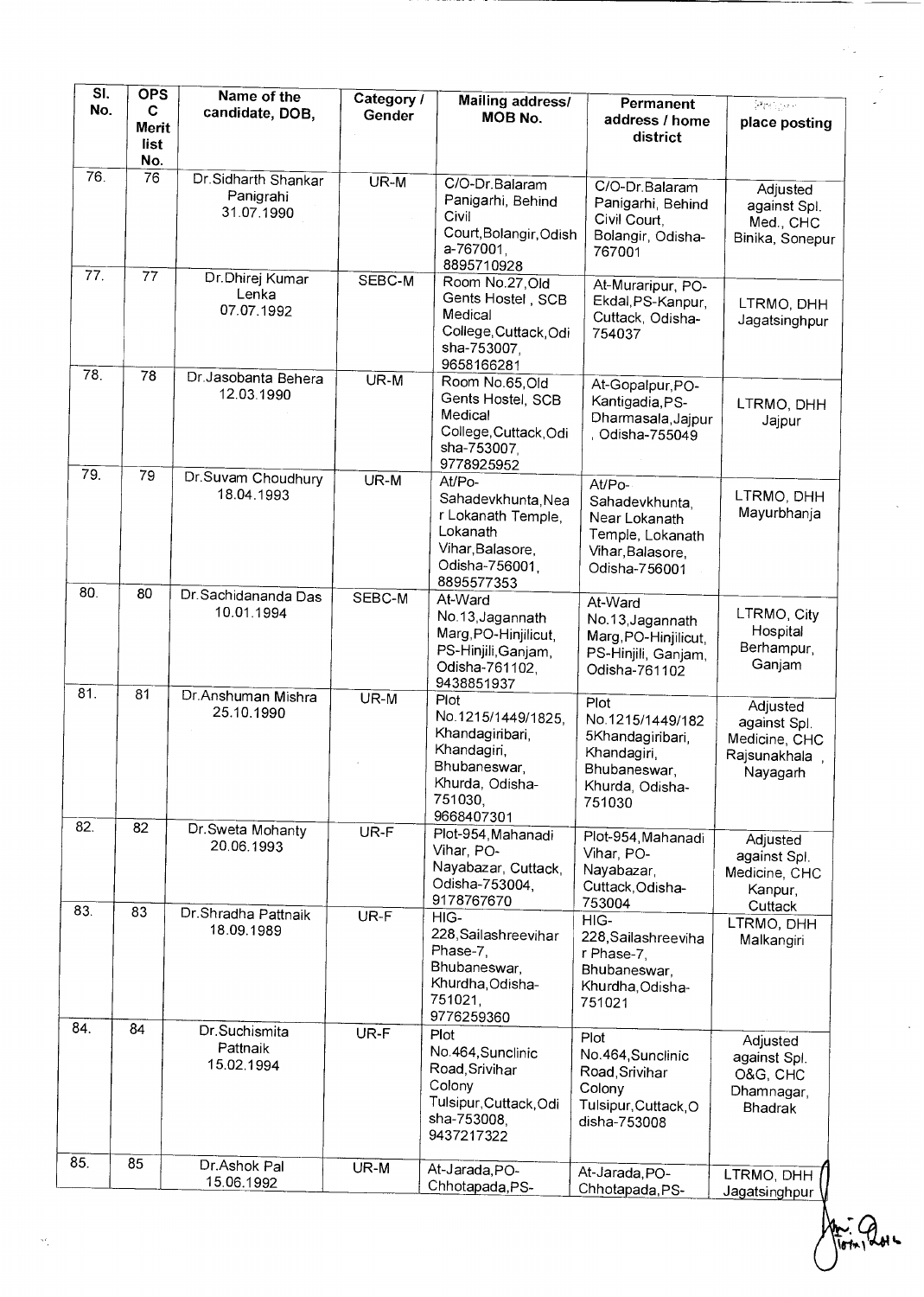| Sl. No. | OPS C Merit list No. | Name of the candidate, DOB, | Category / Gender | Mailing address/ MOB No. | Permanent address / home district | place posting |
|---|---|---|---|---|---|---|
| 76. | 76 | Dr.Sidharth Shankar Panigrahi 31.07.1990 | UR-M | C/O-Dr.Balaram Panigarhi, Behind Civil Court,Bolangir,Odisha-767001, 8895710928 | C/O-Dr.Balaram Panigarhi, Behind Civil Court, Bolangir, Odisha-767001 | Adjusted against Spl. Med., CHC Binika, Sonepur |
| 77. | 77 | Dr.Dhirej Kumar Lenka 07.07.1992 | SEBC-M | Room No.27,Old Gents Hostel , SCB Medical College,Cuttack,Odisha-753007, 9658166281 | At-Muraripur, PO-Ekdal,PS-Kanpur, Cuttack, Odisha-754037 | LTRMO, DHH Jagatsinghpur |
| 78. | 78 | Dr.Jasobanta Behera 12.03.1990 | UR-M | Room No.65,Old Gents Hostel, SCB Medical College,Cuttack,Odisha-753007, 9778925952 | At-Gopalpur,PO-Kantigadia,PS-Dharmasala,Jajpur , Odisha-755049 | LTRMO, DHH Jajpur |
| 79. | 79 | Dr.Suvam Choudhury 18.04.1993 | UR-M | At/Po-Sahadevkhunta,Near Lokanath Temple, Lokanath Vihar,Balasore, Odisha-756001, 8895577353 | At/Po-Sahadevkhunta, Near Lokanath Temple, Lokanath Vihar,Balasore, Odisha-756001 | LTRMO, DHH Mayurbhanja |
| 80. | 80 | Dr.Sachidananda Das 10.01.1994 | SEBC-M | At-Ward No.13,Jagannath Marg,PO-Hinjilicut, PS-Hinjili,Ganjam, Odisha-761102, 9438851937 | At-Ward No.13,Jagannath Marg,PO-Hinjilicut, PS-Hinjili, Ganjam, Odisha-761102 | LTRMO, City Hospital Berhampur, Ganjam |
| 81. | 81 | Dr.Anshuman Mishra 25.10.1990 | UR-M | Plot No.1215/1449/1825, Khandagiribari, Khandagiri, Bhubaneswar, Khurda, Odisha-751030, 9668407301 | Plot No.1215/1449/1825Khandagiribari, Khandagiri, Bhubaneswar, Khurda, Odisha-751030 | Adjusted against Spl. Medicine, CHC Rajsunakhala , Nayagarh |
| 82. | 82 | Dr.Sweta Mohanty 20.06.1993 | UR-F | Plot-954,Mahanadi Vihar, PO-Nayabazar, Cuttack, Odisha-753004, 9178767670 | Plot-954,Mahanadi Vihar, PO-Nayabazar, Cuttack,Odisha-753004 | Adjusted against Spl. Medicine, CHC Kanpur, Cuttack |
| 83. | 83 | Dr.Shradha Pattnaik 18.09.1989 | UR-F | HIG-228,Sailashreevihar Phase-7, Bhubaneswar, Khurdha,Odisha-751021, 9776259360 | HIG-228,Sailashreevihar Phase-7, Bhubaneswar, Khurdha,Odisha-751021 | LTRMO, DHH Malkangiri |
| 84. | 84 | Dr.Suchismita Pattnaik 15.02.1994 | UR-F | Plot No.464,Sunclinic Road,Srivihar Colony Tulsipur,Cuttack,Odisha-753008, 9437217322 | Plot No.464,Sunclinic Road,Srivihar Colony Tulsipur,Cuttack,Odisha-753008 | Adjusted against Spl. O&G, CHC Dhamnagar, Bhadrak |
| 85. | 85 | Dr.Ashok Pal 15.06.1992 | UR-M | At-Jarada,PO-Chhotapada,PS- | At-Jarada,PO-Chhotapada,PS- | LTRMO, DHH Jagatsinghpur |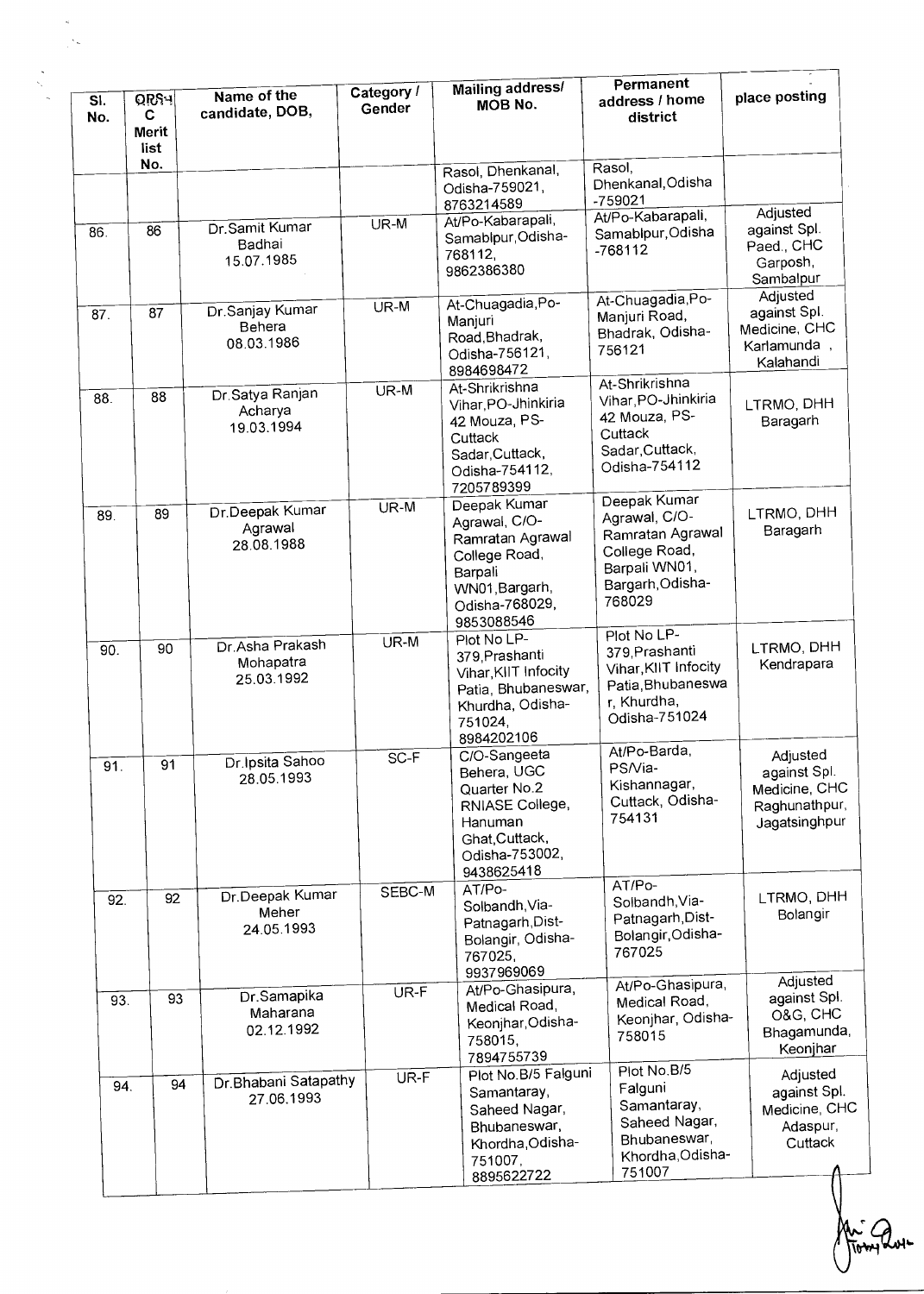| Sl. No. | ORS4 C Merit list No. | Name of the candidate, DOB, | Category / Gender | Mailing address/ MOB No. | Permanent address / home district | place posting |
| --- | --- | --- | --- | --- | --- | --- |
| | | | | Rasol, Dhenkanal, Odisha-759021, 8763214589 | Rasol, Dhenkanal,Odisha -759021 | |
| 86. | 86 | Dr.Samit Kumar Badhai 15.07.1985 | UR-M | At/Po-Kabarapali, Samablpur,Odisha-768112, 9862386380 | At/Po-Kabarapali, Samablpur,Odisha -768112 | Adjusted against Spl. Paed., CHC Garposh, Sambalpur |
| 87. | 87 | Dr.Sanjay Kumar Behera 08.03.1986 | UR-M | At-Chuagadia,Po-Manjuri Road,Bhadrak, Odisha-756121, 8984698472 | At-Chuagadia,Po-Manjuri Road, Bhadrak, Odisha-756121 | Adjusted against Spl. Medicine, CHC Karlamunda , Kalahandi |
| 88. | 88 | Dr.Satya Ranjan Acharya 19.03.1994 | UR-M | At-Shrikrishna Vihar,PO-Jhinkiria 42 Mouza, PS-Cuttack Sadar,Cuttack, Odisha-754112, 7205789399 | At-Shrikrishna Vihar,PO-Jhinkiria 42 Mouza, PS-Cuttack Sadar,Cuttack, Odisha-754112 | LTRMO, DHH Baragarh |
| 89. | 89 | Dr.Deepak Kumar Agrawal 28.08.1988 | UR-M | Deepak Kumar Agrawal, C/O-Ramratan Agrawal College Road, Barpali WN01,Bargarh, Odisha-768029, 9853088546 | Deepak Kumar Agrawal, C/O-Ramratan Agrawal College Road, Barpali WN01, Bargarh,Odisha-768029 | LTRMO, DHH Baragarh |
| 90. | 90 | Dr.Asha Prakash Mohapatra 25.03.1992 | UR-M | Plot No LP-379,Prashanti Vihar,KIIT Infocity Patia, Bhubaneswar, Khurdha, Odisha-751024, 8984202106 | Plot No LP-379,Prashanti Vihar,KIIT Infocity Patia,Bhubaneswa r, Khurdha, Odisha-751024 | LTRMO, DHH Kendrapara |
| 91. | 91 | Dr.Ipsita Sahoo 28.05.1993 | SC-F | C/O-Sangeeta Behera, UGC Quarter No.2 RNIASE College, Hanuman Ghat,Cuttack, Odisha-753002, 9438625418 | At/Po-Barda, PS/Via-Kishannagar, Cuttack, Odisha-754131 | Adjusted against Spl. Medicine, CHC Raghunathpur, Jagatsinghpur |
| 92. | 92 | Dr.Deepak Kumar Meher 24.05.1993 | SEBC-M | AT/Po-Solbandh,Via-Patnagarh,Dist-Bolangir, Odisha-767025, 9937969069 | AT/Po-Solbandh,Via-Patnagarh,Dist-Bolangir,Odisha-767025 | LTRMO, DHH Bolangir |
| 93. | 93 | Dr.Samapika Maharana 02.12.1992 | UR-F | At/Po-Ghasipura, Medical Road, Keonjhar,Odisha-758015, 7894755739 | At/Po-Ghasipura, Medical Road, Keonjhar, Odisha-758015 | Adjusted against Spl. O&G, CHC Bhagamunda, Keonjhar |
| 94. | 94 | Dr.Bhabani Satapathy 27.06.1993 | UR-F | Plot No.B/5 Falguni Samantaray, Saheed Nagar, Bhubaneswar, Khordha,Odisha-751007, 8895622722 | Plot No.B/5 Falguni Samantaray, Saheed Nagar, Bhubaneswar, Khordha,Odisha-751007 | Adjusted against Spl. Medicine, CHC Adaspur, Cuttack |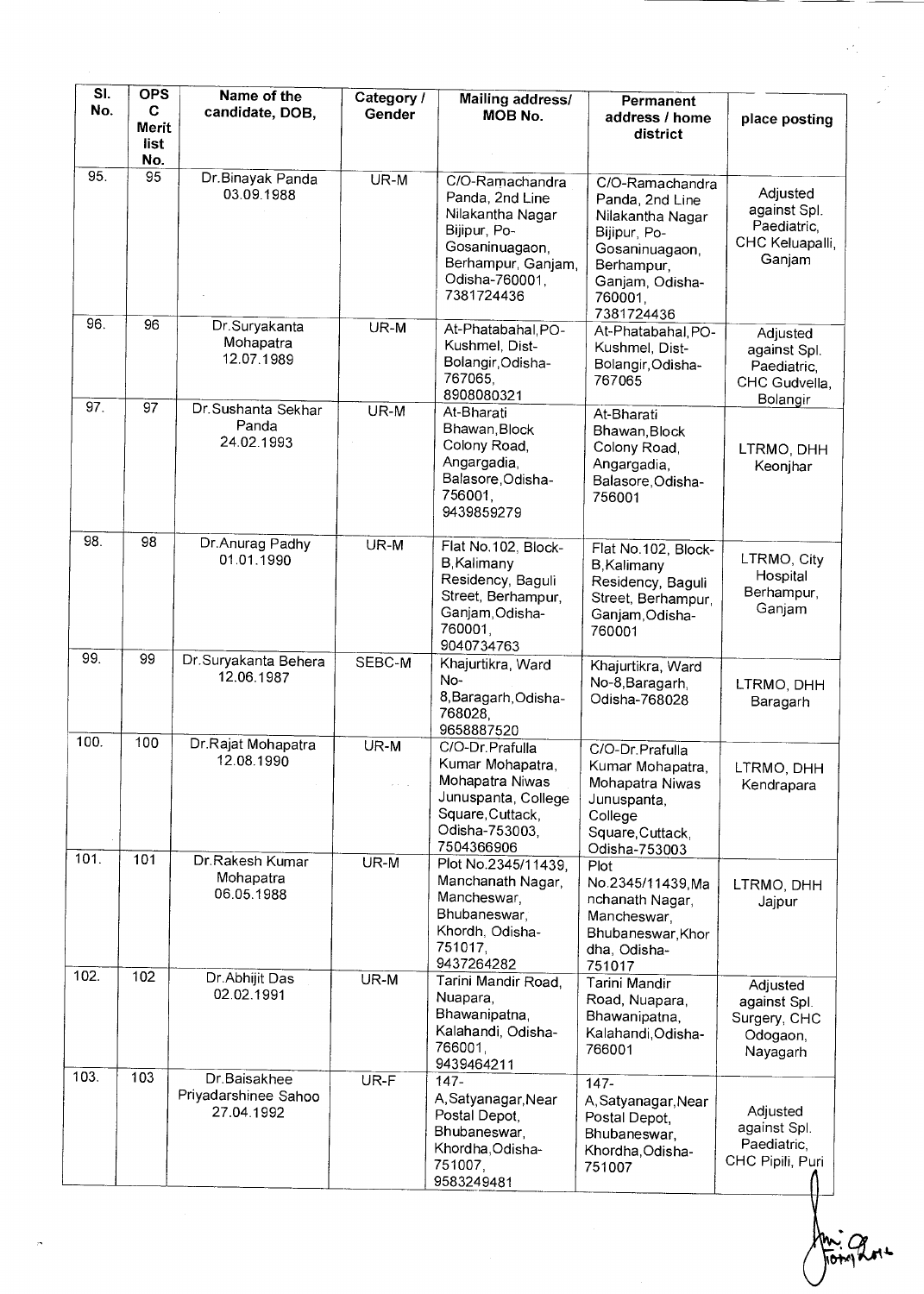| Sl. No. | OPSC Merit list No. | Name of the candidate, DOB, | Category / Gender | Mailing address/ MOB No. | Permanent address / home district | place posting |
|---|---|---|---|---|---|---|
| 95. | 95 | Dr.Binayak Panda 03.09.1988 | UR-M | C/O-Ramachandra Panda, 2nd Line Nilakantha Nagar Bijipur, Po-Gosaninuagaon, Berhampur, Ganjam, Odisha-760001, 7381724436 | C/O-Ramachandra Panda, 2nd Line Nilakantha Nagar Bijipur, Po-Gosaninuagaon, Berhampur, Ganjam, Odisha-760001, 7381724436 | Adjusted against Spl. Paediatric, CHC Keluapalli, Ganjam |
| 96. | 96 | Dr.Suryakanta Mohapatra 12.07.1989 | UR-M | At-Phatabahal,PO-Kushmel, Dist-Bolangir,Odisha-767065, 8908080321 | At-Phatabahal,PO-Kushmel, Dist-Bolangir,Odisha-767065 | Adjusted against Spl. Paediatric, CHC Gudvella, Bolangir |
| 97. | 97 | Dr.Sushanta Sekhar Panda 24.02.1993 | UR-M | At-Bharati Bhawan,Block Colony Road, Angargadia, Balasore,Odisha-756001, 9439859279 | At-Bharati Bhawan,Block Colony Road, Angargadia, Balasore,Odisha-756001 | LTRMO, DHH Keonjhar |
| 98. | 98 | Dr.Anurag Padhy 01.01.1990 | UR-M | Flat No.102, Block-B,Kalimany Residency, Baguli Street, Berhampur, Ganjam,Odisha-760001, 9040734763 | Flat No.102, Block-B,Kalimany Residency, Baguli Street, Berhampur, Ganjam,Odisha-760001 | LTRMO, City Hospital Berhampur, Ganjam |
| 99. | 99 | Dr.Suryakanta Behera 12.06.1987 | SEBC-M | Khajurtikra, Ward No-8,Baragarh,Odisha-768028, 9658887520 | Khajurtikra, Ward No-8,Baragarh, Odisha-768028 | LTRMO, DHH Baragarh |
| 100. | 100 | Dr.Rajat Mohapatra 12.08.1990 | UR-M | C/O-Dr.Prafulla Kumar Mohapatra, Mohapatra Niwas Junuspanta, College Square,Cuttack, Odisha-753003, 7504366906 | C/O-Dr.Prafulla Kumar Mohapatra, Mohapatra Niwas Junuspanta, College Square,Cuttack, Odisha-753003 | LTRMO, DHH Kendrapara |
| 101. | 101 | Dr.Rakesh Kumar Mohapatra 06.05.1988 | UR-M | Plot No.2345/11439, Manchanath Nagar, Mancheswar, Bhubaneswar, Khordh, Odisha-751017, 9437264282 | Plot No.2345/11439,Manchanath Nagar, Mancheswar, Bhubaneswar,Khordha, Odisha-751017 | LTRMO, DHH Jajpur |
| 102. | 102 | Dr.Abhijit Das 02.02.1991 | UR-M | Tarini Mandir Road, Nuapara, Bhawanipatna, Kalahandi, Odisha-766001, 9439464211 | Tarini Mandir Road, Nuapara, Bhawanipatna, Kalahandi,Odisha-766001 | Adjusted against Spl. Surgery, CHC Odogaon, Nayagarh |
| 103. | 103 | Dr.Baisakhee Priyadarshinee Sahoo 27.04.1992 | UR-F | 147-A,Satyanagar,Near Postal Depot, Bhubaneswar, Khordha,Odisha-751007, 9583249481 | 147-A,Satyanagar,Near Postal Depot, Bhubaneswar, Khordha,Odisha-751007 | Adjusted against Spl. Paediatric, CHC Pipili, Puri |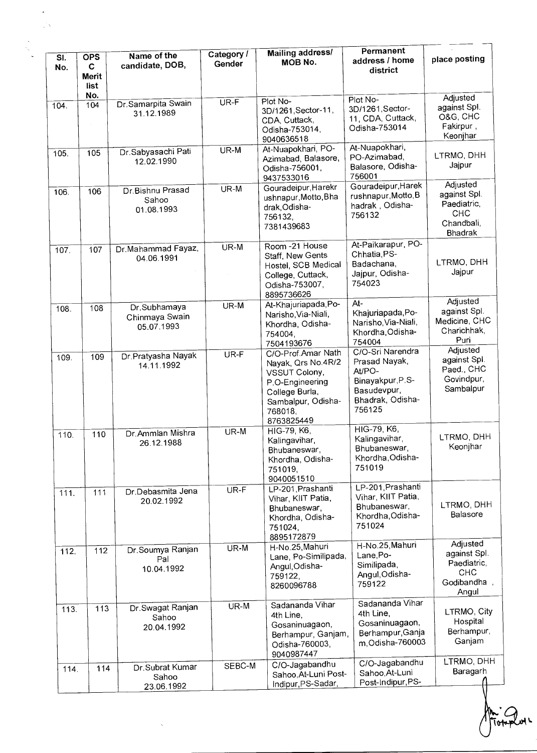| Sl. No. | OPS C Merit list No. | Name of the candidate, DOB, | Category / Gender | Mailing address/ MOB No. | Permanent address / home district | place posting |
|---|---|---|---|---|---|---|
| 104. | 104 | Dr.Samarpita Swain 31.12.1989 | UR-F | Plot No-3D/1261,Sector-11, CDA, Cuttack, Odisha-753014, 9040636518 | Plot No-3D/1261,Sector-11, CDA, Cuttack, Odisha-753014 | Adjusted against Spl. O&G, CHC Fakirpur , Keonjhar |
| 105. | 105 | Dr.Sabyasachi Pati 12.02.1990 | UR-M | At-Nuapokhari, PO-Azimabad, Balasore, Odisha-756001, 9437533016 | At-Nuapokhari, PO-Azimabad, Balasore, Odisha-756001 | LTRMO, DHH Jajpur |
| 106. | 106 | Dr.Bishnu Prasad Sahoo 01.08.1993 | UR-M | Gouradeipur,Harekrushnapur,Motto,Bhadrak,Odisha-756132, 7381439683 | Gouradeipur,Harekrushnapur,Motto,Bhadrak , Odisha-756132 | Adjusted against Spl. Paediatric, CHC Chandbali, Bhadrak |
| 107. | 107 | Dr.Mahammad Fayaz, 04.06.1991 | UR-M | Room -21 House Staff, New Gents Hostel, SCB Medical College, Cuttack, Odisha-753007, 8895736626 | At-Paikarapur, PO-Chhatia,PS-Badachana, Jajpur, Odisha-754023 | LTRMO, DHH Jajpur |
| 108. | 108 | Dr.Subhamaya Chinmaya Swain 05.07.1993 | UR-M | At-Khajuriapada,Po-Narisho,Via-Niali, Khordha, Odisha-754004, 7504193676 | At-Khajuriapada,Po-Narisho,Via-Niali, Khordha,Odisha-754004 | Adjusted against Spl. Medicine, CHC Charichhak, Puri |
| 109. | 109 | Dr.Pratyasha Nayak 14.11.1992 | UR-F | C/O-Prof.Amar Nath Nayak, Qrs No.4R/2 VSSUT Colony, P.O-Engineering College Burla, Sambalpur, Odisha-768018, 8763825449 | C/O-Sri Narendra Prasad Nayak, At/PO-Binayakpur,P.S-Basudevpur, Bhadrak, Odisha-756125 | Adjusted against Spl. Paed., CHC Govindpur, Sambalpur |
| 110. | 110 | Dr.Ammlan Mishra 26.12.1988 | UR-M | HIG-79, K6, Kalingavihar, Bhubaneswar, Khordha, Odisha-751019, 9040051510 | HIG-79, K6, Kalingavihar, Bhubaneswar, Khordha,Odisha-751019 | LTRMO, DHH Keonjhar |
| 111. | 111 | Dr.Debasmita Jena 20.02.1992 | UR-F | LP-201,Prashanti Vihar, KIIT Patia, Bhubaneswar, Khordha, Odisha-751024, 8895172879 | LP-201,Prashanti Vihar, KIIT Patia, Bhubaneswar, Khordha,Odisha-751024 | LTRMO, DHH Balasore |
| 112. | 112 | Dr.Soumya Ranjan Pal 10.04.1992 | UR-M | H-No.25,Mahuri Lane, Po-Similipada, Angul,Odisha-759122, 8260096788 | H-No.25,Mahuri Lane,Po-Similipada, Angul,Odisha-759122 | Adjusted against Spl. Paediatric, CHC Godibandha , Angul |
| 113. | 113 | Dr.Swagat Ranjan Sahoo 20.04.1992 | UR-M | Sadananda Vihar 4th Line, Gosaninuagaon, Berhampur, Ganjam, Odisha-760003, 9040987447 | Sadananda Vihar 4th Line, Gosaninuagaon, Berhampur,Ganjam,Odisha-760003 | LTRMO, City Hospital Berhampur, Ganjam |
| 114. | 114 | Dr.Subrat Kumar Sahoo 23.06.1992 | SEBC-M | C/O-Jagabandhu Sahoo,At-Luni Post-Indipur,PS-Sadar, | C/O-Jagabandhu Sahoo,At-Luni Post-Indipur,PS- | LTRMO, DHH Baragarh |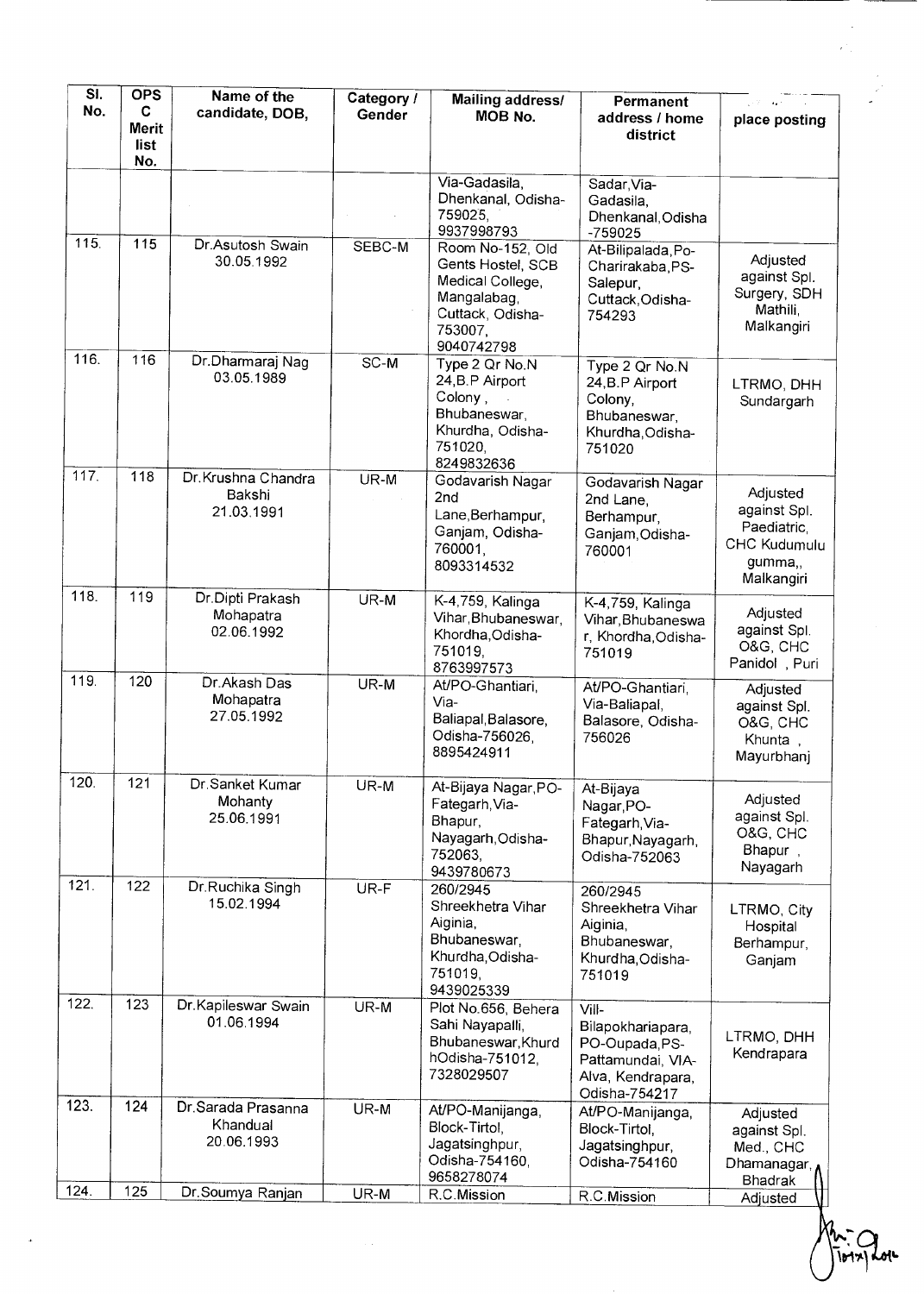| Sl. No. | OPSC Merit list No. | Name of the candidate, DOB, | Category / Gender | Mailing address/ MOB No. | Permanent address / home district | place posting |
|---|---|---|---|---|---|---|
| | | | | Via-Gadasila, Dhenkanal, Odisha-759025, 9937998793 | Sadar,Via-Gadasila, Dhenkanal,Odisha -759025 | |
| 115. | 115 | Dr.Asutosh Swain 30.05.1992 | SEBC-M | Room No-152, Old Gents Hostel, SCB Medical College, Mangalabag, Cuttack, Odisha-753007, 9040742798 | At-Bilipalada,Po-Charirakaba,PS-Salepur, Cuttack,Odisha-754293 | Adjusted against Spl. Surgery, SDH Mathili, Malkangiri |
| 116. | 116 | Dr.Dharmaraj Nag 03.05.1989 | SC-M | Type 2 Qr No.N 24,B.P Airport Colony, Bhubaneswar, Khurdha, Odisha-751020, 8249832636 | Type 2 Qr No.N 24,B.P Airport Colony, Bhubaneswar, Khurdha,Odisha-751020 | LTRMO, DHH Sundargarh |
| 117. | 118 | Dr.Krushna Chandra Bakshi 21.03.1991 | UR-M | Godavarish Nagar 2nd Lane,Berhampur, Ganjam, Odisha-760001, 8093314532 | Godavarish Nagar 2nd Lane, Berhampur, Ganjam,Odisha-760001 | Adjusted against Spl. Paediatric, CHC Kudumulu gumma,, Malkangiri |
| 118. | 119 | Dr.Dipti Prakash Mohapatra 02.06.1992 | UR-M | K-4,759, Kalinga Vihar,Bhubaneswar, Khordha,Odisha-751019, 8763997573 | K-4,759, Kalinga Vihar,Bhubaneswar, Khordha,Odisha-751019 | Adjusted against Spl. O&G, CHC Panidol , Puri |
| 119. | 120 | Dr.Akash Das Mohapatra 27.05.1992 | UR-M | At/PO-Ghantiari, Via-Baliapal,Balasore, Odisha-756026, 8895424911 | At/PO-Ghantiari, Via-Baliapal, Balasore, Odisha-756026 | Adjusted against Spl. O&G, CHC Khunta , Mayurbhanj |
| 120. | 121 | Dr.Sanket Kumar Mohanty 25.06.1991 | UR-M | At-Bijaya Nagar,PO-Fategarh,Via-Bhapur, Nayagarh,Odisha-752063, 9439780673 | At-Bijaya Nagar,PO-Fategarh,Via-Bhapur,Nayagarh, Odisha-752063 | Adjusted against Spl. O&G, CHC Bhapur , Nayagarh |
| 121. | 122 | Dr.Ruchika Singh 15.02.1994 | UR-F | 260/2945 Shreekhetra Vihar Aiginia, Bhubaneswar, Khurdha,Odisha-751019, 9439025339 | 260/2945 Shreekhetra Vihar Aiginia, Bhubaneswar, Khurdha,Odisha-751019 | LTRMO, City Hospital Berhampur, Ganjam |
| 122. | 123 | Dr.Kapileswar Swain 01.06.1994 | UR-M | Plot No.656, Behera Sahi Nayapalli, Bhubaneswar,Khurd hOdisha-751012, 7328029507 | Vill-Bilapokhariapara, PO-Oupada,PS-Pattamundai, VIA-Alva, Kendrapara, Odisha-754217 | LTRMO, DHH Kendrapara |
| 123. | 124 | Dr.Sarada Prasanna Khandual 20.06.1993 | UR-M | At/PO-Manijanga, Block-Tirtol, Jagatsinghpur, Odisha-754160, 9658278074 | At/PO-Manijanga, Block-Tirtol, Jagatsinghpur, Odisha-754160 | Adjusted against Spl. Med., CHC Dhamanagar, Bhadrak |
| 124. | 125 | Dr.Soumya Ranjan | UR-M | R.C.Mission | R.C.Mission | Adjusted |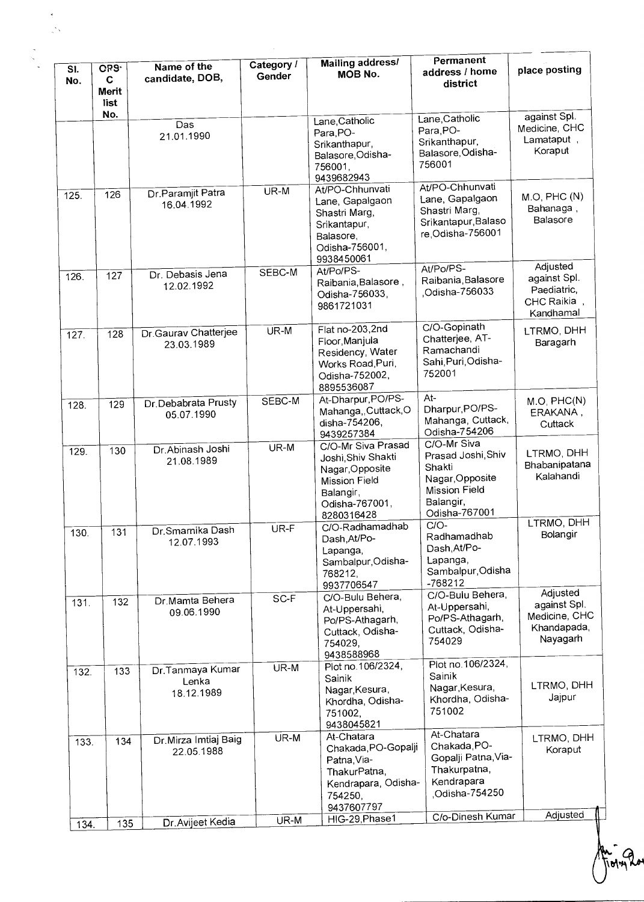| Sl. No. | OPSC Merit list No. | Name of the candidate, DOB, | Category / Gender | Mailing address/ MOB No. | Permanent address / home district | place posting |
|---|---|---|---|---|---|---|
| | | Das 21.01.1990 | | Lane,Catholic Para,PO-Srikanthapur, Balasore,Odisha-756001, 9439682943 | Lane,Catholic Para,PO-Srikanthapur, Balasore,Odisha-756001 | against Spl. Medicine, CHC Lamataput , Koraput |
| 125. | 126 | Dr.Paramjit Patra 16.04.1992 | UR-M | At/PO-Chhunvati Lane, Gapalgaon Shastri Marg, Srikantapur, Balasore, Odisha-756001, 9938450061 | At/PO-Chhunvati Lane, Gapalgaon Shastri Marg, Srikantapur,Balasore,Odisha-756001 | M.O, PHC (N) Bahanaga , Balasore |
| 126. | 127 | Dr. Debasis Jena 12.02.1992 | SEBC-M | At/Po/PS-Raibania,Balasore , Odisha-756033, 9861721031 | At/Po/PS-Raibania,Balasore ,Odisha-756033 | Adjusted against Spl. Paediatric, CHC Raikia , Kandhamal |
| 127. | 128 | Dr.Gaurav Chatterjee 23.03.1989 | UR-M | Flat no-203,2nd Floor,Manjula Residency, Water Works Road,Puri, Odisha-752002, 8895536087 | C/O-Gopinath Chatterjee, AT-Ramachandi Sahi,Puri,Odisha-752001 | LTRMO, DHH Baragarh |
| 128. | 129 | Dr.Debabrata Prusty 05.07.1990 | SEBC-M | At-Dharpur,PO/PS-Mahanga,,Cuttack,Odisha-754206, 9439257384 | At-Dharpur,PO/PS-Mahanga, Cuttack, Odisha-754206 | M.O, PHC(N) ERAKANA , Cuttack |
| 129. | 130 | Dr.Abinash Joshi 21.08.1989 | UR-M | C/O-Mr Siva Prasad Joshi,Shiv Shakti Nagar,Opposite Mission Field Balangir, Odisha-767001, 8280316428 | C/O-Mr Siva Prasad Joshi,Shiv Shakti Nagar,Opposite Mission Field Balangir, Odisha-767001 | LTRMO, DHH Bhabanipatana Kalahandi |
| 130. | 131 | Dr.Smarnika Dash 12.07.1993 | UR-F | C/O-Radhamadhab Dash,At/Po-Lapanga, Sambalpur,Odisha-768212, 9937706547 | C/O-Radhamadhab Dash,At/Po-Lapanga, Sambalpur,Odisha -768212 | LTRMO, DHH Bolangir |
| 131. | 132 | Dr.Mamta Behera 09.06.1990 | SC-F | C/O-Bulu Behera, At-Uppersahi, Po/PS-Athagarh, Cuttack, Odisha-754029, 9438588968 | C/O-Bulu Behera, At-Uppersahi, Po/PS-Athagarh, Cuttack, Odisha-754029 | Adjusted against Spl. Medicine, CHC Khandapada, Nayagarh |
| 132. | 133 | Dr.Tanmaya Kumar Lenka 18.12.1989 | UR-M | Plot no.106/2324, Sainik Nagar,Kesura, Khordha, Odisha-751002, 9438045821 | Plot no.106/2324, Sainik Nagar,Kesura, Khordha, Odisha-751002 | LTRMO, DHH Jajpur |
| 133. | 134 | Dr.Mirza Imtiaj Baig 22.05.1988 | UR-M | At-Chatara Chakada,PO-Gopalji Patna,Via-ThakurPatna, Kendrapara, Odisha-754250, 9437607797 | At-Chatara Chakada,PO-Gopalji Patna,Via-Thakurpatna, Kendrapara ,Odisha-754250 | LTRMO, DHH Koraput |
| 134. | 135 | Dr.Avijeet Kedia | UR-M | HIG-29,Phase1 | C/o-Dinesh Kumar | Adjusted |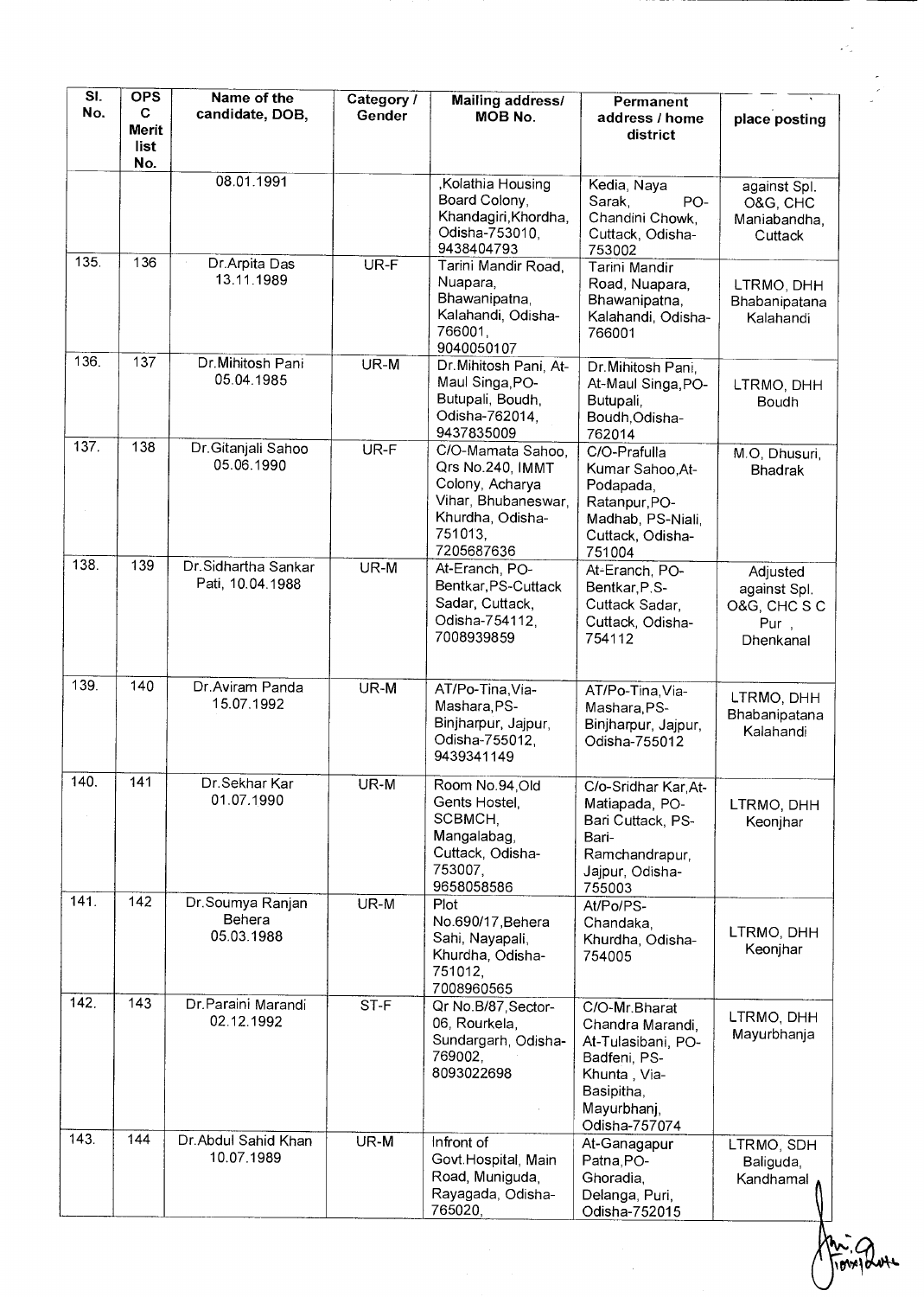| Sl. No. | OPS C Merit list No. | Name of the candidate, DOB, | Category / Gender | Mailing address/ MOB No. | Permanent address / home district | place posting |
|---|---|---|---|---|---|---|
| | | 08.01.1991 | | ,Kolathia Housing Board Colony, Khandagiri,Khordha, Odisha-753010, 9438404793 | Kedia, Naya Sarak, PO- Chandini Chowk, Cuttack, Odisha-753002 | against Spl. O&G, CHC Maniabandha, Cuttack |
| 135. | 136 | Dr.Arpita Das 13.11.1989 | UR-F | Tarini Mandir Road, Nuapara, Bhawanipatna, Kalahandi, Odisha-766001, 9040050107 | Tarini Mandir Road, Nuapara, Bhawanipatna, Kalahandi, Odisha-766001 | LTRMO, DHH Bhabanipatana Kalahandi |
| 136. | 137 | Dr.Mihitosh Pani 05.04.1985 | UR-M | Dr.Mihitosh Pani, At-Maul Singa,PO-Butupali, Boudh, Odisha-762014, 9437835009 | Dr.Mihitosh Pani, At-Maul Singa,PO-Butupali, Boudh,Odisha-762014 | LTRMO, DHH Boudh |
| 137. | 138 | Dr.Gitanjali Sahoo 05.06.1990 | UR-F | C/O-Mamata Sahoo, Qrs No.240, IMMT Colony, Acharya Vihar, Bhubaneswar, Khurdha, Odisha-751013, 7205687636 | C/O-Prafulla Kumar Sahoo,At-Podapada, Ratanpur,PO-Madhab, PS-Niali, Cuttack, Odisha-751004 | M.O, Dhusuri, Bhadrak |
| 138. | 139 | Dr.Sidhartha Sankar Pati, 10.04.1988 | UR-M | At-Eranch, PO-Bentkar,PS-Cuttack Sadar, Cuttack, Odisha-754112, 7008939859 | At-Eranch, PO-Bentkar,P.S-Cuttack Sadar, Cuttack, Odisha-754112 | Adjusted against Spl. O&G, CHC S C Pur , Dhenkanal |
| 139. | 140 | Dr.Aviram Panda 15.07.1992 | UR-M | AT/Po-Tina,Via-Mashara,PS-Binjharpur, Jajpur, Odisha-755012, 9439341149 | AT/Po-Tina,Via-Mashara,PS-Binjharpur, Jajpur, Odisha-755012 | LTRMO, DHH Bhabanipatana Kalahandi |
| 140. | 141 | Dr.Sekhar Kar 01.07.1990 | UR-M | Room No.94,Old Gents Hostel, SCBMCH, Mangalabag, Cuttack, Odisha-753007, 9658058586 | C/o-Sridhar Kar,At-Matiapada, PO-Bari Cuttack, PS-Bari-Ramchandrapur, Jajpur, Odisha-755003 | LTRMO, DHH Keonjhar |
| 141. | 142 | Dr.Soumya Ranjan Behera 05.03.1988 | UR-M | Plot No.690/17,Behera Sahi, Nayapali, Khurdha, Odisha-751012, 7008960565 | At/Po/PS-Chandaka, Khurdha, Odisha-754005 | LTRMO, DHH Keonjhar |
| 142. | 143 | Dr.Paraini Marandi 02.12.1992 | ST-F | Qr No.B/87,Sector-06, Rourkela, Sundargarh, Odisha-769002, 8093022698 | C/O-Mr.Bharat Chandra Marandi, At-Tulasibani, PO-Badfeni, PS-Khunta , Via-Basipitha, Mayurbhanj, Odisha-757074 | LTRMO, DHH Mayurbhanja |
| 143. | 144 | Dr.Abdul Sahid Khan 10.07.1989 | UR-M | Infront of Govt.Hospital, Main Road, Muniguda, Rayagada, Odisha-765020, | At-Ganagapur Patna,PO-Ghoradia, Delanga, Puri, Odisha-752015 | LTRMO, SDH Baliguda, Kandhamal |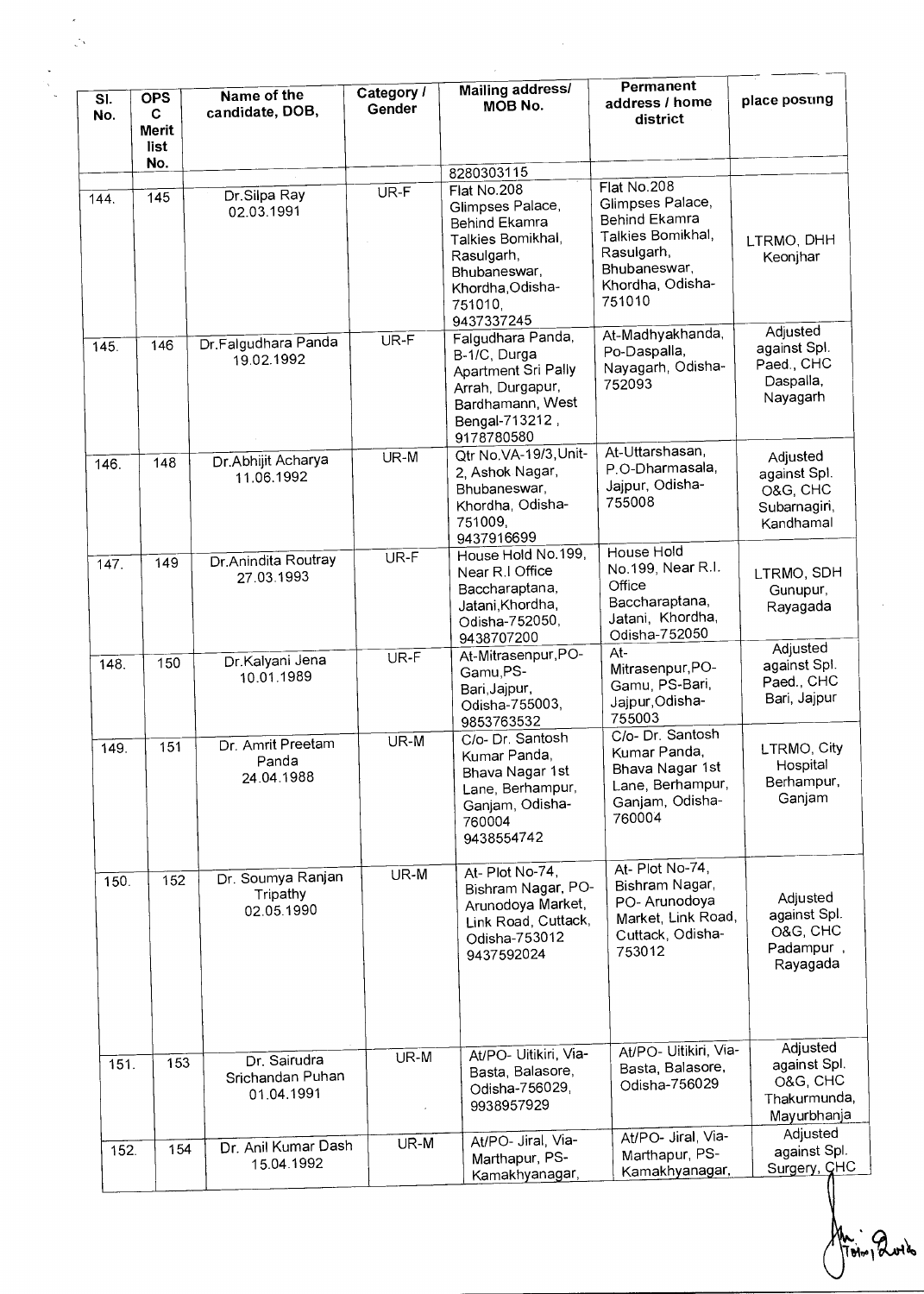| Sl. No. | OPS C Merit list No. | Name of the candidate, DOB, | Category / Gender | Mailing address/ MOB No. | Permanent address / home district | place posting |
|---|---|---|---|---|---|---|
| | | | | 8280303115 | | |
| 144. | 145 | Dr.Silpa Ray 02.03.1991 | UR-F | Flat No.208 Glimpses Palace, Behind Ekamra Talkies Bomikhal, Rasulgarh, Bhubaneswar, Khordha,Odisha-751010, 9437337245 | Flat No.208 Glimpses Palace, Behind Ekamra Talkies Bomikhal, Rasulgarh, Bhubaneswar, Khordha, Odisha-751010 | LTRMO, DHH Keonjhar |
| 145. | 146 | Dr.Falgudhara Panda 19.02.1992 | UR-F | Falgudhara Panda, B-1/C, Durga Apartment Sri Pally Arrah, Durgapur, Bardhamann, West Bengal-713212 , 9178780580 | At-Madhyakhanda, Po-Daspalla, Nayagarh, Odisha-752093 | Adjusted against Spl. Paed., CHC Daspalla, Nayagarh |
| 146. | 148 | Dr.Abhijit Acharya 11.06.1992 | UR-M | Qtr No.VA-19/3,Unit-2, Ashok Nagar, Bhubaneswar, Khordha, Odisha-751009, 9437916699 | At-Uttarshasan, P.O-Dharmasala, Jajpur, Odisha-755008 | Adjusted against Spl. O&G, CHC Subarnagiri, Kandhamal |
| 147. | 149 | Dr.Anindita Routray 27.03.1993 | UR-F | House Hold No.199, Near R.I Office Baccharaptana, Jatani,Khordha, Odisha-752050, 9438707200 | House Hold No.199, Near R.I. Office Baccharaptana, Jatani, Khordha, Odisha-752050 | LTRMO, SDH Gunupur, Rayagada |
| 148. | 150 | Dr.Kalyani Jena 10.01.1989 | UR-F | At-Mitrasenpur,PO-Gamu,PS-Bari,Jajpur, Odisha-755003, 9853763532 | At-Mitrasenpur,PO-Gamu, PS-Bari, Jajpur,Odisha-755003 | Adjusted against Spl. Paed., CHC Bari, Jajpur |
| 149. | 151 | Dr. Amrit Preetam Panda 24.04.1988 | UR-M | C/o- Dr. Santosh Kumar Panda, Bhava Nagar 1st Lane, Berhampur, Ganjam, Odisha-760004 9438554742 | C/o- Dr. Santosh Kumar Panda, Bhava Nagar 1st Lane, Berhampur, Ganjam, Odisha-760004 | LTRMO, City Hospital Berhampur, Ganjam |
| 150. | 152 | Dr. Soumya Ranjan Tripathy 02.05.1990 | UR-M | At- Plot No-74, Bishram Nagar, PO-Arunodoya Market, Link Road, Cuttack, Odisha-753012 9437592024 | At- Plot No-74, Bishram Nagar, PO- Arunodoya Market, Link Road, Cuttack, Odisha-753012 | Adjusted against Spl. O&G, CHC Padampur , Rayagada |
| 151. | 153 | Dr. Sairudra Srichandan Puhan 01.04.1991 | UR-M | At/PO- Uitikiri, Via-Basta, Balasore, Odisha-756029, 9938957929 | At/PO- Uitikiri, Via-Basta, Balasore, Odisha-756029 | Adjusted against Spl. O&G, CHC Thakurmunda, Mayurbhanja |
| 152. | 154 | Dr. Anil Kumar Dash 15.04.1992 | UR-M | At/PO- Jiral, Via-Marthapur, PS-Kamakhyanagar, | At/PO- Jiral, Via-Marthapur, PS-Kamakhyanagar, | Adjusted against Spl. Surgery, CHC |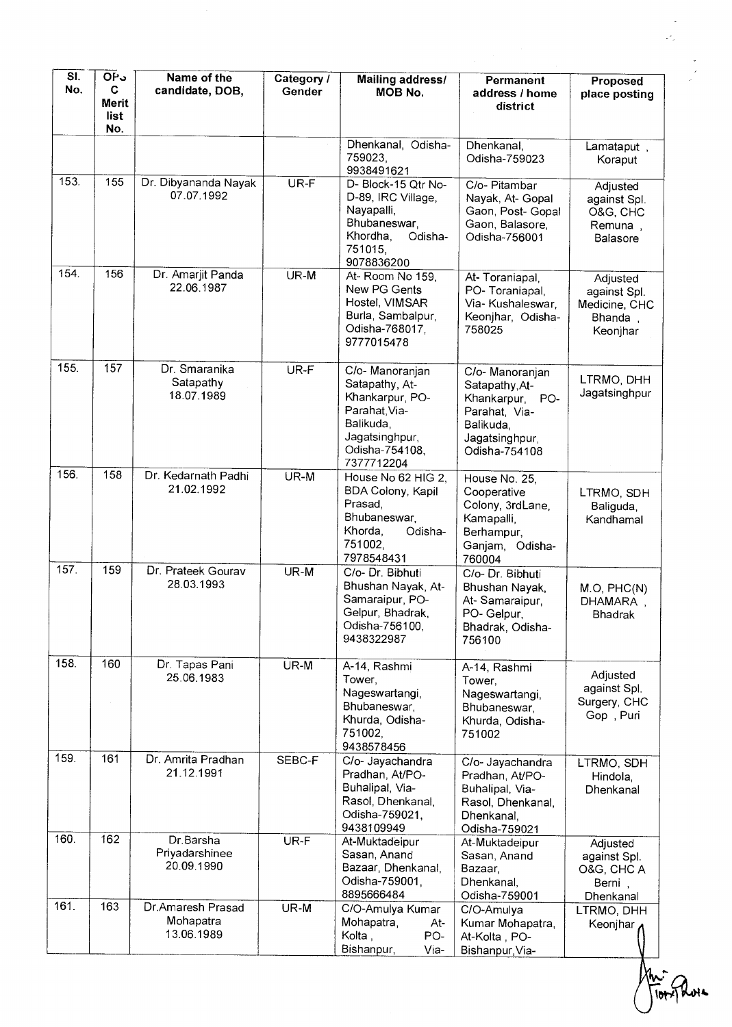| Sl. No. | OPSC Merit list No. | Name of the candidate, DOB, | Category / Gender | Mailing address/ MOB No. | Permanent address / home district | Proposed place posting |
|---|---|---|---|---|---|---|
| | | | | Dhenkanal, Odisha-759023, 9938491621 | Dhenkanal, Odisha-759023 | Lamataput , Koraput |
| 153. | 155 | Dr. Dibyananda Nayak 07.07.1992 | UR-F | D- Block-15 Qtr No- D-89, IRC Village, Nayapalli, Bhubaneswar, Khordha, Odisha-751015, 9078836200 | C/o- Pitambar Nayak, At- Gopal Gaon, Post- Gopal Gaon, Balasore, Odisha-756001 | Adjusted against Spl. O&G, CHC Remuna , Balasore |
| 154. | 156 | Dr. Amarjit Panda 22.06.1987 | UR-M | At- Room No 159, New PG Gents Hostel, VIMSAR Burla, Sambalpur, Odisha-768017, 9777015478 | At- Toraniapal, PO- Toraniapal, Via- Kushaleswar, Keonjhar, Odisha-758025 | Adjusted against Spl. Medicine, CHC Bhanda , Keonjhar |
| 155. | 157 | Dr. Smaranika Satapathy 18.07.1989 | UR-F | C/o- Manoranjan Satapathy, At-Khankarpur, PO-Parahat,Via-Balikuda, Jagatsinghpur, Odisha-754108, 7377712204 | C/o- Manoranjan Satapathy,At-Khankarpur, PO-Parahat, Via-Balikuda, Jagatsinghpur, Odisha-754108 | LTRMO, DHH Jagatsinghpur |
| 156. | 158 | Dr. Kedarnath Padhi 21.02.1992 | UR-M | House No 62 HIG 2, BDA Colony, Kapil Prasad, Bhubaneswar, Khorda, Odisha-751002, 7978548431 | House No. 25, Cooperative Colony, 3rdLane, Kamapalli, Berhampur, Ganjam, Odisha-760004 | LTRMO, SDH Baliguda, Kandhamal |
| 157. | 159 | Dr. Prateek Gourav 28.03.1993 | UR-M | C/o- Dr. Bibhuti Bhushan Nayak, At-Samaraipur, PO-Gelpur, Bhadrak, Odisha-756100, 9438322987 | C/o- Dr. Bibhuti Bhushan Nayak, At- Samaraipur, PO- Gelpur, Bhadrak, Odisha-756100 | M.O, PHC(N) DHAMARA , Bhadrak |
| 158. | 160 | Dr. Tapas Pani 25.06.1983 | UR-M | A-14, Rashmi Tower, Nageswartangi, Bhubaneswar, Khurda, Odisha-751002, 9438578456 | A-14, Rashmi Tower, Nageswartangi, Bhubaneswar, Khurda, Odisha-751002 | Adjusted against Spl. Surgery, CHC Gop , Puri |
| 159. | 161 | Dr. Amrita Pradhan 21.12.1991 | SEBC-F | C/o- Jayachandra Pradhan, At/PO-Buhalipal, Via-Rasol, Dhenkanal, Odisha-759021, 9438109949 | C/o- Jayachandra Pradhan, At/PO-Buhalipal, Via-Rasol, Dhenkanal, Dhenkanal, Odisha-759021 | LTRMO, SDH Hindola, Dhenkanal |
| 160. | 162 | Dr.Barsha Priyadarshinee 20.09.1990 | UR-F | At-Muktadeipur Sasan, Anand Bazaar, Dhenkanal, Odisha-759001, 8895666484 | At-Muktadeipur Sasan, Anand Bazaar, Dhenkanal, Odisha-759001 | Adjusted against Spl. O&G, CHC A Berni , Dhenkanal |
| 161. | 163 | Dr.Amaresh Prasad Mohapatra 13.06.1989 | UR-M | C/O-Amulya Kumar Mohapatra, At-Kolta , PO-Bishanpur, Via- | C/O-Amulya Kumar Mohapatra, At-Kolta , PO-Bishanpur,Via- | LTRMO, DHH Keonjhar |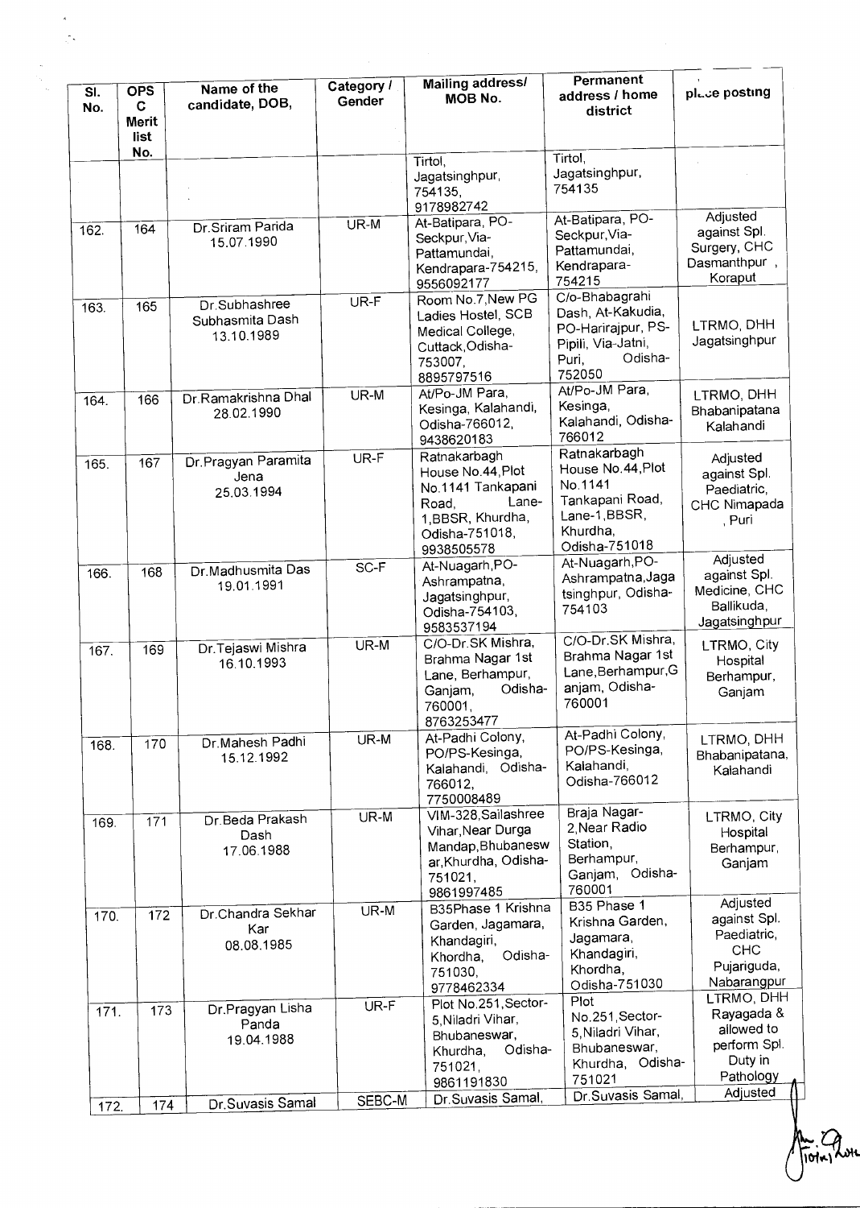| Sl. No. | OPSC Merit list No. | Name of the candidate, DOB, | Category / Gender | Mailing address/ MOB No. | Permanent address / home district | place posting |
|---|---|---|---|---|---|---|
| | | | | Tirtol, Jagatsinghpur, 754135, 9178982742 | Tirtol, Jagatsinghpur, 754135 | |
| 162. | 164 | Dr.Sriram Parida 15.07.1990 | UR-M | At-Batipara, PO-Seckpur,Via-Pattamundai, Kendrapara-754215, 9556092177 | At-Batipara, PO-Seckpur,Via-Pattamundai, Kendrapara-754215 | Adjusted against Spl. Surgery, CHC Dasmanthpur , Koraput |
| 163. | 165 | Dr.Subhashree Subhasmita Dash 13.10.1989 | UR-F | Room No.7,New PG Ladies Hostel, SCB Medical College, Cuttack,Odisha-753007, 8895797516 | C/o-Bhabagrahi Dash, At-Kakudia, PO-Harirajpur, PS-Pipili, Via-Jatni, Puri, Odisha-752050 | LTRMO, DHH Jagatsinghpur |
| 164. | 166 | Dr.Ramakrishna Dhal 28.02.1990 | UR-M | At/Po-JM Para, Kesinga, Kalahandi, Odisha-766012, 9438620183 | At/Po-JM Para, Kesinga, Kalahandi, Odisha-766012 | LTRMO, DHH Bhabanipatana Kalahandi |
| 165. | 167 | Dr.Pragyan Paramita Jena 25.03.1994 | UR-F | Ratnakarbagh House No.44,Plot No.1141 Tankapani Road, Lane-1,BBSR, Khurdha, Odisha-751018, 9938505578 | Ratnakarbagh House No.44,Plot No.1141 Tankapani Road, Lane-1,BBSR, Khurdha, Odisha-751018 | Adjusted against Spl. Paediatric, CHC Nimapada , Puri |
| 166. | 168 | Dr.Madhusmita Das 19.01.1991 | SC-F | At-Nuagarh,PO-Ashrampatna, Jagatsinghpur, Odisha-754103, 9583537194 | At-Nuagarh,PO-Ashrampatna,Jagatsinghpur, Odisha-754103 | Adjusted against Spl. Medicine, CHC Ballikuda, Jagatsinghpur |
| 167. | 169 | Dr.Tejaswi Mishra 16.10.1993 | UR-M | C/O-Dr.SK Mishra, Brahma Nagar 1st Lane, Berhampur, Ganjam, Odisha-760001, 8763253477 | C/O-Dr.SK Mishra, Brahma Nagar 1st Lane,Berhampur,Ganjam, Odisha-760001 | LTRMO, City Hospital Berhampur, Ganjam |
| 168. | 170 | Dr.Mahesh Padhi 15.12.1992 | UR-M | At-Padhi Colony, PO/PS-Kesinga, Kalahandi, Odisha-766012, 7750008489 | At-Padhi Colony, PO/PS-Kesinga, Kalahandi, Odisha-766012 | LTRMO, DHH Bhabanipatana, Kalahandi |
| 169. | 171 | Dr.Beda Prakash Dash 17.06.1988 | UR-M | VIM-328,Sailashree Vihar,Near Durga Mandap,Bhubaneswar,Khurdha, Odisha-751021, 9861997485 | Braja Nagar-2,Near Radio Station, Berhampur, Ganjam, Odisha-760001 | LTRMO, City Hospital Berhampur, Ganjam |
| 170. | 172 | Dr.Chandra Sekhar Kar 08.08.1985 | UR-M | B35Phase 1 Krishna Garden, Jagamara, Khandagiri, Khordha, Odisha-751030, 9778462334 | B35 Phase 1 Krishna Garden, Jagamara, Khandagiri, Khordha, Odisha-751030 | Adjusted against Spl. Paediatric, CHC Pujariguda, Nabarangpur |
| 171. | 173 | Dr.Pragyan Lisha Panda 19.04.1988 | UR-F | Plot No.251,Sector-5,Niladri Vihar, Bhubaneswar, Khurdha, Odisha-751021, 9861191830 | Plot No.251,Sector-5,Niladri Vihar, Bhubaneswar, Khurdha, Odisha-751021 | LTRMO, DHH Rayagada & allowed to perform Spl. Duty in Pathology |
| 172. | 174 | Dr.Suvasis Samal | SEBC-M | Dr.Suvasis Samal, | Dr.Suvasis Samal, | Adjusted |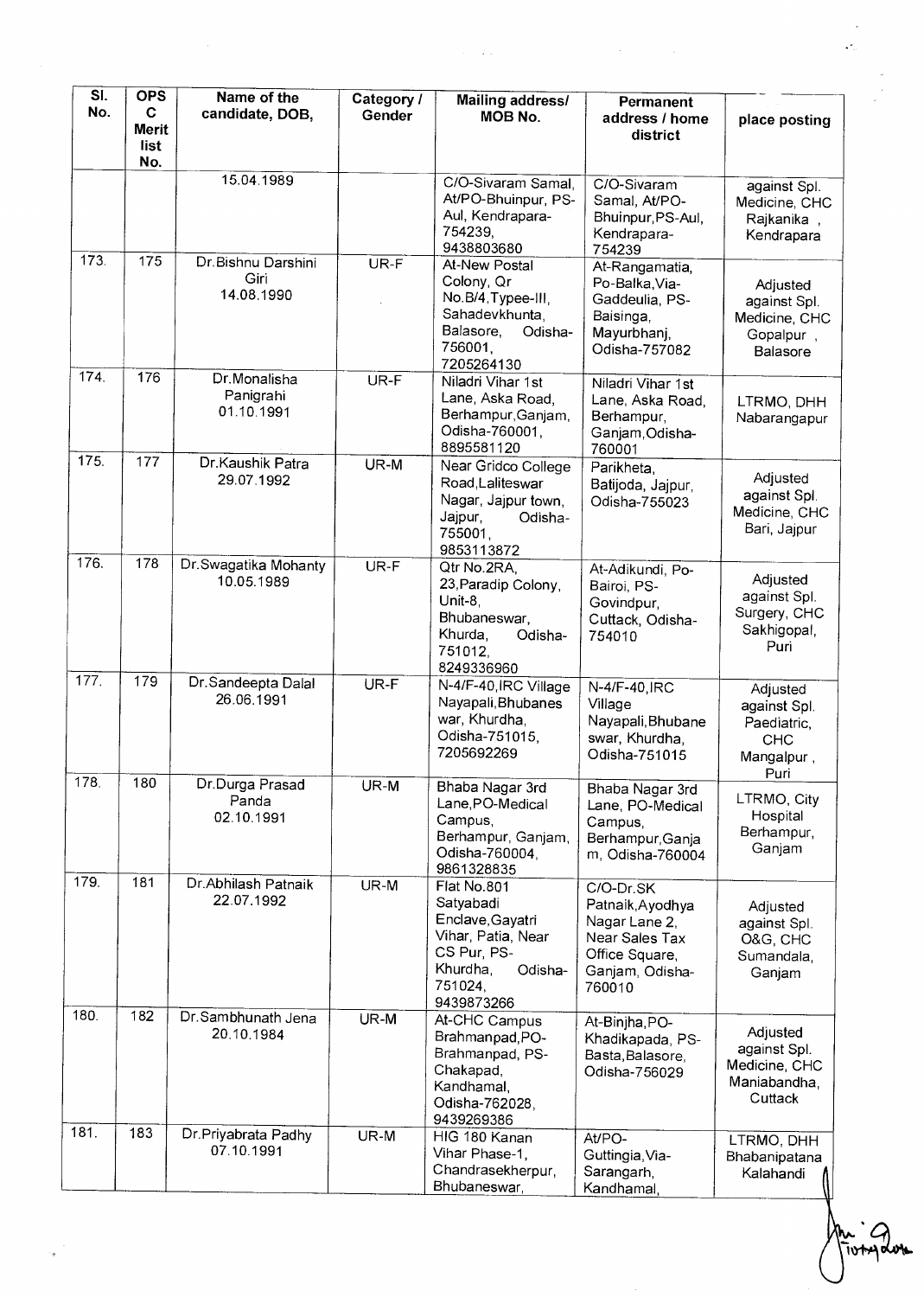| Sl. No. | OPSC Merit list No. | Name of the candidate, DOB, | Category / Gender | Mailing address/ MOB No. | Permanent address / home district | place posting |
|---|---|---|---|---|---|---|
| | | 15.04.1989 | | C/O-Sivaram Samal, At/PO-Bhuinpur, PS-Aul, Kendrapara-754239, 9438803680 | C/O-Sivaram Samal, At/PO-Bhuinpur,PS-Aul, Kendrapara-754239 | against Spl. Medicine, CHC Rajkanika , Kendrapara |
| 173. | 175 | Dr.Bishnu Darshini Giri 14.08.1990 | UR-F | At-New Postal Colony, Qr No.B/4,Typee-III, Sahadevkhunta, Balasore, Odisha-756001, 7205264130 | At-Rangamatia, Po-Balka,Via-Gaddeulia, PS-Baisinga, Mayurbhanj, Odisha-757082 | Adjusted against Spl. Medicine, CHC Gopalpur , Balasore |
| 174. | 176 | Dr.Monalisha Panigrahi 01.10.1991 | UR-F | Niladri Vihar 1st Lane, Aska Road, Berhampur,Ganjam, Odisha-760001, 8895581120 | Niladri Vihar 1st Lane, Aska Road, Berhampur, Ganjam,Odisha-760001 | LTRMO, DHH Nabarangapur |
| 175. | 177 | Dr.Kaushik Patra 29.07.1992 | UR-M | Near Gridco College Road,Laliteswar Nagar, Jajpur town, Jajpur, Odisha-755001, 9853113872 | Parikheta, Batijoda, Jajpur, Odisha-755023 | Adjusted against Spl. Medicine, CHC Bari, Jajpur |
| 176. | 178 | Dr.Swagatika Mohanty 10.05.1989 | UR-F | Qtr No.2RA, 23,Paradip Colony, Unit-8, Bhubaneswar, Khurda, Odisha-751012, 8249336960 | At-Adikundi, Po-Bairoi, PS-Govindpur, Cuttack, Odisha-754010 | Adjusted against Spl. Surgery, CHC Sakhigopal, Puri |
| 177. | 179 | Dr.Sandeepta Dalal 26.06.1991 | UR-F | N-4/F-40,IRC Village Nayapali,Bhubaneswar, Khurdha, Odisha-751015, 7205692269 | N-4/F-40,IRC Village Nayapali,Bhubaneswar, Khurdha, Odisha-751015 | Adjusted against Spl. Paediatric, CHC Mangalpur , Puri |
| 178. | 180 | Dr.Durga Prasad Panda 02.10.1991 | UR-M | Bhaba Nagar 3rd Lane,PO-Medical Campus, Berhampur, Ganjam, Odisha-760004, 9861328835 | Bhaba Nagar 3rd Lane, PO-Medical Campus, Berhampur,Ganjam, Odisha-760004 | LTRMO, City Hospital Berhampur, Ganjam |
| 179. | 181 | Dr.Abhilash Patnaik 22.07.1992 | UR-M | Flat No.801 Satyabadi Enclave,Gayatri Vihar, Patia, Near CS Pur, PS-Khurdha, Odisha-751024, 9439873266 | C/O-Dr.SK Patnaik,Ayodhya Nagar Lane 2, Near Sales Tax Office Square, Ganjam, Odisha-760010 | Adjusted against Spl. O&G, CHC Sumandala, Ganjam |
| 180. | 182 | Dr.Sambhunath Jena 20.10.1984 | UR-M | At-CHC Campus Brahmanpad,PO-Brahmanpad, PS-Chakapad, Kandhamal, Odisha-762028, 9439269386 | At-Binjha,PO-Khadikapada, PS-Basta,Balasore, Odisha-756029 | Adjusted against Spl. Medicine, CHC Maniabandha, Cuttack |
| 181. | 183 | Dr.Priyabrata Padhy 07.10.1991 | UR-M | HIG 180 Kanan Vihar Phase-1, Chandrasekherpur, Bhubaneswar, | At/PO-Guttingia,Via-Sarangarh, Kandhamal, | LTRMO, DHH Bhabanipatana Kalahandi |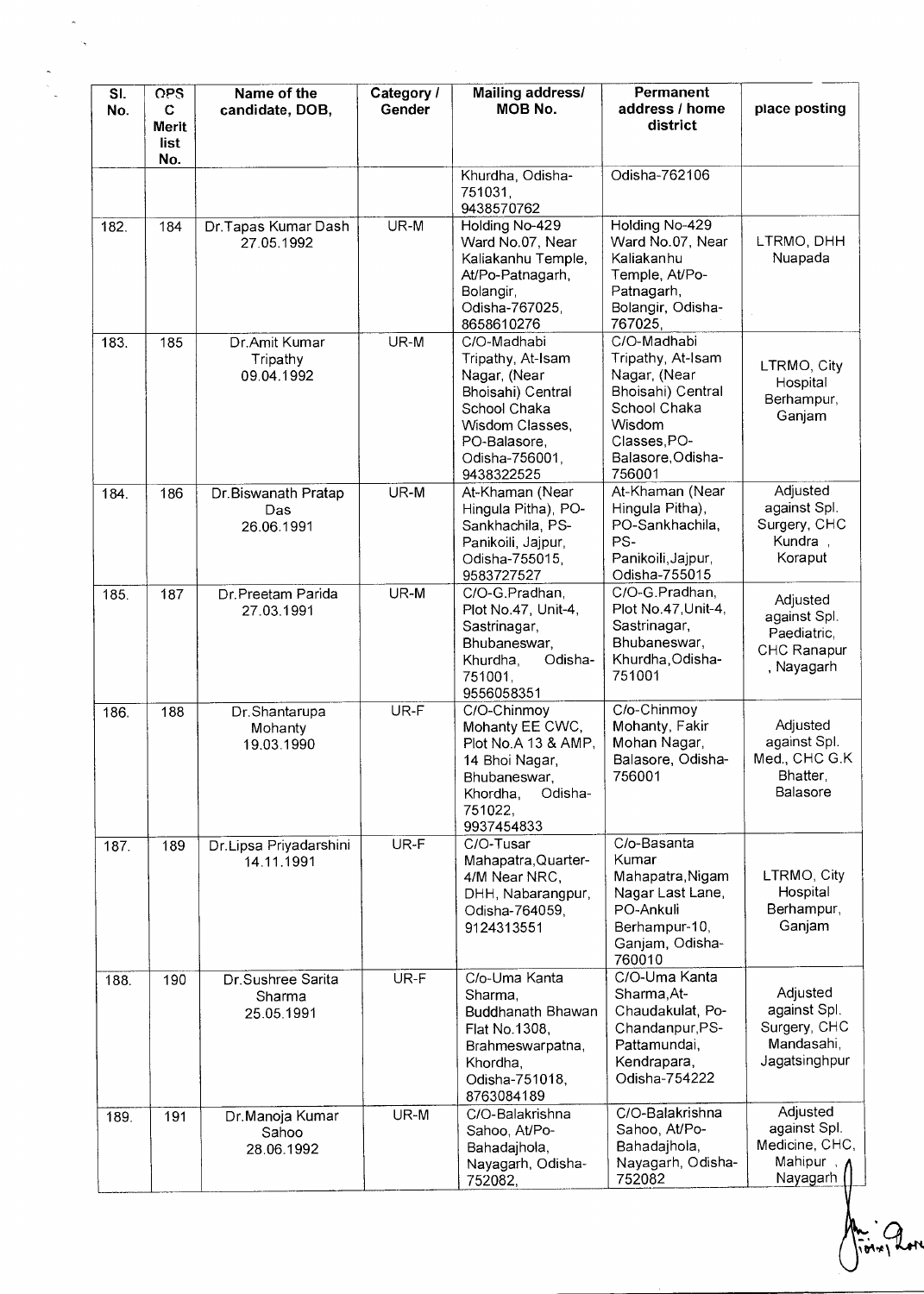| Sl. No. | OPSC Merit list No. | Name of the candidate, DOB, | Category / Gender | Mailing address/ MOB No. | Permanent address / home district | place posting |
|---|---|---|---|---|---|---|
| | | | | Khurdha, Odisha-751031, 9438570762 | Odisha-762106 | |
| 182. | 184 | Dr.Tapas Kumar Dash 27.05.1992 | UR-M | Holding No-429 Ward No.07, Near Kaliakanhu Temple, At/Po-Patnagarh, Bolangir, Odisha-767025, 8658610276 | Holding No-429 Ward No.07, Near Kaliakanhu Temple, At/Po-Patnagarh, Bolangir, Odisha-767025, | LTRMO, DHH Nuapada |
| 183. | 185 | Dr.Amit Kumar Tripathy 09.04.1992 | UR-M | C/O-Madhabi Tripathy, At-Isam Nagar, (Near Bhoisahi) Central School Chaka Wisdom Classes, PO-Balasore, Odisha-756001, 9438322525 | C/O-Madhabi Tripathy, At-Isam Nagar, (Near Bhoisahi) Central School Chaka Wisdom Classes,PO-Balasore,Odisha-756001 | LTRMO, City Hospital Berhampur, Ganjam |
| 184. | 186 | Dr.Biswanath Pratap Das 26.06.1991 | UR-M | At-Khaman (Near Hingula Pitha), PO-Sankhachila, PS-Panikoili, Jajpur, Odisha-755015, 9583727527 | At-Khaman (Near Hingula Pitha), PO-Sankhachila, PS-Panikoili,Jajpur, Odisha-755015 | Adjusted against Spl. Surgery, CHC Kundra , Koraput |
| 185. | 187 | Dr.Preetam Parida 27.03.1991 | UR-M | C/O-G.Pradhan, Plot No.47, Unit-4, Sastrinagar, Bhubaneswar, Khurdha, Odisha-751001, 9556058351 | C/O-G.Pradhan, Plot No.47,Unit-4, Sastrinagar, Bhubaneswar, Khurdha,Odisha-751001 | Adjusted against Spl. Paediatric, CHC Ranapur , Nayagarh |
| 186. | 188 | Dr.Shantarupa Mohanty 19.03.1990 | UR-F | C/O-Chinmoy Mohanty EE CWC, Plot No.A 13 & AMP, 14 Bhoi Nagar, Bhubaneswar, Khordha, Odisha-751022, 9937454833 | C/o-Chinmoy Mohanty, Fakir Mohan Nagar, Balasore, Odisha-756001 | Adjusted against Spl. Med., CHC G.K Bhatter, Balasore |
| 187. | 189 | Dr.Lipsa Priyadarshini 14.11.1991 | UR-F | C/O-Tusar Mahapatra,Quarter-4/M Near NRC, DHH, Nabarangpur, Odisha-764059, 9124313551 | C/o-Basanta Kumar Mahapatra,Nigam Nagar Last Lane, PO-Ankuli Berhampur-10, Ganjam, Odisha-760010 | LTRMO, City Hospital Berhampur, Ganjam |
| 188. | 190 | Dr.Sushree Sarita Sharma 25.05.1991 | UR-F | C/o-Uma Kanta Sharma, Buddhanath Bhawan Flat No.1308, Brahmeswarpatna, Khordha, Odisha-751018, 8763084189 | C/O-Uma Kanta Sharma,At-Chaudakulat, Po-Chandanpur,PS-Pattamundai, Kendrapara, Odisha-754222 | Adjusted against Spl. Surgery, CHC Mandasahi, Jagatsinghpur |
| 189. | 191 | Dr.Manoja Kumar Sahoo 28.06.1992 | UR-M | C/O-Balakrishna Sahoo, At/Po-Bahadajhola, Nayagarh, Odisha-752082, | C/O-Balakrishna Sahoo, At/Po-Bahadajhola, Nayagarh, Odisha-752082 | Adjusted against Spl. Medicine, CHC, Mahipur , Nayagarh |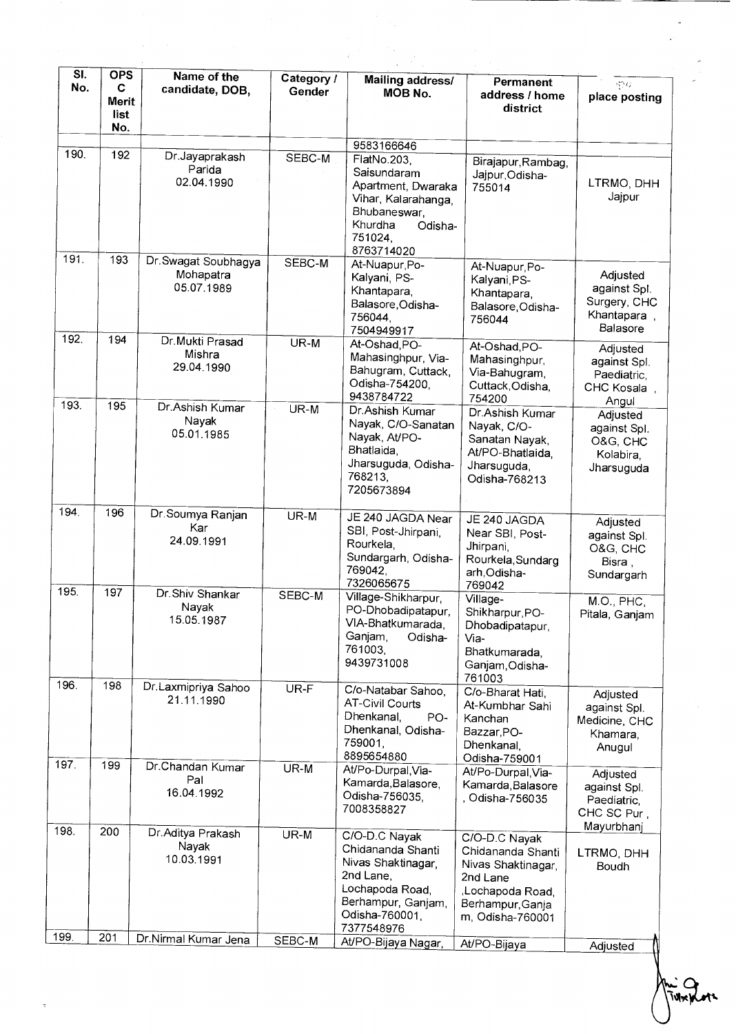| Sl. No. | OPS C Merit list No. | Name of the candidate, DOB, | Category / Gender | Mailing address/ MOB No. | Permanent address / home district | place posting |
|---|---|---|---|---|---|---|
| | | | | 9583166646 | | |
| 190. | 192 | Dr.Jayaprakash Parida 02.04.1990 | SEBC-M | FlatNo.203, Saisundaram Apartment, Dwaraka Vihar, Kalarahanga, Bhubaneswar, Khurdha Odisha-751024, 8763714020 | Birajapur,Rambag, Jajpur,Odisha-755014 | LTRMO, DHH Jajpur |
| 191. | 193 | Dr.Swagat Soubhagya Mohapatra 05.07.1989 | SEBC-M | At-Nuapur,Po-Kalyani, PS-Khantapara, Balasore,Odisha-756044, 7504949917 | At-Nuapur,Po-Kalyani,PS-Khantapara, Balasore,Odisha-756044 | Adjusted against Spl. Surgery, CHC Khantapara , Balasore |
| 192. | 194 | Dr.Mukti Prasad Mishra 29.04.1990 | UR-M | At-Oshad,PO-Mahasinghpur, Via-Bahugram, Cuttack, Odisha-754200, 9438784722 | At-Oshad,PO-Mahasinghpur, Via-Bahugram, Cuttack,Odisha, 754200 | Adjusted against Spl. Paediatric, CHC Kosala , Angul |
| 193. | 195 | Dr.Ashish Kumar Nayak 05.01.1985 | UR-M | Dr.Ashish Kumar Nayak, C/O-Sanatan Nayak, At/PO-Bhatlaida, Jharsuguda, Odisha-768213, 7205673894 | Dr.Ashish Kumar Nayak, C/O-Sanatan Nayak, At/PO-Bhatlaida, Jharsuguda, Odisha-768213 | Adjusted against Spl. O&G, CHC Kolabira, Jharsuguda |
| 194. | 196 | Dr.Soumya Ranjan Kar 24.09.1991 | UR-M | JE 240 JAGDA Near SBI, Post-Jhirpani, Rourkela, Sundargarh, Odisha-769042, 7326065675 | JE 240 JAGDA Near SBI, Post-Jhirpani, Rourkela,Sundarg arh,Odisha-769042 | Adjusted against Spl. O&G, CHC Bisra , Sundargarh |
| 195. | 197 | Dr.Shiv Shankar Nayak 15.05.1987 | SEBC-M | Village-Shikharpur, PO-Dhobadipatapur, VIA-Bhatkumarada, Ganjam, Odisha-761003, 9439731008 | Village-Shikharpur,PO-Dhobadipatapur, Via-Bhatkumarada, Ganjam,Odisha-761003 | M.O., PHC, Pitala, Ganjam |
| 196. | 198 | Dr.Laxmipriya Sahoo 21.11.1990 | UR-F | C/o-Natabar Sahoo, AT-Civil Courts Dhenkanal, PO-Dhenkanal, Odisha-759001, 8895654880 | C/o-Bharat Hati, At-Kumbhar Sahi Kanchan Bazzar,PO-Dhenkanal, Odisha-759001 | Adjusted against Spl. Medicine, CHC Khamara, Anugul |
| 197. | 199 | Dr.Chandan Kumar Pal 16.04.1992 | UR-M | At/Po-Durpal,Via-Kamarda,Balasore, Odisha-756035, 7008358827 | At/Po-Durpal,Via-Kamarda,Balasore , Odisha-756035 | Adjusted against Spl. Paediatric, CHC SC Pur , Mayurbhanj |
| 198. | 200 | Dr.Aditya Prakash Nayak 10.03.1991 | UR-M | C/O-D.C Nayak Chidananda Shanti Nivas Shaktinagar, 2nd Lane, Lochapoda Road, Berhampur, Ganjam, Odisha-760001, 7377548976 | C/O-D.C Nayak Chidananda Shanti Nivas Shaktinagar, 2nd Lane ,Lochapoda Road, Berhampur,Ganjam, Odisha-760001 | LTRMO, DHH Boudh |
| 199. | 201 | Dr.Nirmal Kumar Jena | SEBC-M | At/PO-Bijaya Nagar, | At/PO-Bijaya | Adjusted |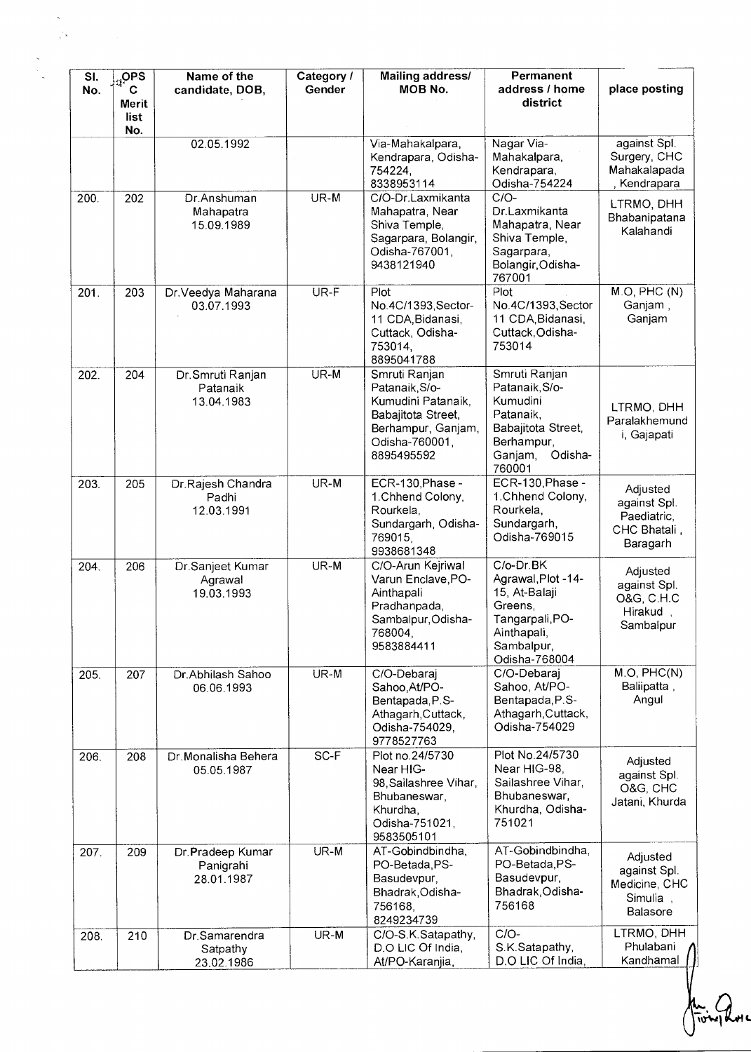| Sl. No. | OPSC Merit list No. | Name of the candidate, DOB, | Category / Gender | Mailing address/ MOB No. | Permanent address / home district | place posting |
|---|---|---|---|---|---|---|
| | | 02.05.1992 | | Via-Mahakalpara, Kendrapara, Odisha-754224, 8338953114 | Nagar Via-Mahakalpara, Kendrapara, Odisha-754224 | against Spl. Surgery, CHC Mahakalapada , Kendrapara |
| 200. | 202 | Dr.Anshuman Mahapatra 15.09.1989 | UR-M | C/O-Dr.Laxmikanta Mahapatra, Near Shiva Temple, Sagarpara, Bolangir, Odisha-767001, 9438121940 | C/O-Dr.Laxmikanta Mahapatra, Near Shiva Temple, Sagarpara, Bolangir,Odisha-767001 | LTRMO, DHH Bhabanipatana Kalahandi |
| 201. | 203 | Dr.Veedya Maharana 03.07.1993 | UR-F | Plot No.4C/1393,Sector-11 CDA,Bidanasi, Cuttack, Odisha-753014, 8895041788 | Plot No.4C/1393,Sector 11 CDA,Bidanasi, Cuttack,Odisha-753014 | M.O, PHC (N) Ganjam , Ganjam |
| 202. | 204 | Dr.Smruti Ranjan Patanaik 13.04.1983 | UR-M | Smruti Ranjan Patanaik,S/o-Kumudini Patanaik, Babajitota Street, Berhampur, Ganjam, Odisha-760001, 8895495592 | Smruti Ranjan Patanaik,S/o-Kumudini Patanaik, Babajitota Street, Berhampur, Ganjam, Odisha-760001 | LTRMO, DHH Paralakhemundi, Gajapati |
| 203. | 205 | Dr.Rajesh Chandra Padhi 12.03.1991 | UR-M | ECR-130,Phase - 1.Chhend Colony, Rourkela, Sundargarh, Odisha-769015, 9938681348 | ECR-130,Phase - 1.Chhend Colony, Rourkela, Sundargarh, Odisha-769015 | Adjusted against Spl. Paediatric, CHC Bhatali , Baragarh |
| 204. | 206 | Dr.Sanjeet Kumar Agrawal 19.03.1993 | UR-M | C/O-Arun Kejriwal Varun Enclave,PO-Ainthapali Pradhanpada, Sambalpur,Odisha-768004, 9583884411 | C/o-Dr.BK Agrawal,Plot -14-15, At-Balaji Greens, Tangarpali,PO-Ainthapali, Sambalpur, Odisha-768004 | Adjusted against Spl. O&G, C.H.C Hirakud , Sambalpur |
| 205. | 207 | Dr.Abhilash Sahoo 06.06.1993 | UR-M | C/O-Debaraj Sahoo,At/PO-Bentapada,P.S-Athagarh,Cuttack, Odisha-754029, 9778527763 | C/O-Debaraj Sahoo, At/PO-Bentapada,P.S-Athagarh,Cuttack, Odisha-754029 | M.O, PHC(N) Baliipatta , Angul |
| 206. | 208 | Dr.Monalisha Behera 05.05.1987 | SC-F | Plot no.24/5730 Near HIG-98,Sailashree Vihar, Bhubaneswar, Khurdha, Odisha-751021, 9583505101 | Plot No.24/5730 Near HIG-98, Sailashree Vihar, Bhubaneswar, Khurdha, Odisha-751021 | Adjusted against Spl. O&G, CHC Jatani, Khurda |
| 207. | 209 | Dr.Pradeep Kumar Panigrahi 28.01.1987 | UR-M | AT-Gobindbindha, PO-Betada,PS-Basudevpur, Bhadrak,Odisha-756168, 8249234739 | AT-Gobindbindha, PO-Betada,PS-Basudevpur, Bhadrak,Odisha-756168 | Adjusted against Spl. Medicine, CHC Simulia , Balasore |
| 208. | 210 | Dr.Samarendra Satpathy 23.02.1986 | UR-M | C/O-S.K.Satapathy, D.O LIC Of India, At/PO-Karanjia, | C/O-S.K.Satapathy, D.O LIC Of India, | LTRMO, DHH Phulabani Kandhamal |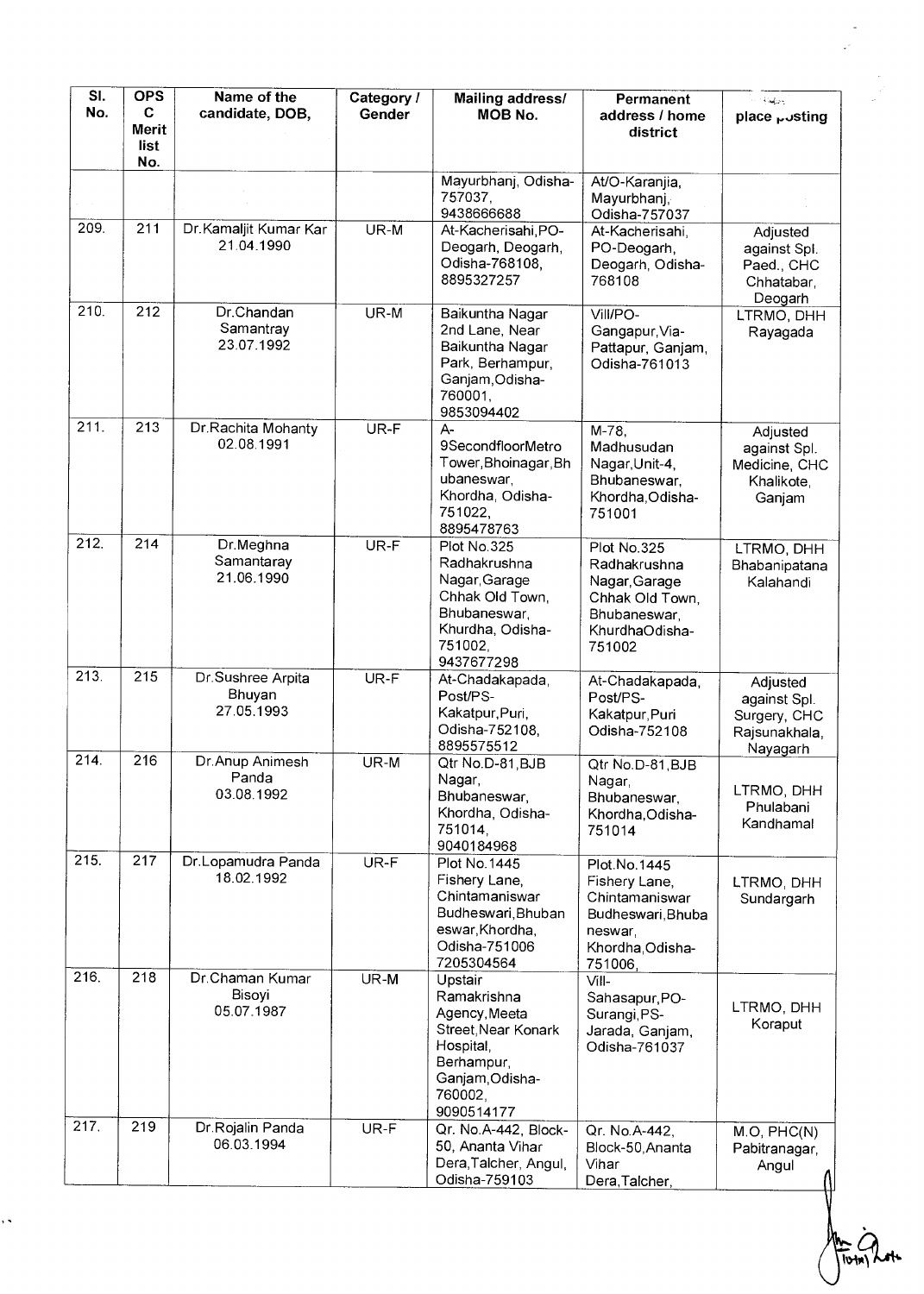| Sl. No. | OPS C Merit list No. | Name of the candidate, DOB, | Category / Gender | Mailing address/ MOB No. | Permanent address / home district | place posting |
|---|---|---|---|---|---|---|
| | | | | Mayurbhanj, Odisha-757037, 9438666688 | At/O-Karanjia, Mayurbhanj, Odisha-757037 | |
| 209. | 211 | Dr.Kamaljit Kumar Kar 21.04.1990 | UR-M | At-Kacherisahi,PO-Deogarh, Deogarh, Odisha-768108, 8895327257 | At-Kacherisahi, PO-Deogarh, Deogarh, Odisha-768108 | Adjusted against Spl. Paed., CHC Chhatabar, Deogarh |
| 210. | 212 | Dr.Chandan Samantray 23.07.1992 | UR-M | Baikuntha Nagar 2nd Lane, Near Baikuntha Nagar Park, Berhampur, Ganjam,Odisha-760001, 9853094402 | Vill/PO-Gangapur,Via-Pattapur, Ganjam, Odisha-761013 | LTRMO, DHH Rayagada |
| 211. | 213 | Dr.Rachita Mohanty 02.08.1991 | UR-F | A-9SecondfloorMetro Tower,Bhoinagar,Bhubaneswar, Khordha, Odisha-751022, 8895478763 | M-78, Madhusudan Nagar,Unit-4, Bhubaneswar, Khordha,Odisha-751001 | Adjusted against Spl. Medicine, CHC Khalikote, Ganjam |
| 212. | 214 | Dr.Meghna Samantaray 21.06.1990 | UR-F | Plot No.325 Radhakrushna Nagar,Garage Chhak Old Town, Bhubaneswar, Khurdha, Odisha-751002, 9437677298 | Plot No.325 Radhakrushna Nagar,Garage Chhak Old Town, Bhubaneswar, KhurdhaOdisha-751002 | LTRMO, DHH Bhabanipatana Kalahandi |
| 213. | 215 | Dr.Sushree Arpita Bhuyan 27.05.1993 | UR-F | At-Chadakapada, Post/PS-Kakatpur,Puri, Odisha-752108, 8895575512 | At-Chadakapada, Post/PS-Kakatpur,Puri Odisha-752108 | Adjusted against Spl. Surgery, CHC Rajsunakhala, Nayagarh |
| 214. | 216 | Dr.Anup Animesh Panda 03.08.1992 | UR-M | Qtr No.D-81,BJB Nagar, Bhubaneswar, Khordha, Odisha-751014, 9040184968 | Qtr No.D-81,BJB Nagar, Bhubaneswar, Khordha,Odisha-751014 | LTRMO, DHH Phulabani Kandhamal |
| 215. | 217 | Dr.Lopamudra Panda 18.02.1992 | UR-F | Plot No.1445 Fishery Lane, Chintamaniswar Budheswari,Bhubaneswar,Khordha, Odisha-751006 7205304564 | Plot.No.1445 Fishery Lane, Chintamaniswar Budheswari,Bhubaneswar, Khordha,Odisha-751006, | LTRMO, DHH Sundargarh |
| 216. | 218 | Dr.Chaman Kumar Bisoyi 05.07.1987 | UR-M | Upstair Ramakrishna Agency,Meeta Street,Near Konark Hospital, Berhampur, Ganjam,Odisha-760002, 9090514177 | Vill-Sahasapur,PO-Surangi,PS-Jarada, Ganjam, Odisha-761037 | LTRMO, DHH Koraput |
| 217. | 219 | Dr.Rojalin Panda 06.03.1994 | UR-F | Qr. No.A-442, Block-50, Ananta Vihar Dera,Talcher, Angul, Odisha-759103 | Qr. No.A-442, Block-50,Ananta Vihar Dera,Talcher, | M.O, PHC(N) Pabitranagar, Angul |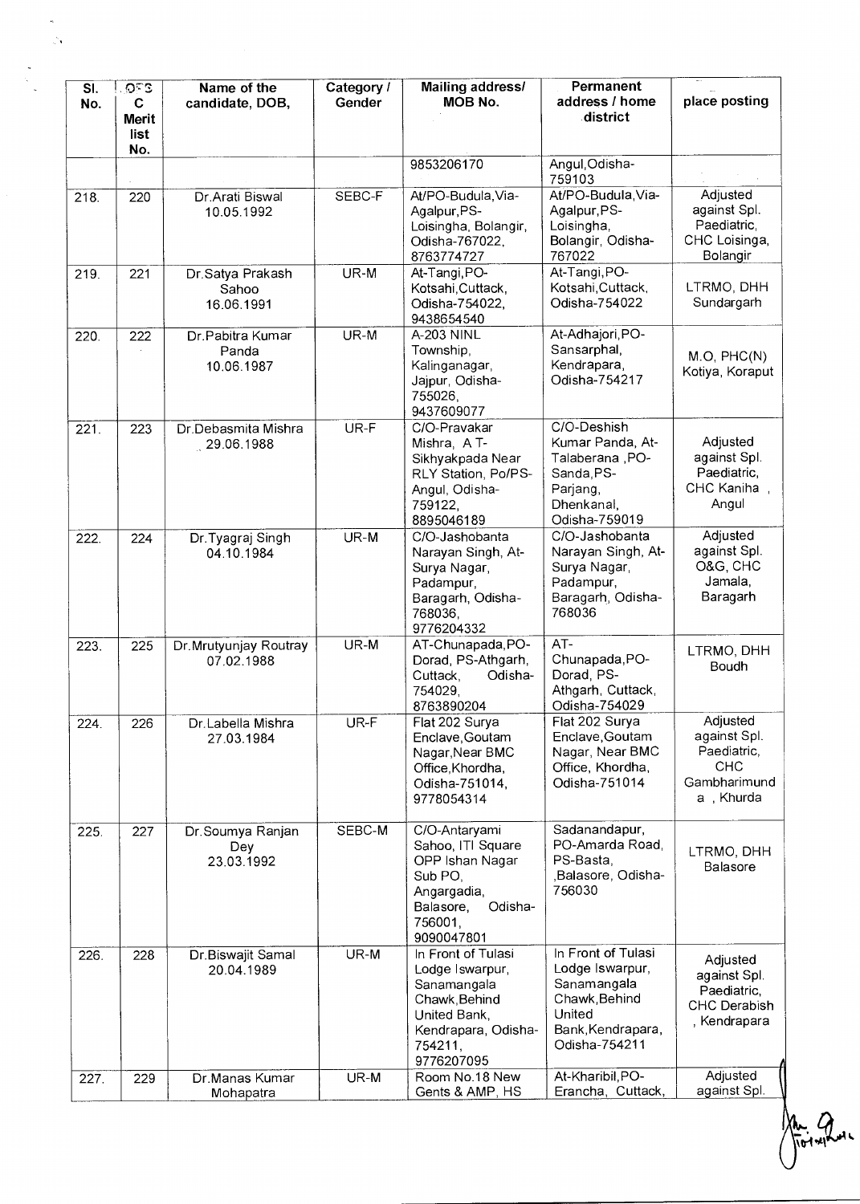| Sl. No. | OFS C Merit list No. | Name of the candidate, DOB, | Category / Gender | Mailing address/ MOB No. | Permanent address / home district | place posting |
|---|---|---|---|---|---|---|
| | | | | 9853206170 | Angul,Odisha-759103 | |
| 218. | 220 | Dr.Arati Biswal 10.05.1992 | SEBC-F | At/PO-Budula,Via-Agalpur,PS-Loisingha, Bolangir, Odisha-767022, 8763774727 | At/PO-Budula,Via-Agalpur,PS-Loisingha, Bolangir, Odisha-767022 | Adjusted against Spl. Paediatric, CHC Loisinga, Bolangir |
| 219. | 221 | Dr.Satya Prakash Sahoo 16.06.1991 | UR-M | At-Tangi,PO-Kotsahi,Cuttack, Odisha-754022, 9438654540 | At-Tangi,PO-Kotsahi,Cuttack, Odisha-754022 | LTRMO, DHH Sundargarh |
| 220. | 222 | Dr.Pabitra Kumar Panda 10.06.1987 | UR-M | A-203 NINL Township, Kalinganagar, Jajpur, Odisha-755026, 9437609077 | At-Adhajori,PO-Sansarphal, Kendrapara, Odisha-754217 | M.O, PHC(N) Kotiya, Koraput |
| 221. | 223 | Dr.Debasmita Mishra 29.06.1988 | UR-F | C/O-Pravakar Mishra, A T-Sikhyakpada Near RLY Station, Po/PS-Angul, Odisha-759122, 8895046189 | C/O-Deshish Kumar Panda, At-Talaberana ,PO-Sanda,PS-Parjang, Dhenkanal, Odisha-759019 | Adjusted against Spl. Paediatric, CHC Kaniha , Angul |
| 222. | 224 | Dr.Tyagraj Singh 04.10.1984 | UR-M | C/O-Jashobanta Narayan Singh, At-Surya Nagar, Padampur, Baragarh, Odisha-768036, 9776204332 | C/O-Jashobanta Narayan Singh, At-Surya Nagar, Padampur, Baragarh, Odisha-768036 | Adjusted against Spl. O&G, CHC Jamala, Baragarh |
| 223. | 225 | Dr.Mrutyunjay Routray 07.02.1988 | UR-M | AT-Chunapada,PO-Dorad, PS-Athgarh, Cuttack, Odisha-754029, 8763890204 | AT-Chunapada,PO-Dorad, PS-Athgarh, Cuttack, Odisha-754029 | LTRMO, DHH Boudh |
| 224. | 226 | Dr.Labella Mishra 27.03.1984 | UR-F | Flat 202 Surya Enclave,Goutam Nagar,Near BMC Office,Khordha, Odisha-751014, 9778054314 | Flat 202 Surya Enclave,Goutam Nagar, Near BMC Office, Khordha, Odisha-751014 | Adjusted against Spl. Paediatric, CHC Gambharimunda , Khurda |
| 225. | 227 | Dr.Soumya Ranjan Dey 23.03.1992 | SEBC-M | C/O-Antaryami Sahoo, ITI Square OPP Ishan Nagar Sub PO, Angargadia, Balasore, Odisha-756001, 9090047801 | Sadanandapur, PO-Amarda Road, PS-Basta, ,Balasore, Odisha-756030 | LTRMO, DHH Balasore |
| 226. | 228 | Dr.Biswajit Samal 20.04.1989 | UR-M | In Front of Tulasi Lodge Iswarpur, Sanamangala Chawk,Behind United Bank, Kendrapara, Odisha-754211, 9776207095 | In Front of Tulasi Lodge Iswarpur, Sanamangala Chawk,Behind United Bank,Kendrapara, Odisha-754211 | Adjusted against Spl. Paediatric, CHC Derabish , Kendrapara |
| 227. | 229 | Dr.Manas Kumar Mohapatra | UR-M | Room No.18 New Gents & AMP, HS | At-Kharibil,PO-Erancha, Cuttack, | Adjusted against Spl. |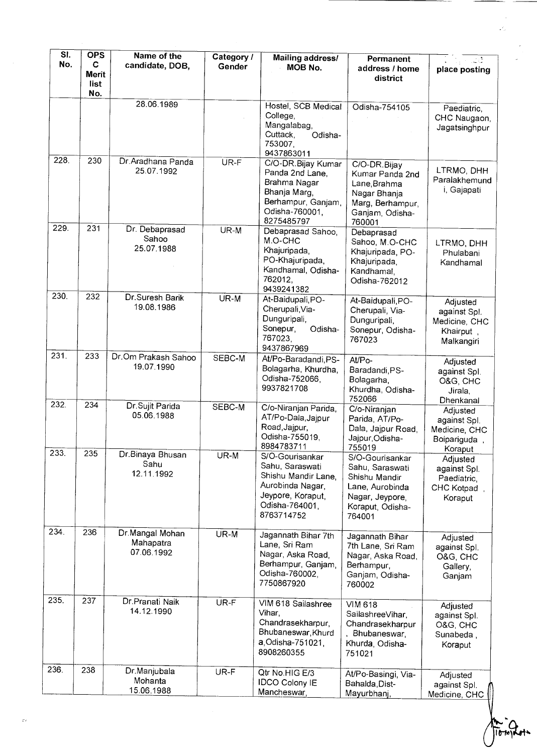| Sl. No. | OPS C Merit list No. | Name of the candidate, DOB, | Category / Gender | Mailing address/ MOB No. | Permanent address / home district | place posting |
|---|---|---|---|---|---|---|
| | | 28.06.1989 | | Hostel, SCB Medical College, Mangalabag, Cuttack, Odisha-753007, 9437863011 | Odisha-754105 | Paediatric, CHC Naugaon, Jagatsinghpur |
| 228. | 230 | Dr.Aradhana Panda 25.07.1992 | UR-F | C/O-DR.Bijay Kumar Panda 2nd Lane, Brahma Nagar Bhanja Marg, Berhampur, Ganjam, Odisha-760001, 8275485797 | C/O-DR.Bijay Kumar Panda 2nd Lane,Brahma Nagar Bhanja Marg, Berhampur, Ganjam, Odisha-760001 | LTRMO, DHH Paralakhemundi, Gajapati |
| 229. | 231 | Dr. Debaprasad Sahoo 25.07.1988 | UR-M | Debaprasad Sahoo, M.O-CHC Khajuripada, PO-Khajuripada, Kandhamal, Odisha-762012, 9439241382 | Debaprasad Sahoo, M.O-CHC Khajuripada, PO-Khajuripada, Kandhamal, Odisha-762012 | LTRMO, DHH Phulabani Kandhamal |
| 230. | 232 | Dr.Suresh Barik 19.08.1986 | UR-M | At-Baidupali,PO-Cherupali,Via-Dunguripali, Sonepur, Odisha-767023, 9437867969 | At-Baidupali,PO-Cherupali, Via-Dunguripali, Sonepur, Odisha-767023 | Adjusted against Spl. Medicine, CHC Khairput , Malkangiri |
| 231. | 233 | Dr.Om Prakash Sahoo 19.07.1990 | SEBC-M | At/Po-Baradandi,PS-Bolagarha, Khurdha, Odisha-752066, 9937821708 | At/Po-Baradandi,PS-Bolagarha, Khurdha, Odisha-752066 | Adjusted against Spl. O&G, CHC Jirala, Dhenkanal |
| 232. | 234 | Dr.Sujit Parida 05.06.1988 | SEBC-M | C/o-Niranjan Parida, AT/Po-Dala,Jajpur Road,Jajpur, Odisha-755019, 8984783711 | C/o-Niranjan Parida, AT/Po-Dala, Jajpur Road, Jajpur,Odisha-755019 | Adjusted against Spl. Medicine, CHC Boipariguda , Koraput |
| 233. | 235 | Dr.Binaya Bhusan Sahu 12.11.1992 | UR-M | S/O-Gourisankar Sahu, Saraswati Shishu Mandir Lane, Aurobinda Nagar, Jeypore, Koraput, Odisha-764001, 8763714752 | S/O-Gourisankar Sahu, Saraswati Shishu Mandir Lane, Aurobinda Nagar, Jeypore, Koraput, Odisha-764001 | Adjusted against Spl. Paediatric, CHC Kotpad , Koraput |
| 234. | 236 | Dr.Mangal Mohan Mahapatra 07.06.1992 | UR-M | Jagannath Bihar 7th Lane, Sri Ram Nagar, Aska Road, Berhampur, Ganjam, Odisha-760002, 7750867920 | Jagannath Bihar 7th Lane, Sri Ram Nagar, Aska Road, Berhampur, Ganjam, Odisha-760002 | Adjusted against Spl. O&G, CHC Gallery, Ganjam |
| 235. | 237 | Dr.Pranati Naik 14.12.1990 | UR-F | VIM 618 Sailashree Vihar, Chandrasekharpur, Bhubaneswar,Khurda,Odisha-751021, 8908260355 | VIM 618 SailashreeVihar, Chandrasekharpur , Bhubaneswar, Khurda, Odisha-751021 | Adjusted against Spl. O&G, CHC Sunabeda , Koraput |
| 236. | 238 | Dr.Manjubala Mohanta 15.06.1988 | UR-F | Qtr No.HIG E/3 IDCO Colony IE Mancheswar, | At/Po-Basingi, Via-Bahalda,Dist-Mayurbhanj, | Adjusted against Spl. Medicine, CHC |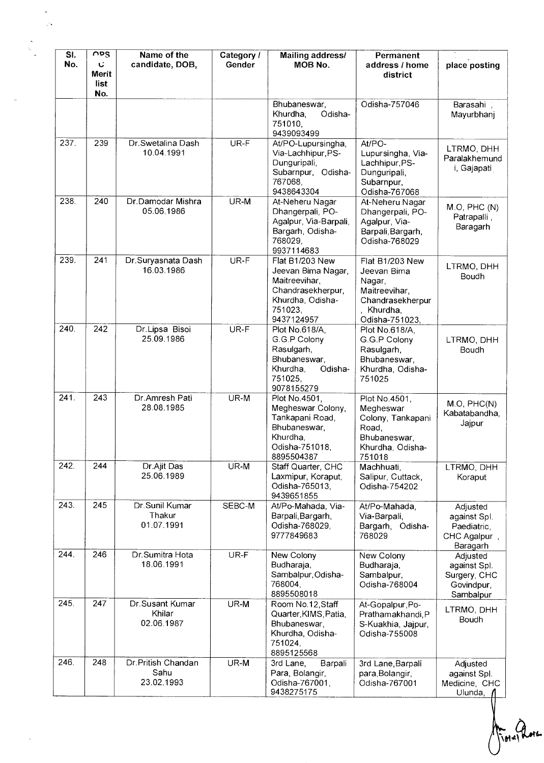| Sl. No. | OPS C Merit list No. | Name of the candidate, DOB, | Category / Gender | Mailing address/ MOB No. | Permanent address / home district | place posting |
|---|---|---|---|---|---|---|
| | | | | Bhubaneswar, Khurdha, Odisha-751010, 9439093499 | Odisha-757046 | Barasahi , Mayurbhanj |
| 237. | 239 | Dr.Swetalina Dash 10.04.1991 | UR-F | At/PO-Lupursingha, Via-Lachhipur,PS-Dunguripali, Subarnpur, Odisha-767068, 9438643304 | At/PO-Lupursingha, Via-Lachhipur,PS-Dunguripali, Subarnpur, Odisha-767068 | LTRMO, DHH Paralakhemundi, Gajapati |
| 238. | 240 | Dr.Damodar Mishra 05.06.1986 | UR-M | At-Neheru Nagar Dhangerpali, PO-Agalpur, Via-Barpali, Bargarh, Odisha-768029, 9937114683 | At-Neheru Nagar Dhangerpali, PO-Agalpur, Via-Barpali,Bargarh, Odisha-768029 | M.O, PHC (N) Patrapalli , Baragarh |
| 239. | 241 | Dr.Suryasnata Dash 16.03.1986 | UR-F | Flat B1/203 New Jeevan Bima Nagar, Maitreevihar, Chandrasekherpur, Khurdha, Odisha-751023, 9437124957 | Flat B1/203 New Jeevan Bima Nagar, Maitreevihar, Chandrasekherpur , Khurdha, Odisha-751023, | LTRMO, DHH Boudh |
| 240. | 242 | Dr.Lipsa Bisoi 25.09.1986 | UR-F | Plot No.618/A, G.G.P Colony Rasulgarh, Bhubaneswar, Khurdha, Odisha-751025, 9078155279 | Plot No.618/A, G.G.P Colony Rasulgarh, Bhubaneswar, Khurdha, Odisha-751025 | LTRMO, DHH Boudh |
| 241. | 243 | Dr.Amresh Pati 28.08.1985 | UR-M | Plot No.4501, Megheswar Colony, Tankapani Road, Bhubaneswar, Khurdha, Odisha-751018, 8895504387 | Plot No.4501, Megheswar Colony, Tankapani Road, Bhubaneswar, Khurdha, Odisha-751018 | M.O, PHC(N) Kabatabandha, Jajpur |
| 242. | 244 | Dr.Ajit Das 25.06.1989 | UR-M | Staff Quarter, CHC Laxmipur, Koraput, Odisha-765013, 9439651855 | Machhuati, Salipur, Cuttack, Odisha-754202 | LTRMO, DHH Koraput |
| 243. | 245 | Dr.Sunil Kumar Thakur 01.07.1991 | SEBC-M | At/Po-Mahada, Via-Barpali,Bargarh, Odisha-768029, 9777849683 | At/Po-Mahada, Via-Barpali, Bargarh, Odisha-768029 | Adjusted against Spl. Paediatric, CHC Agalpur , Baragarh |
| 244. | 246 | Dr.Sumitra Hota 18.06.1991 | UR-F | New Colony Budharaja, Sambalpur,Odisha-768004, 8895508018 | New Colony Budharaja, Sambalpur, Odisha-768004 | Adjusted against Spl. Surgery, CHC Govindpur, Sambalpur |
| 245. | 247 | Dr.Susant Kumar Khilar 02.06.1987 | UR-M | Room No.12,Staff Quarter,KIMS,Patia, Bhubaneswar, Khurdha, Odisha-751024, 8895125568 | At-Gopalpur,Po-Prathamakhandi,PS-Kuakhia, Jajpur, Odisha-755008 | LTRMO, DHH Boudh |
| 246. | 248 | Dr.Pritish Chandan Sahu 23.02.1993 | UR-M | 3rd Lane, Barpali Para, Bolangir, Odisha-767001, 9438275175 | 3rd Lane,Barpali para,Bolangir, Odisha-767001 | Adjusted against Spl. Medicine, CHC Ulunda, |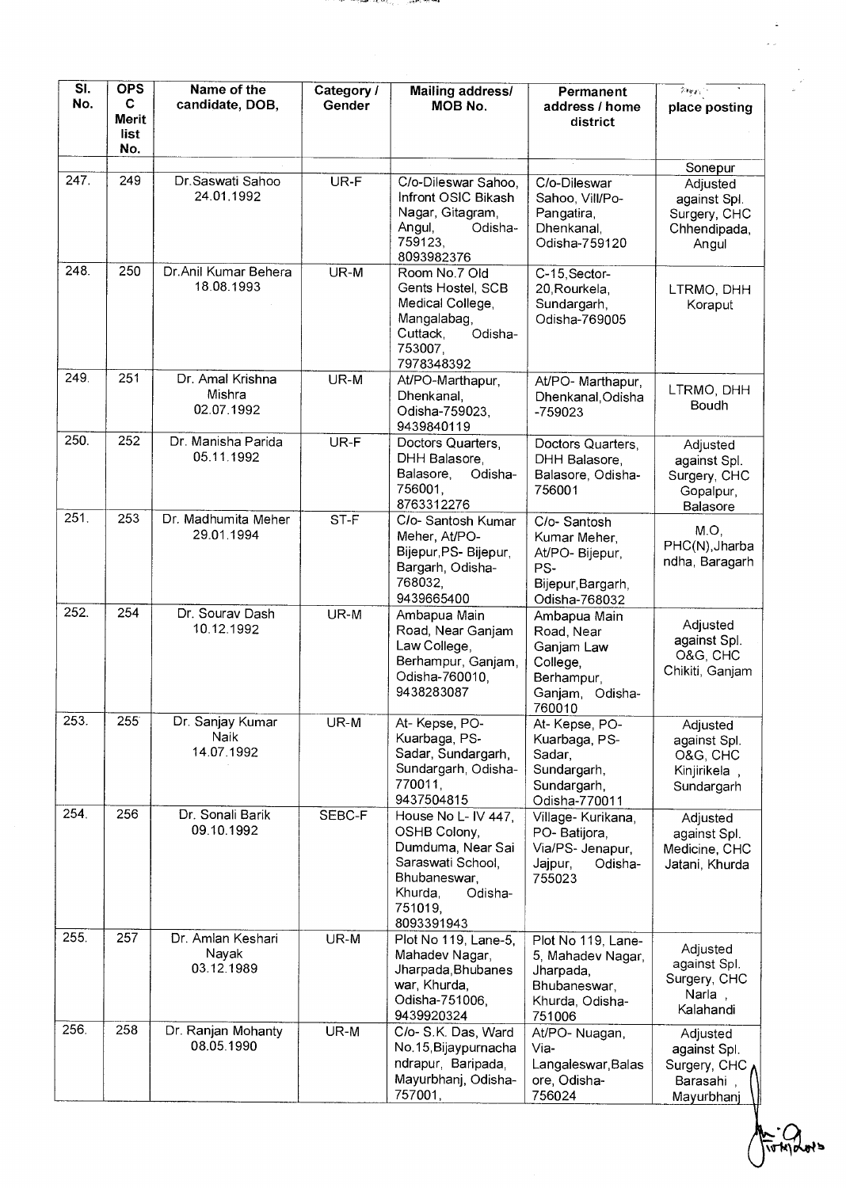| Sl. No. | OPS C Merit list No. | Name of the candidate, DOB, | Category / Gender | Mailing address/ MOB No. | Permanent address / home district | place posting |
|---|---|---|---|---|---|---|
| | | | | | | Sonepur |
| 247. | 249 | Dr.Saswati Sahoo 24.01.1992 | UR-F | C/o-Dileswar Sahoo, Infront OSIC Bikash Nagar, Gitagram, Angul, Odisha-759123, 8093982376 | C/o-Dileswar Sahoo, Vill/Po-Pangatira, Dhenkanal, Odisha-759120 | Adjusted against Spl. Surgery, CHC Chhendipada, Angul |
| 248. | 250 | Dr.Anil Kumar Behera 18.08.1993 | UR-M | Room No.7 Old Gents Hostel, SCB Medical College, Mangalabag, Cuttack, Odisha-753007, 7978348392 | C-15,Sector-20,Rourkela, Sundargarh, Odisha-769005 | LTRMO, DHH Koraput |
| 249. | 251 | Dr. Amal Krishna Mishra 02.07.1992 | UR-M | At/PO-Marthapur, Dhenkanal, Odisha-759023, 9439840119 | At/PO- Marthapur, Dhenkanal,Odisha -759023 | LTRMO, DHH Boudh |
| 250. | 252 | Dr. Manisha Parida 05.11.1992 | UR-F | Doctors Quarters, DHH Balasore, Balasore, Odisha-756001, 8763312276 | Doctors Quarters, DHH Balasore, Balasore, Odisha-756001 | Adjusted against Spl. Surgery, CHC Gopalpur, Balasore |
| 251. | 253 | Dr. Madhumita Meher 29.01.1994 | ST-F | C/o- Santosh Kumar Meher, At/PO-Bijepur,PS- Bijepur, Bargarh, Odisha-768032, 9439665400 | C/o- Santosh Kumar Meher, At/PO- Bijepur, PS-Bijepur,Bargarh, Odisha-768032 | M.O, PHC(N),Jharbandha, Baragarh |
| 252. | 254 | Dr. Sourav Dash 10.12.1992 | UR-M | Ambapua Main Road, Near Ganjam Law College, Berhampur, Ganjam, Odisha-760010, 9438283087 | Ambapua Main Road, Near Ganjam Law College, Berhampur, Ganjam, Odisha-760010 | Adjusted against Spl. O&G, CHC Chikiti, Ganjam |
| 253. | 255 | Dr. Sanjay Kumar Naik 14.07.1992 | UR-M | At- Kepse, PO-Kuarbaga, PS-Sadar, Sundargarh, Sundargarh, Odisha-770011, 9437504815 | At- Kepse, PO-Kuarbaga, PS-Sadar, Sundargarh, Sundargarh, Odisha-770011 | Adjusted against Spl. O&G, CHC Kinjirikela , Sundargarh |
| 254. | 256 | Dr. Sonali Barik 09.10.1992 | SEBC-F | House No L- IV 447, OSHB Colony, Dumduma, Near Sai Saraswati School, Bhubaneswar, Khurda, Odisha-751019, 8093391943 | Village- Kurikana, PO- Batijora, Via/PS- Jenapur, Jajpur, Odisha-755023 | Adjusted against Spl. Medicine, CHC Jatani, Khurda |
| 255. | 257 | Dr. Amlan Keshari Nayak 03.12.1989 | UR-M | Plot No 119, Lane-5, Mahadev Nagar, Jharpada,Bhubaneswar, Khurda, Odisha-751006, 9439920324 | Plot No 119, Lane-5, Mahadev Nagar, Jharpada, Bhubaneswar, Khurda, Odisha-751006 | Adjusted against Spl. Surgery, CHC Narla , Kalahandi |
| 256. | 258 | Dr. Ranjan Mohanty 08.05.1990 | UR-M | C/o- S.K. Das, Ward No.15,Bijaypurnachandrapur, Baripada, Mayurbhanj, Odisha-757001, | At/PO- Nuagan, Via-Langaleswar,Balasore, Odisha-756024 | Adjusted against Spl. Surgery, CHC Barasahi , Mayurbhanj |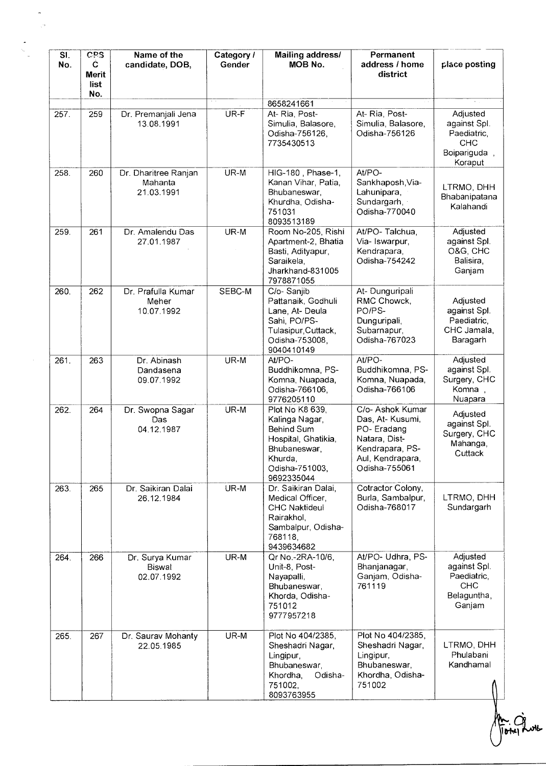| Sl. No. | CPS C Merit list No. | Name of the candidate, DOB, | Category / Gender | Mailing address/ MOB No. | Permanent address / home district | place posting |
|---|---|---|---|---|---|---|
| | | | | 8658241661 | | |
| 257. | 259 | Dr. Premanjali Jena 13.08.1991 | UR-F | At- Ria, Post- Simulia, Balasore, Odisha-756126, 7735430513 | At- Ria, Post- Simulia, Balasore, Odisha-756126 | Adjusted against Spl. Paediatric, CHC Boipariguda , Koraput |
| 258. | 260 | Dr. Dharitree Ranjan Mahanta 21.03.1991 | UR-M | HIG-180 , Phase-1, Kanan Vihar, Patia, Bhubaneswar, Khurdha, Odisha-751031 8093513189 | At/PO- Sankhaposh,Via- Lahunipara, Sundargarh, Odisha-770040 | LTRMO, DHH Bhabanipatana Kalahandi |
| 259. | 261 | Dr. Amalendu Das 27.01.1987 | UR-M | Room No-205, Rishi Apartment-2, Bhatia Basti, Adityapur, Saraikela, Jharkhand-831005 7978871055 | At/PO- Talchua, Via- Iswarpur, Kendrapara, Odisha-754242 | Adjusted against Spl. O&G, CHC Balisira, Ganjam |
| 260. | 262 | Dr. Prafulla Kumar Meher 10.07.1992 | SEBC-M | C/o- Sanjib Pattanaik, Godhuli Lane, At- Deula Sahi, PO/PS- Tulasipur,Cuttack, Odisha-753008, 9040410149 | At- Dunguripali RMC Chowck, PO/PS- Dunguripali, Subarnapur, Odisha-767023 | Adjusted against Spl. Paediatric, CHC Jamala, Baragarh |
| 261. | 263 | Dr. Abinash Dandasena 09.07.1992 | UR-M | At/PO- Buddhikomna, PS- Komna, Nuapada, Odisha-766106, 9776205110 | At/PO- Buddhikomna, PS- Komna, Nuapada, Odisha-766106 | Adjusted against Spl. Surgery, CHC Komna , Nuapara |
| 262. | 264 | Dr. Swopna Sagar Das 04.12.1987 | UR-M | Plot No K8 639, Kalinga Nagar, Behind Sum Hospital, Ghatikia, Bhubaneswar, Khurda, Odisha-751003, 9692335044 | C/o- Ashok Kumar Das, At- Kusumi, PO- Eradang Natara, Dist- Kendrapara, PS- Aul, Kendrapara, Odisha-755061 | Adjusted against Spl. Surgery, CHC Mahanga, Cuttack |
| 263. | 265 | Dr. Saikiran Dalai 26.12.1984 | UR-M | Dr. Saikiran Dalai, Medical Officer, CHC Naktideul Rairakhol, Sambalpur, Odisha-768118, 9439634682 | Cotractor Colony, Burla, Sambalpur, Odisha-768017 | LTRMO, DHH Sundargarh |
| 264. | 266 | Dr. Surya Kumar Biswal 02.07.1992 | UR-M | Qr No.-2RA-10/6, Unit-8, Post- Nayapalli, Bhubaneswar, Khorda, Odisha-751012 9777957218 | At/PO- Udhra, PS- Bhanjanagar, Ganjam, Odisha-761119 | Adjusted against Spl. Paediatric, CHC Belaguntha, Ganjam |
| 265. | 267 | Dr. Saurav Mohanty 22.05.1985 | UR-M | Plot No 404/2385, Sheshadri Nagar, Lingipur, Bhubaneswar, Khordha, Odisha-751002, 8093763955 | Plot No 404/2385, Sheshadri Nagar, Lingipur, Bhubaneswar, Khordha, Odisha-751002 | LTRMO, DHH Phulabani Kandhamal |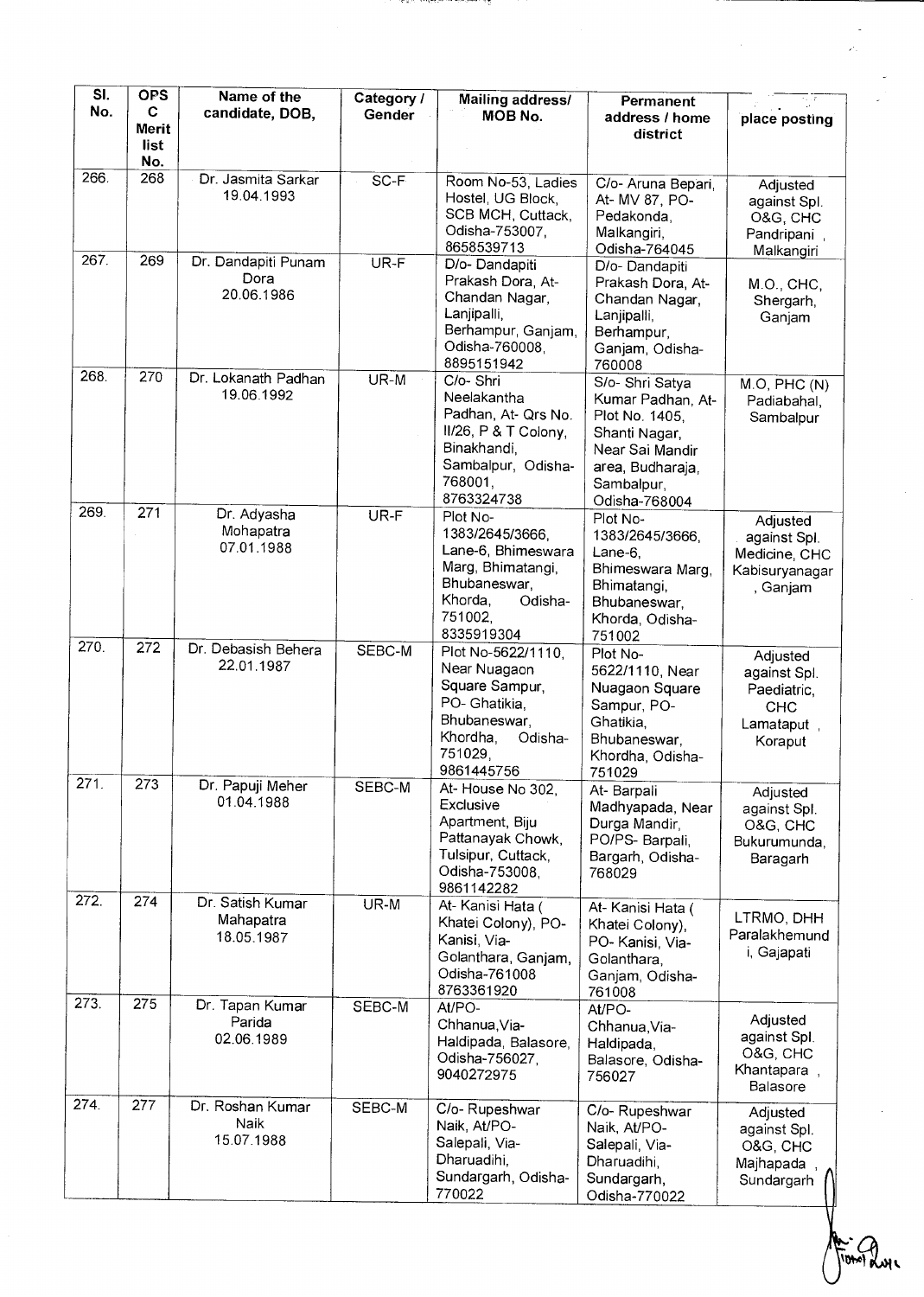| Sl. No. | OPS C Merit list No. | Name of the candidate, DOB, | Category / Gender | Mailing address/ MOB No. | Permanent address / home district | place posting |
|---|---|---|---|---|---|---|
| 266. | 268 | Dr. Jasmita Sarkar 19.04.1993 | SC-F | Room No-53, Ladies Hostel, UG Block, SCB MCH, Cuttack, Odisha-753007, 8658539713 | C/o- Aruna Bepari, At- MV 87, PO- Pedakonda, Malkangiri, Odisha-764045 | Adjusted against Spl. O&G, CHC Pandripani , Malkangiri |
| 267. | 269 | Dr. Dandapiti Punam Dora 20.06.1986 | UR-F | D/o- Dandapiti Prakash Dora, At- Chandan Nagar, Lanjipalli, Berhampur, Ganjam, Odisha-760008, 8895151942 | D/o- Dandapiti Prakash Dora, At- Chandan Nagar, Lanjipalli, Berhampur, Ganjam, Odisha-760008 | M.O., CHC, Shergarh, Ganjam |
| 268. | 270 | Dr. Lokanath Padhan 19.06.1992 | UR-M | C/o- Shri Neelakantha Padhan, At- Qrs No. II/26, P & T Colony, Binakhandi, Sambalpur, Odisha-768001, 8763324738 | S/o- Shri Satya Kumar Padhan, At- Plot No. 1405, Shanti Nagar, Near Sai Mandir area, Budharaja, Sambalpur, Odisha-768004 | M.O, PHC (N) Padiabahal, Sambalpur |
| 269. | 271 | Dr. Adyasha Mohapatra 07.01.1988 | UR-F | Plot No- 1383/2645/3666, Lane-6, Bhimeswara Marg, Bhimatangi, Bhubaneswar, Khorda, Odisha-751002, 8335919304 | Plot No- 1383/2645/3666, Lane-6, Bhimeswara Marg, Bhimatangi, Bhubaneswar, Khorda, Odisha-751002 | Adjusted against Spl. Medicine, CHC Kabisuryanagar , Ganjam |
| 270. | 272 | Dr. Debasish Behera 22.01.1987 | SEBC-M | Plot No-5622/1110, Near Nuagaon Square Sampur, PO- Ghatikia, Bhubaneswar, Khordha, Odisha-751029, 9861445756 | Plot No- 5622/1110, Near Nuagaon Square Sampur, PO- Ghatikia, Bhubaneswar, Khordha, Odisha-751029 | Adjusted against Spl. Paediatric, CHC Lamataput , Koraput |
| 271. | 273 | Dr. Papuji Meher 01.04.1988 | SEBC-M | At- House No 302, Exclusive Apartment, Biju Pattanayak Chowk, Tulsipur, Cuttack, Odisha-753008, 9861142282 | At- Barpali Madhyapada, Near Durga Mandir, PO/PS- Barpali, Bargarh, Odisha-768029 | Adjusted against Spl. O&G, CHC Bukurumunda, Baragarh |
| 272. | 274 | Dr. Satish Kumar Mahapatra 18.05.1987 | UR-M | At- Kanisi Hata ( Khatei Colony), PO- Kanisi, Via- Golanthara, Ganjam, Odisha-761008 8763361920 | At- Kanisi Hata ( Khatei Colony), PO- Kanisi, Via- Golanthara, Ganjam, Odisha-761008 | LTRMO, DHH Paralakhemundi, Gajapati |
| 273. | 275 | Dr. Tapan Kumar Parida 02.06.1989 | SEBC-M | At/PO- Chhanua,Via- Haldipada, Balasore, Odisha-756027, 9040272975 | At/PO- Chhanua,Via- Haldipada, Balasore, Odisha-756027 | Adjusted against Spl. O&G, CHC Khantapara , Balasore |
| 274. | 277 | Dr. Roshan Kumar Naik 15.07.1988 | SEBC-M | C/o- Rupeshwar Naik, At/PO- Salepali, Via- Dharuadihi, Sundargarh, Odisha-770022 | C/o- Rupeshwar Naik, At/PO- Salepali, Via- Dharuadihi, Sundargarh, Odisha-770022 | Adjusted against Spl. O&G, CHC Majhapada , Sundargarh |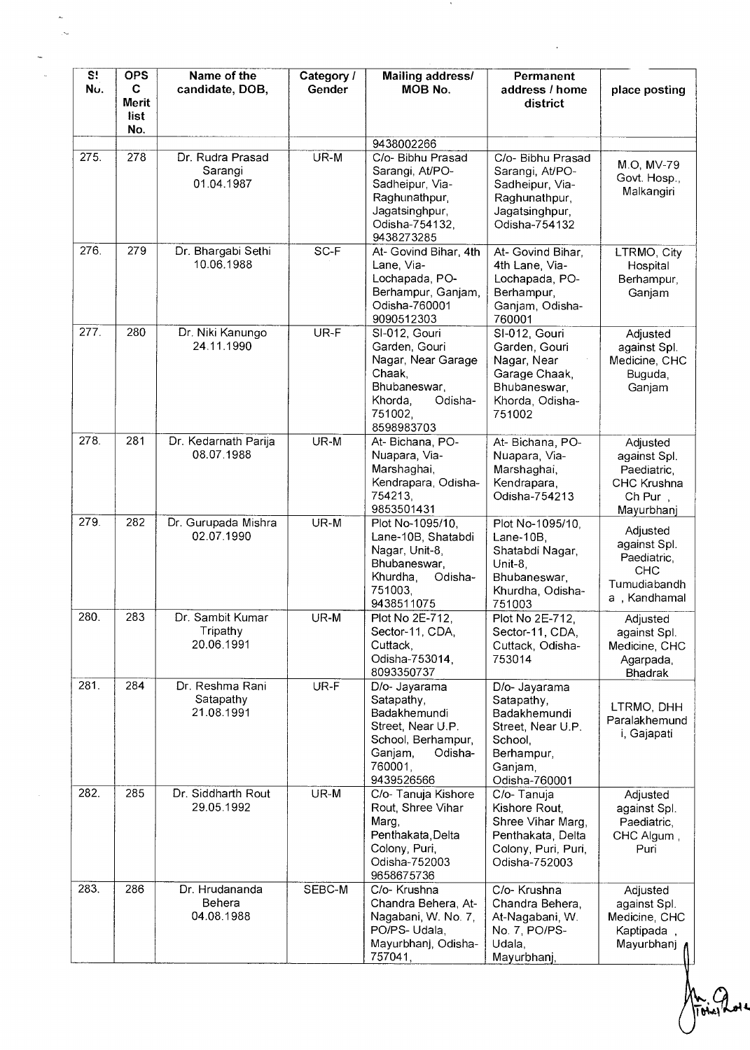| Sl No. | OPSC Merit list No. | Name of the candidate, DOB, | Category / Gender | Mailing address/ MOB No. | Permanent address / home district | place posting |
|---|---|---|---|---|---|---|
| | | | | 9438002266 | | |
| 275. | 278 | Dr. Rudra Prasad Sarangi 01.04.1987 | UR-M | C/o- Bibhu Prasad Sarangi, At/PO- Sadheipur, Via- Raghunathpur, Jagatsinghpur, Odisha-754132, 9438273285 | C/o- Bibhu Prasad Sarangi, At/PO- Sadheipur, Via- Raghunathpur, Jagatsinghpur, Odisha-754132 | M.O, MV-79 Govt. Hosp., Malkangiri |
| 276. | 279 | Dr. Bhargabi Sethi 10.06.1988 | SC-F | At- Govind Bihar, 4th Lane, Via- Lochapada, PO- Berhampur, Ganjam, Odisha-760001 9090512303 | At- Govind Bihar, 4th Lane, Via- Lochapada, PO- Berhampur, Ganjam, Odisha- 760001 | LTRMO, City Hospital Berhampur, Ganjam |
| 277. | 280 | Dr. Niki Kanungo 24.11.1990 | UR-F | SI-012, Gouri Garden, Gouri Nagar, Near Garage Chaak, Bhubaneswar, Khorda, Odisha- 751002, 8598983703 | SI-012, Gouri Garden, Gouri Nagar, Near Garage Chaak, Bhubaneswar, Khorda, Odisha- 751002 | Adjusted against Spl. Medicine, CHC Buguda, Ganjam |
| 278. | 281 | Dr. Kedarnath Parija 08.07.1988 | UR-M | At- Bichana, PO- Nuapara, Via- Marshaghai, Kendrapara, Odisha- 754213, 9853501431 | At- Bichana, PO- Nuapara, Via- Marshaghai, Kendrapara, Odisha-754213 | Adjusted against Spl. Paediatric, CHC Krushna Ch Pur , Mayurbhanj |
| 279. | 282 | Dr. Gurupada Mishra 02.07.1990 | UR-M | Plot No-1095/10, Lane-10B, Shatabdi Nagar, Unit-8, Bhubaneswar, Khurdha, Odisha- 751003, 9438511075 | Plot No-1095/10, Lane-10B, Shatabdi Nagar, Unit-8, Bhubaneswar, Khurdha, Odisha- 751003 | Adjusted against Spl. Paediatric, CHC Tumudiabandha , Kandhamal |
| 280. | 283 | Dr. Sambit Kumar Tripathy 20.06.1991 | UR-M | Plot No 2E-712, Sector-11, CDA, Cuttack, Odisha-753014, 8093350737 | Plot No 2E-712, Sector-11, CDA, Cuttack, Odisha- 753014 | Adjusted against Spl. Medicine, CHC Agarpada, Bhadrak |
| 281. | 284 | Dr. Reshma Rani Satapathy 21.08.1991 | UR-F | D/o- Jayarama Satapathy, Badakhemundi Street, Near U.P. School, Berhampur, Ganjam, Odisha- 760001, 9439526566 | D/o- Jayarama Satapathy, Badakhemundi Street, Near U.P. School, Berhampur, Ganjam, Odisha-760001 | LTRMO, DHH Paralakhemundi, Gajapati |
| 282. | 285 | Dr. Siddharth Rout 29.05.1992 | UR-M | C/o- Tanuja Kishore Rout, Shree Vihar Marg, Penthakata,Delta Colony, Puri, Odisha-752003 9658675736 | C/o- Tanuja Kishore Rout, Shree Vihar Marg, Penthakata, Delta Colony, Puri, Puri, Odisha-752003 | Adjusted against Spl. Paediatric, CHC Algum , Puri |
| 283. | 286 | Dr. Hrudananda Behera 04.08.1988 | SEBC-M | C/o- Krushna Chandra Behera, At- Nagabani, W. No. 7, PO/PS- Udala, Mayurbhanj, Odisha- 757041, | C/o- Krushna Chandra Behera, At-Nagabani, W. No. 7, PO/PS- Udala, Mayurbhanj, | Adjusted against Spl. Medicine, CHC Kaptipada , Mayurbhanj |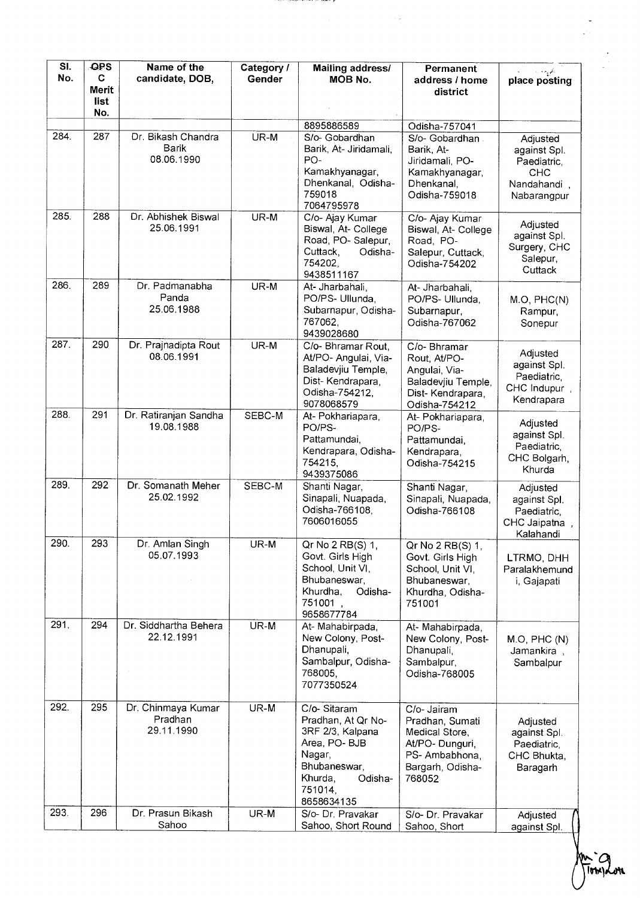| Sl. No. | OPSC Merit list No. | Name of the candidate, DOB, | Category / Gender | Mailing address/ MOB No. | Permanent address / home district | place posting |
|---|---|---|---|---|---|---|
| | | | | 8895886589 | Odisha-757041 | |
| 284. | 287 | Dr. Bikash Chandra Barik 08.06.1990 | UR-M | S/o- Gobardhan Barik, At- Jiridamali, PO- Kamakhyanagar, Dhenkanal, Odisha-759018 7064795978 | S/o- Gobardhan Barik, At- Jiridamali, PO- Kamakhyanagar, Dhenkanal, Odisha-759018 | Adjusted against Spl. Paediatric, CHC Nandahandi , Nabarangpur |
| 285. | 288 | Dr. Abhishek Biswal 25.06.1991 | UR-M | C/o- Ajay Kumar Biswal, At- College Road, PO- Salepur, Cuttack, Odisha-754202, 9438511167 | C/o- Ajay Kumar Biswal, At- College Road, PO- Salepur, Cuttack, Odisha-754202 | Adjusted against Spl. Surgery, CHC Salepur, Cuttack |
| 286. | 289 | Dr. Padmanabha Panda 25.06.1988 | UR-M | At- Jharbahali, PO/PS- Ullunda, Subarnapur, Odisha-767062, 9439028680 | At- Jharbahali, PO/PS- Ullunda, Subarnapur, Odisha-767062 | M.O, PHC(N) Rampur, Sonepur |
| 287. | 290 | Dr. Prajnadipta Rout 08.06.1991 | UR-M | C/o- Bhramar Rout, At/PO- Angulai, Via- Baladevjiu Temple, Dist- Kendrapara, Odisha-754212, 9078068579 | C/o- Bhramar Rout, At/PO- Angulai, Via- Baladevjiu Temple, Dist- Kendrapara, Odisha-754212 | Adjusted against Spl. Paediatric, CHC Indupur , Kendrapara |
| 288. | 291 | Dr. Ratiranjan Sandha 19.08.1988 | SEBC-M | At- Pokhariapara, PO/PS- Pattamundai, Kendrapara, Odisha-754215, 9439375086 | At- Pokhariapara, PO/PS- Pattamundai, Kendrapara, Odisha-754215 | Adjusted against Spl. Paediatric, CHC Bolgarh, Khurda |
| 289. | 292 | Dr. Somanath Meher 25.02.1992 | SEBC-M | Shanti Nagar, Sinapali, Nuapada, Odisha-766108, 7606016055 | Shanti Nagar, Sinapali, Nuapada, Odisha-766108 | Adjusted against Spl. Paediatric, CHC Jaipatna , Kalahandi |
| 290. | 293 | Dr. Amlan Singh 05.07.1993 | UR-M | Qr No 2 RB(S) 1, Govt. Girls High School, Unit VI, Bhubaneswar, Khurdha, Odisha-751001 , 9658677784 | Qr No 2 RB(S) 1, Govt. Girls High School, Unit VI, Bhubaneswar, Khurdha, Odisha-751001 | LTRMO, DHH Paralakhemundi, Gajapati |
| 291. | 294 | Dr. Siddhartha Behera 22.12.1991 | UR-M | At- Mahabirpada, New Colony, Post- Dhanupali, Sambalpur, Odisha-768005, 7077350524 | At- Mahabirpada, New Colony, Post- Dhanupali, Sambalpur, Odisha-768005 | M.O, PHC (N) Jamankira , Sambalpur |
| 292. | 295 | Dr. Chinmaya Kumar Pradhan 29.11.1990 | UR-M | C/o- Sitaram Pradhan, At Qr No- 3RF 2/3, Kalpana Area, PO- BJB Nagar, Bhubaneswar, Khurda, Odisha-751014, 8658634135 | C/o- Jairam Pradhan, Sumati Medical Store, At/PO- Dunguri, PS- Ambabhona, Bargarh, Odisha-768052 | Adjusted against Spl. Paediatric, CHC Bhukta, Baragarh |
| 293. | 296 | Dr. Prasun Bikash Sahoo | UR-M | S/o- Dr. Pravakar Sahoo, Short Round | S/o- Dr. Pravakar Sahoo, Short | Adjusted against Spl. |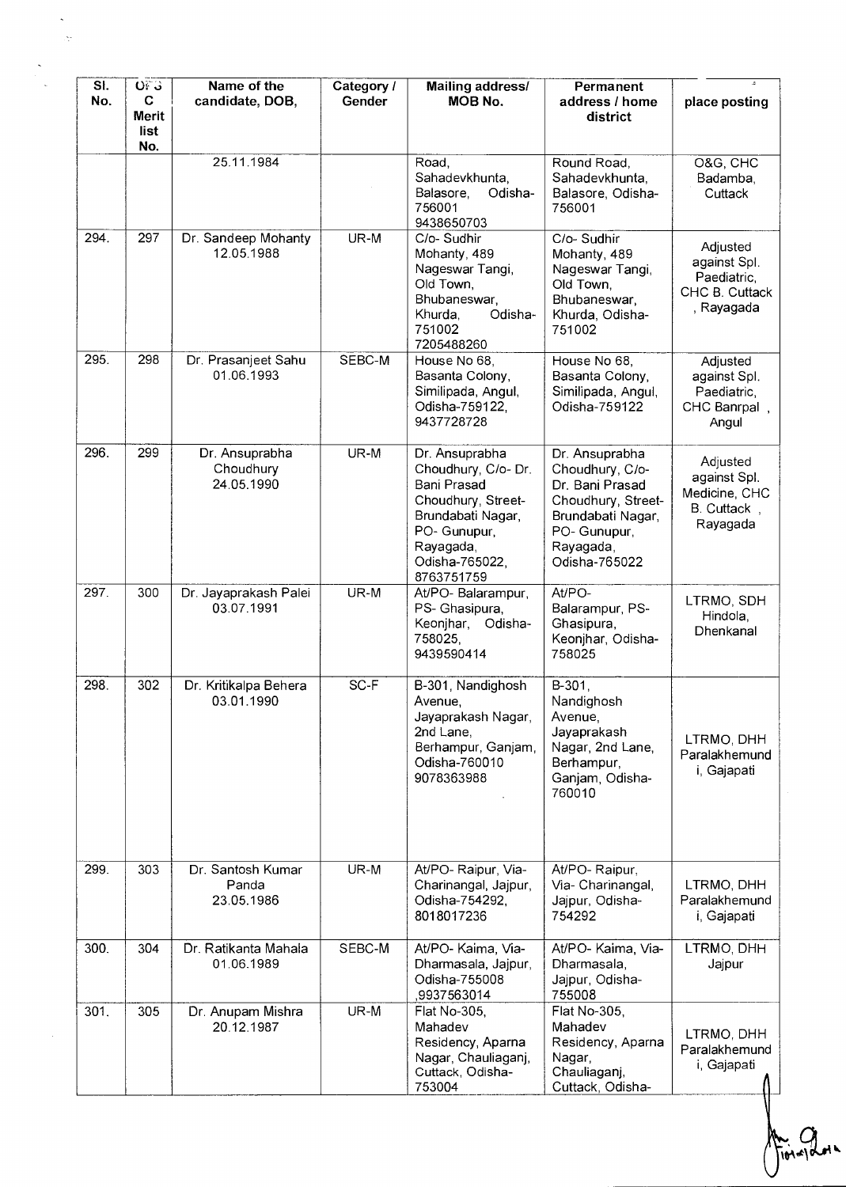| Sl. No. | OPSC Merit list No. | Name of the candidate, DOB, | Category / Gender | Mailing address/ MOB No. | Permanent address / home district | place posting |
|---|---|---|---|---|---|---|
| | | 25.11.1984 | | Road, Sahadevkhunta, Balasore, Odisha-756001 9438650703 | Round Road, Sahadevkhunta, Balasore, Odisha-756001 | O&G, CHC Badamba, Cuttack |
| 294. | 297 | Dr. Sandeep Mohanty 12.05.1988 | UR-M | C/o- Sudhir Mohanty, 489 Nageswar Tangi, Old Town, Bhubaneswar, Khurda, Odisha-751002 7205488260 | C/o- Sudhir Mohanty, 489 Nageswar Tangi, Old Town, Bhubaneswar, Khurda, Odisha-751002 | Adjusted against Spl. Paediatric, CHC B. Cuttack , Rayagada |
| 295. | 298 | Dr. Prasanjeet Sahu 01.06.1993 | SEBC-M | House No 68, Basanta Colony, Similipada, Angul, Odisha-759122, 9437728728 | House No 68, Basanta Colony, Similipada, Angul, Odisha-759122 | Adjusted against Spl. Paediatric, CHC Banrpal , Angul |
| 296. | 299 | Dr. Ansuprabha Choudhury 24.05.1990 | UR-M | Dr. Ansuprabha Choudhury, C/o- Dr. Bani Prasad Choudhury, Street-Brundabati Nagar, PO- Gunupur, Rayagada, Odisha-765022, 8763751759 | Dr. Ansuprabha Choudhury, C/o- Dr. Bani Prasad Choudhury, Street-Brundabati Nagar, PO- Gunupur, Rayagada, Odisha-765022 | Adjusted against Spl. Medicine, CHC B. Cuttack , Rayagada |
| 297. | 300 | Dr. Jayaprakash Palei 03.07.1991 | UR-M | At/PO- Balarampur, PS- Ghasipura, Keonjhar, Odisha-758025, 9439590414 | At/PO- Balarampur, PS- Ghasipura, Keonjhar, Odisha-758025 | LTRMO, SDH Hindola, Dhenkanal |
| 298. | 302 | Dr. Kritikalpa Behera 03.01.1990 | SC-F | B-301, Nandighosh Avenue, Jayaprakash Nagar, 2nd Lane, Berhampur, Ganjam, Odisha-760010 9078363988 | B-301, Nandighosh Avenue, Jayaprakash Nagar, 2nd Lane, Berhampur, Ganjam, Odisha-760010 | LTRMO, DHH Paralakhemundi, Gajapati |
| 299. | 303 | Dr. Santosh Kumar Panda 23.05.1986 | UR-M | At/PO- Raipur, Via-Charinangal, Jajpur, Odisha-754292, 8018017236 | At/PO- Raipur, Via- Charinangal, Jajpur, Odisha-754292 | LTRMO, DHH Paralakhemundi, Gajapati |
| 300. | 304 | Dr. Ratikanta Mahala 01.06.1989 | SEBC-M | At/PO- Kaima, Via-Dharmasala, Jajpur, Odisha-755008 ,9937563014 | At/PO- Kaima, Via-Dharmasala, Jajpur, Odisha-755008 | LTRMO, DHH Jajpur |
| 301. | 305 | Dr. Anupam Mishra 20.12.1987 | UR-M | Flat No-305, Mahadev Residency, Aparna Nagar, Chauliaganj, Cuttack, Odisha-753004 | Flat No-305, Mahadev Residency, Aparna Nagar, Chauliaganj, Cuttack, Odisha- | LTRMO, DHH Paralakhemundi, Gajapati |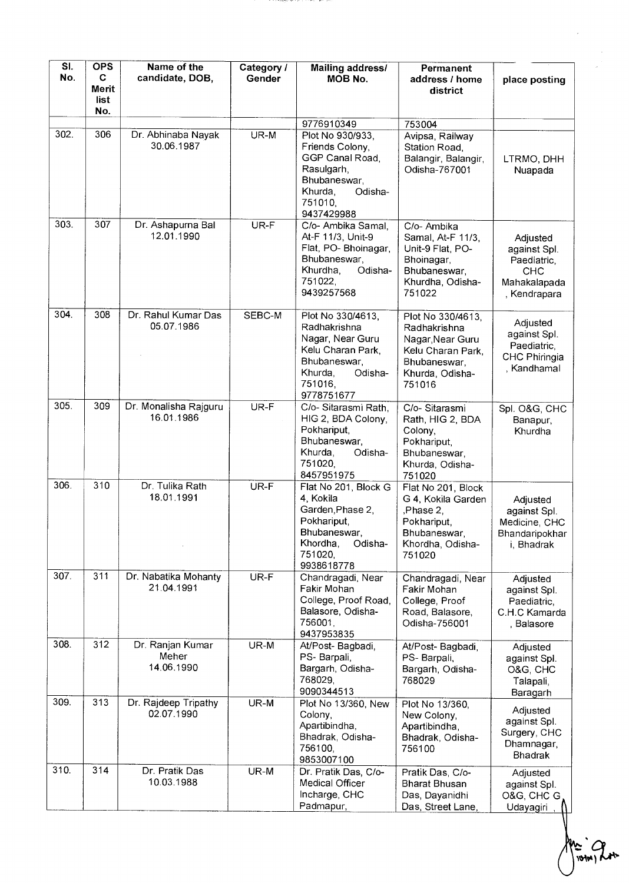| Sl. No. | OPSC Merit list No. | Name of the candidate, DOB, | Category / Gender | Mailing address/ MOB No. | Permanent address / home district | place posting |
|---|---|---|---|---|---|---|
| | | | | 9776910349 | 753004 | |
| 302. | 306 | Dr. Abhinaba Nayak 30.06.1987 | UR-M | Plot No 930/933, Friends Colony, GGP Canal Road, Rasulgarh, Bhubaneswar, Khurda, Odisha-751010, 9437429988 | Avipsa, Railway Station Road, Balangir, Balangir, Odisha-767001 | LTRMO, DHH Nuapada |
| 303. | 307 | Dr. Ashapurna Bal 12.01.1990 | UR-F | C/o- Ambika Samal, At-F 11/3, Unit-9 Flat, PO- Bhoinagar, Bhubaneswar, Khurdha, Odisha-751022, 9439257568 | C/o- Ambika Samal, At-F 11/3, Unit-9 Flat, PO- Bhoinagar, Bhubaneswar, Khurdha, Odisha-751022 | Adjusted against Spl. Paediatric, CHC Mahakalapada , Kendrapara |
| 304. | 308 | Dr. Rahul Kumar Das 05.07.1986 | SEBC-M | Plot No 330/4613, Radhakrishna Nagar, Near Guru Kelu Charan Park, Bhubaneswar, Khurda, Odisha-751016, 9778751677 | Plot No 330/4613, Radhakrishna Nagar,Near Guru Kelu Charan Park, Bhubaneswar, Khurda, Odisha-751016 | Adjusted against Spl. Paediatric, CHC Phiringia , Kandhamal |
| 305. | 309 | Dr. Monalisha Rajguru 16.01.1986 | UR-F | C/o- Sitarasmi Rath, HIG 2, BDA Colony, Pokhariput, Bhubaneswar, Khurda, Odisha-751020, 8457951975 | C/o- Sitarasmi Rath, HIG 2, BDA Colony, Pokhariput, Bhubaneswar, Khurda, Odisha-751020 | Spl. O&G, CHC Banapur, Khurdha |
| 306. | 310 | Dr. Tulika Rath 18.01.1991 | UR-F | Flat No 201, Block G 4, Kokila Garden,Phase 2, Pokhariput, Bhubaneswar, Khordha, Odisha-751020, 9938618778 | Flat No 201, Block G 4, Kokila Garden ,Phase 2, Pokhariput, Bhubaneswar, Khordha, Odisha-751020 | Adjusted against Spl. Medicine, CHC Bhandaripokhari, Bhadrak |
| 307. | 311 | Dr. Nabatika Mohanty 21.04.1991 | UR-F | Chandragadi, Near Fakir Mohan College, Proof Road, Balasore, Odisha-756001, 9437953835 | Chandragadi, Near Fakir Mohan College, Proof Road, Balasore, Odisha-756001 | Adjusted against Spl. Paediatric, C.H.C Kamarda , Balasore |
| 308. | 312 | Dr. Ranjan Kumar Meher 14.06.1990 | UR-M | At/Post- Bagbadi, PS- Barpali, Bargarh, Odisha-768029, 9090344513 | At/Post- Bagbadi, PS- Barpali, Bargarh, Odisha-768029 | Adjusted against Spl. O&G, CHC Talapali, Baragarh |
| 309. | 313 | Dr. Rajdeep Tripathy 02.07.1990 | UR-M | Plot No 13/360, New Colony, Apartibindha, Bhadrak, Odisha-756100, 9853007100 | Plot No 13/360, New Colony, Apartibindha, Bhadrak, Odisha-756100 | Adjusted against Spl. Surgery, CHC Dhamnagar, Bhadrak |
| 310. | 314 | Dr. Pratik Das 10.03.1988 | UR-M | Dr. Pratik Das, C/o- Medical Officer Incharge, CHC Padmapur, | Pratik Das, C/o- Bharat Bhusan Das, Dayanidhi Das, Street Lane, | Adjusted against Spl. O&G, CHC G. Udayagiri , |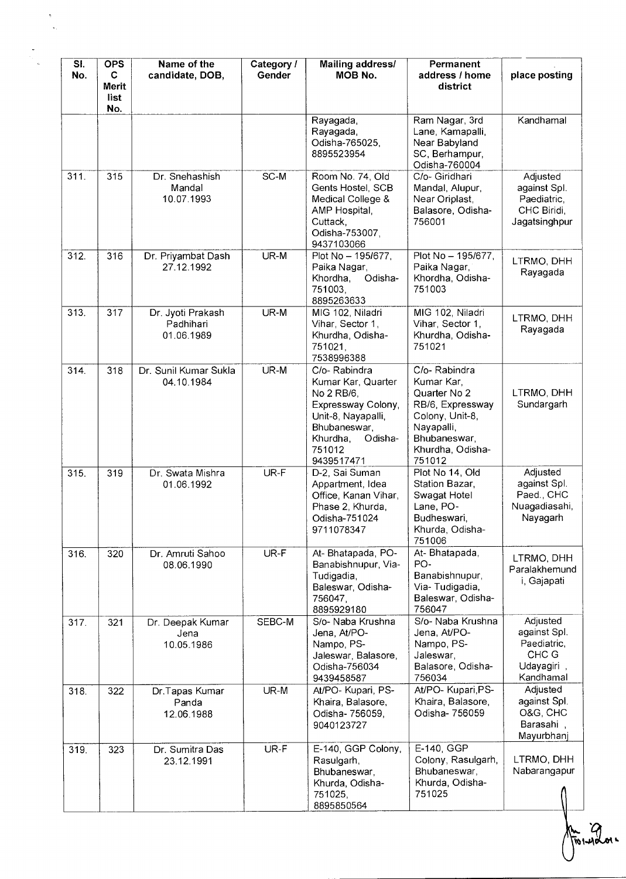| Sl. No. | OPS C Merit list No. | Name of the candidate, DOB, | Category / Gender | Mailing address/ MOB No. | Permanent address / home district | place posting |
|---|---|---|---|---|---|---|
| | | | | Rayagada, Rayagada, Odisha-765025, 8895523954 | Ram Nagar, 3rd Lane, Kamapalli, Near Babyland SC, Berhampur, Odisha-760004 | Kandhamal |
| 311. | 315 | Dr. Snehashish Mandal 10.07.1993 | SC-M | Room No. 74, Old Gents Hostel, SCB Medical College & AMP Hospital, Cuttack, Odisha-753007, 9437103066 | C/o- Giridhari Mandal, Alupur, Near Oriplast, Balasore, Odisha-756001 | Adjusted against Spl. Paediatric, CHC Biridi, Jagatsinghpur |
| 312. | 316 | Dr. Priyambat Dash 27.12.1992 | UR-M | Plot No – 195/677, Paika Nagar, Khordha, Odisha-751003, 8895263633 | Plot No – 195/677, Paika Nagar, Khordha, Odisha-751003 | LTRMO, DHH Rayagada |
| 313. | 317 | Dr. Jyoti Prakash Padhihari 01.06.1989 | UR-M | MIG 102, Niladri Vihar, Sector 1, Khurdha, Odisha-751021, 7538996388 | MIG 102, Niladri Vihar, Sector 1, Khurdha, Odisha-751021 | LTRMO, DHH Rayagada |
| 314. | 318 | Dr. Sunil Kumar Sukla 04.10.1984 | UR-M | C/o- Rabindra Kumar Kar, Quarter No 2 RB/6, Expressway Colony, Unit-8, Nayapalli, Bhubaneswar, Khurdha, Odisha-751012 9439517471 | C/o- Rabindra Kumar Kar, Quarter No 2 RB/6, Expressway Colony, Unit-8, Nayapalli, Bhubaneswar, Khurdha, Odisha-751012 | LTRMO, DHH Sundargarh |
| 315. | 319 | Dr. Swata Mishra 01.06.1992 | UR-F | D-2, Sai Suman Appartment, Idea Office, Kanan Vihar, Phase 2, Khurda, Odisha-751024 9711078347 | Plot No 14, Old Station Bazar, Swagat Hotel Lane, PO- Budheswari, Khurda, Odisha-751006 | Adjusted against Spl. Paed., CHC Nuagadiasahi, Nayagarh |
| 316. | 320 | Dr. Amruti Sahoo 08.06.1990 | UR-F | At- Bhatapada, PO- Banabishnupur, Via- Tudigadia, Baleswar, Odisha-756047, 8895929180 | At- Bhatapada, PO- Banabishnupur, Via- Tudigadia, Baleswar, Odisha-756047 | LTRMO, DHH Paralakhemundi, Gajapati |
| 317. | 321 | Dr. Deepak Kumar Jena 10.05.1986 | SEBC-M | S/o- Naba Krushna Jena, At/PO- Nampo, PS- Jaleswar, Balasore, Odisha-756034 9439458587 | S/o- Naba Krushna Jena, At/PO- Nampo, PS- Jaleswar, Balasore, Odisha-756034 | Adjusted against Spl. Paediatric, CHC G Udayagiri , Kandhamal |
| 318. | 322 | Dr.Tapas Kumar Panda 12.06.1988 | UR-M | At/PO- Kupari, PS- Khaira, Balasore, Odisha- 756059, 9040123727 | At/PO- Kupari,PS- Khaira, Balasore, Odisha- 756059 | Adjusted against Spl. O&G, CHC Barasahi , Mayurbhanj |
| 319. | 323 | Dr. Sumitra Das 23.12.1991 | UR-F | E-140, GGP Colony, Rasulgarh, Bhubaneswar, Khurda, Odisha-751025, 8895850564 | E-140, GGP Colony, Rasulgarh, Bhubaneswar, Khurda, Odisha-751025 | LTRMO, DHH Nabarangapur |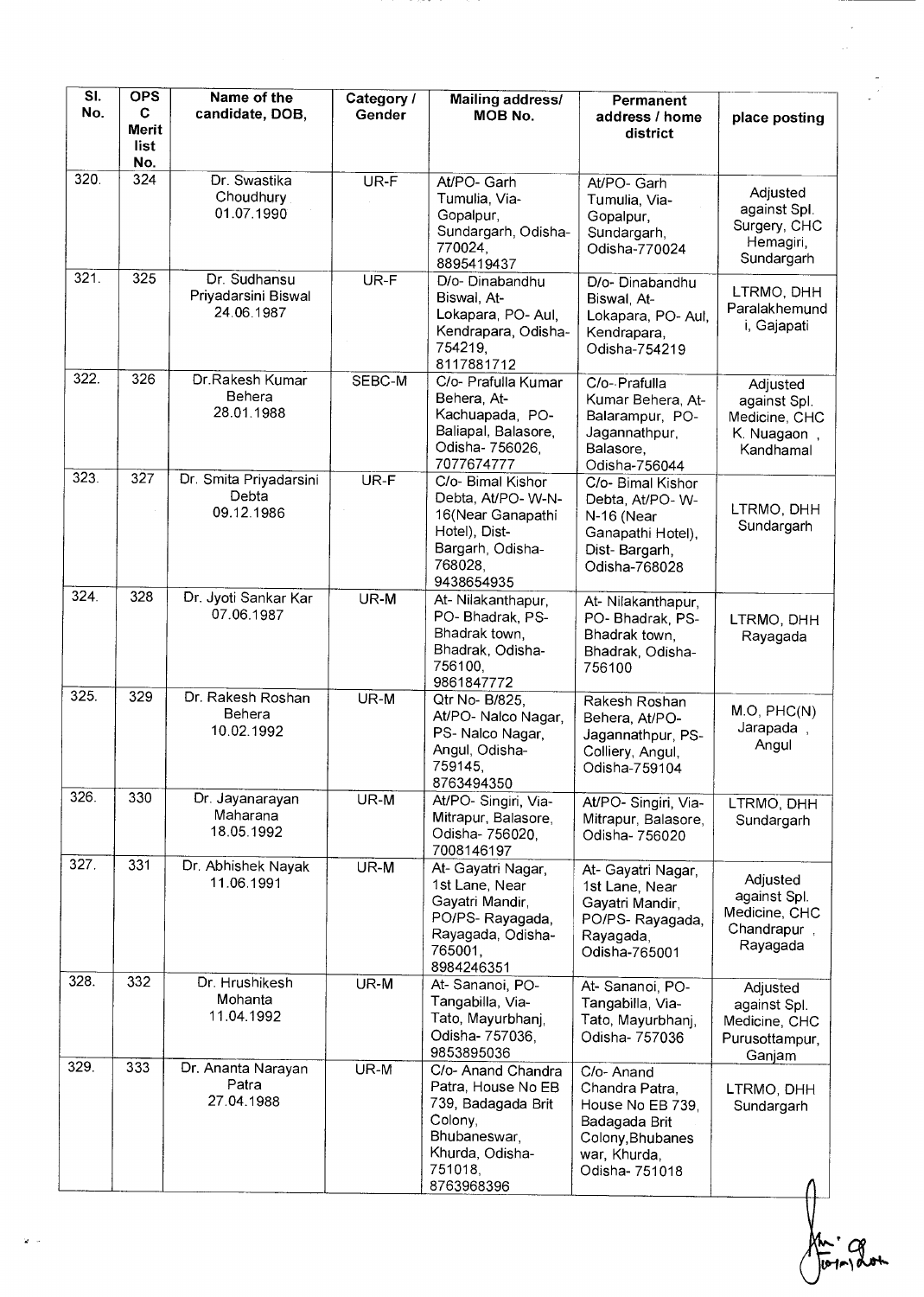| Sl. No. | OPSC Merit list No. | Name of the candidate, DOB, | Category / Gender | Mailing address/ MOB No. | Permanent address / home district | place posting |
|---|---|---|---|---|---|---|
| 320. | 324 | Dr. Swastika Choudhury 01.07.1990 | UR-F | At/PO- Garh Tumulia, Via- Gopalpur, Sundargarh, Odisha-770024, 8895419437 | At/PO- Garh Tumulia, Via- Gopalpur, Sundargarh, Odisha-770024 | Adjusted against Spl. Surgery, CHC Hemagiri, Sundargarh |
| 321. | 325 | Dr. Sudhansu Priyadarsini Biswal 24.06.1987 | UR-F | D/o- Dinabandhu Biswal, At- Lokapara, PO- Aul, Kendrapara, Odisha-754219, 8117881712 | D/o- Dinabandhu Biswal, At- Lokapara, PO- Aul, Kendrapara, Odisha-754219 | LTRMO, DHH Paralakhemundi, Gajapati |
| 322. | 326 | Dr.Rakesh Kumar Behera 28.01.1988 | SEBC-M | C/o- Prafulla Kumar Behera, At- Kachuapada, PO- Baliapal, Balasore, Odisha- 756026, 7077674777 | C/o- Prafulla Kumar Behera, At- Balarampur, PO- Jagannathpur, Balasore, Odisha-756044 | Adjusted against Spl. Medicine, CHC K. Nuagaon , Kandhamal |
| 323. | 327 | Dr. Smita Priyadarsini Debta 09.12.1986 | UR-F | C/o- Bimal Kishor Debta, At/PO- W-N-16(Near Ganapathi Hotel), Dist- Bargarh, Odisha-768028, 9438654935 | C/o- Bimal Kishor Debta, At/PO- W-N-16 (Near Ganapathi Hotel), Dist- Bargarh, Odisha-768028 | LTRMO, DHH Sundargarh |
| 324. | 328 | Dr. Jyoti Sankar Kar 07.06.1987 | UR-M | At- Nilakanthapur, PO- Bhadrak, PS- Bhadrak town, Bhadrak, Odisha-756100, 9861847772 | At- Nilakanthapur, PO- Bhadrak, PS- Bhadrak town, Bhadrak, Odisha-756100 | LTRMO, DHH Rayagada |
| 325. | 329 | Dr. Rakesh Roshan Behera 10.02.1992 | UR-M | Qtr No- B/825, At/PO- Nalco Nagar, PS- Nalco Nagar, Angul, Odisha-759145, 8763494350 | Rakesh Roshan Behera, At/PO- Jagannathpur, PS- Colliery, Angul, Odisha-759104 | M.O, PHC(N) Jarapada , Angul |
| 326. | 330 | Dr. Jayanarayan Maharana 18.05.1992 | UR-M | At/PO- Singiri, Via- Mitrapur, Balasore, Odisha- 756020, 7008146197 | At/PO- Singiri, Via- Mitrapur, Balasore, Odisha- 756020 | LTRMO, DHH Sundargarh |
| 327. | 331 | Dr. Abhishek Nayak 11.06.1991 | UR-M | At- Gayatri Nagar, 1st Lane, Near Gayatri Mandir, PO/PS- Rayagada, Rayagada, Odisha-765001, 8984246351 | At- Gayatri Nagar, 1st Lane, Near Gayatri Mandir, PO/PS- Rayagada, Rayagada, Odisha-765001 | Adjusted against Spl. Medicine, CHC Chandrapur , Rayagada |
| 328. | 332 | Dr. Hrushikesh Mohanta 11.04.1992 | UR-M | At- Sananoi, PO- Tangabilla, Via- Tato, Mayurbhanj, Odisha- 757036, 9853895036 | At- Sananoi, PO- Tangabilla, Via- Tato, Mayurbhanj, Odisha- 757036 | Adjusted against Spl. Medicine, CHC Purusottampur, Ganjam |
| 329. | 333 | Dr. Ananta Narayan Patra 27.04.1988 | UR-M | C/o- Anand Chandra Patra, House No EB 739, Badagada Brit Colony, Bhubaneswar, Khurda, Odisha-751018, 8763968396 | C/o- Anand Chandra Patra, House No EB 739, Badagada Brit Colony,Bhubaneswar, Khurda, Odisha- 751018 | LTRMO, DHH Sundargarh |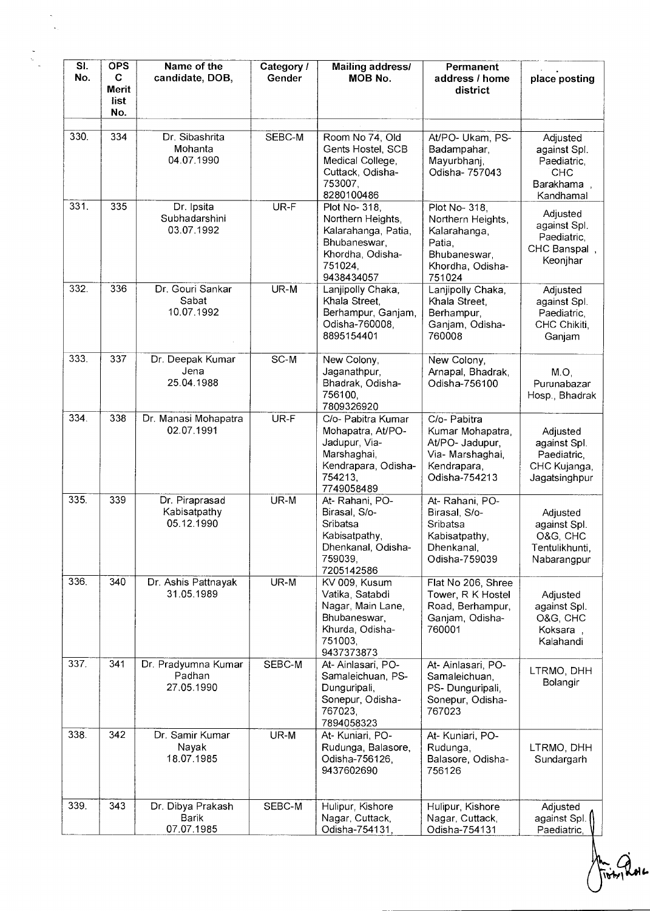| Sl. No. | OPSC Merit list No. | Name of the candidate, DOB, | Category / Gender | Mailing address/ MOB No. | Permanent address / home district | place posting |
|---|---|---|---|---|---|---|
| 330. | 334 | Dr. Sibashrita Mohanta 04.07.1990 | SEBC-M | Room No 74, Old Gents Hostel, SCB Medical College, Cuttack, Odisha-753007, 8280100486 | At/PO- Ukam, PS- Badampahar, Mayurbhanj, Odisha- 757043 | Adjusted against Spl. Paediatric, CHC Barakhama , Kandhamal |
| 331. | 335 | Dr. Ipsita Subhadarshini 03.07.1992 | UR-F | Plot No- 318, Northern Heights, Kalarahanga, Patia, Bhubaneswar, Khordha, Odisha-751024, 9438434057 | Plot No- 318, Northern Heights, Kalarahanga, Patia, Bhubaneswar, Khordha, Odisha-751024 | Adjusted against Spl. Paediatric, CHC Banspal , Keonjhar |
| 332. | 336 | Dr. Gouri Sankar Sabat 10.07.1992 | UR-M | Lanjipolly Chaka, Khala Street, Berhampur, Ganjam, Odisha-760008, 8895154401 | Lanjipolly Chaka, Khala Street, Berhampur, Ganjam, Odisha-760008 | Adjusted against Spl. Paediatric, CHC Chikiti, Ganjam |
| 333. | 337 | Dr. Deepak Kumar Jena 25.04.1988 | SC-M | New Colony, Jaganathpur, Bhadrak, Odisha-756100, 7809326920 | New Colony, Arnapal, Bhadrak, Odisha-756100 | M.O, Purunabazar Hosp., Bhadrak |
| 334. | 338 | Dr. Manasi Mohapatra 02.07.1991 | UR-F | C/o- Pabitra Kumar Mohapatra, At/PO-Jadupur, Via-Marshaghai, Kendrapara, Odisha-754213, 7749058489 | C/o- Pabitra Kumar Mohapatra, At/PO- Jadupur, Via- Marshaghai, Kendrapara, Odisha-754213 | Adjusted against Spl. Paediatric, CHC Kujanga, Jagatsinghpur |
| 335. | 339 | Dr. Piraprasad Kabisatpathy 05.12.1990 | UR-M | At- Rahani, PO-Birasal, S/o-Sribatsa Kabisatpathy, Dhenkanal, Odisha-759039, 7205142586 | At- Rahani, PO-Birasal, S/o-Sribatsa Kabisatpathy, Dhenkanal, Odisha-759039 | Adjusted against Spl. O&G, CHC Tentulikhunti, Nabarangpur |
| 336. | 340 | Dr. Ashis Pattnayak 31.05.1989 | UR-M | KV 009, Kusum Vatika, Satabdi Nagar, Main Lane, Bhubaneswar, Khurda, Odisha-751003, 9437373873 | Flat No 206, Shree Tower, R K Hostel Road, Berhampur, Ganjam, Odisha-760001 | Adjusted against Spl. O&G, CHC Koksara , Kalahandi |
| 337. | 341 | Dr. Pradyumna Kumar Padhan 27.05.1990 | SEBC-M | At- Ainlasari, PO-Samaleichuan, PS-Dunguripali, Sonepur, Odisha-767023, 7894058323 | At- Ainlasari, PO-Samaleichuan, PS- Dunguripali, Sonepur, Odisha-767023 | LTRMO, DHH Bolangir |
| 338. | 342 | Dr. Samir Kumar Nayak 18.07.1985 | UR-M | At- Kuniari, PO-Rudunga, Balasore, Odisha-756126, 9437602690 | At- Kuniari, PO-Rudunga, Balasore, Odisha-756126 | LTRMO, DHH Sundargarh |
| 339. | 343 | Dr. Dibya Prakash Barik 07.07.1985 | SEBC-M | Hulipur, Kishore Nagar, Cuttack, Odisha-754131, | Hulipur, Kishore Nagar, Cuttack, Odisha-754131 | Adjusted against Spl. Paediatric, |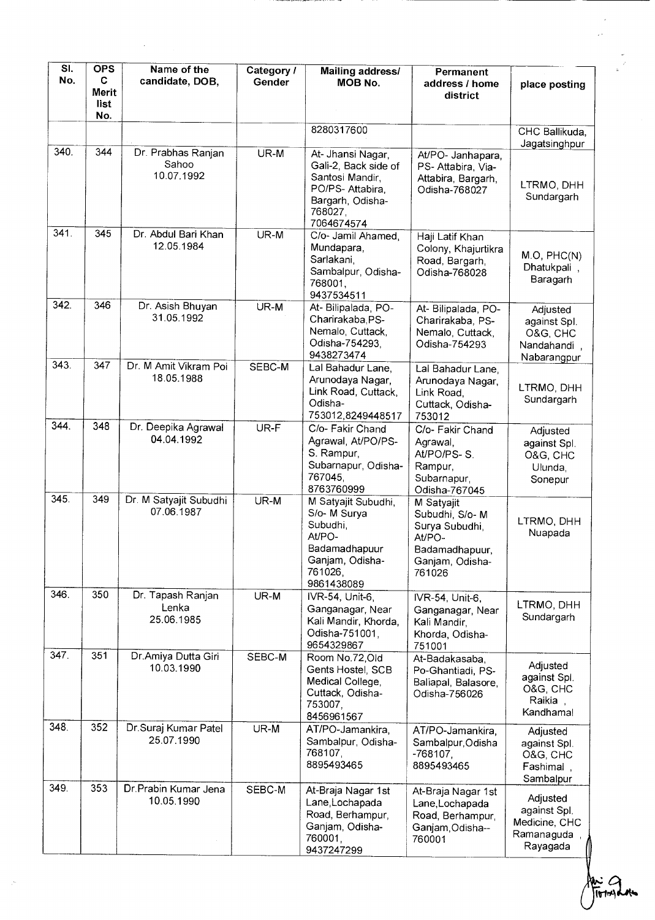| Sl. No. | OPS C Merit list No. | Name of the candidate, DOB, | Category / Gender | Mailing address/ MOB No. | Permanent address / home district | place posting |
|---|---|---|---|---|---|---|
| | | | | 8280317600 | | CHC Ballikuda, Jagatsinghpur |
| 340. | 344 | Dr. Prabhas Ranjan Sahoo 10.07.1992 | UR-M | At- Jhansi Nagar, Gali-2, Back side of Santosi Mandir, PO/PS- Attabira, Bargarh, Odisha-768027, 7064674574 | At/PO- Janhapara, PS- Attabira, Via-Attabira, Bargarh, Odisha-768027 | LTRMO, DHH Sundargarh |
| 341. | 345 | Dr. Abdul Bari Khan 12.05.1984 | UR-M | C/o- Jamil Ahamed, Mundapara, Sarlakani, Sambalpur, Odisha-768001, 9437534511 | Haji Latif Khan Colony, Khajurtikra Road, Bargarh, Odisha-768028 | M.O, PHC(N) Dhatukpali , Baragarh |
| 342. | 346 | Dr. Asish Bhuyan 31.05.1992 | UR-M | At- Bilipalada, PO-Charirakaba,PS-Nemalo, Cuttack, Odisha-754293, 9438273474 | At- Bilipalada, PO-Charirakaba, PS-Nemalo, Cuttack, Odisha-754293 | Adjusted against Spl. O&G, CHC Nandahandi , Nabarangpur |
| 343. | 347 | Dr. M Amit Vikram Poi 18.05.1988 | SEBC-M | Lal Bahadur Lane, Arunodaya Nagar, Link Road, Cuttack, Odisha-753012,8249448517 | Lal Bahadur Lane, Arunodaya Nagar, Link Road, Cuttack, Odisha-753012 | LTRMO, DHH Sundargarh |
| 344. | 348 | Dr. Deepika Agrawal 04.04.1992 | UR-F | C/o- Fakir Chand Agrawal, At/PO/PS-S. Rampur, Subarnapur, Odisha-767045, 8763760999 | C/o- Fakir Chand Agrawal, At/PO/PS- S. Rampur, Subarnapur, Odisha-767045 | Adjusted against Spl. O&G, CHC Ulunda, Sonepur |
| 345. | 349 | Dr. M Satyajit Subudhi 07.06.1987 | UR-M | M Satyajit Subudhi, S/o- M Surya Subudhi, At/PO-Badamadhapuur Ganjam, Odisha-761026, 9861438089 | M Satyajit Subudhi, S/o- M Surya Subudhi, At/PO-Badamadhapuur, Ganjam, Odisha-761026 | LTRMO, DHH Nuapada |
| 346. | 350 | Dr. Tapash Ranjan Lenka 25.06.1985 | UR-M | IVR-54, Unit-6, Ganganagar, Near Kali Mandir, Khorda, Odisha-751001, 9654329867 | IVR-54, Unit-6, Ganganagar, Near Kali Mandir, Khorda, Odisha-751001 | LTRMO, DHH Sundargarh |
| 347. | 351 | Dr.Amiya Dutta Giri 10.03.1990 | SEBC-M | Room No.72,Old Gents Hostel, SCB Medical College, Cuttack, Odisha-753007, 8456961567 | At-Badakasaba, Po-Ghantiadi, PS-Baliapal, Balasore, Odisha-756026 | Adjusted against Spl. O&G, CHC Raikia , Kandhamal |
| 348. | 352 | Dr.Suraj Kumar Patel 25.07.1990 | UR-M | AT/PO-Jamankira, Sambalpur, Odisha-768107, 8895493465 | AT/PO-Jamankira, Sambalpur,Odisha -768107, 8895493465 | Adjusted against Spl. O&G, CHC Fashimal , Sambalpur |
| 349. | 353 | Dr.Prabin Kumar Jena 10.05.1990 | SEBC-M | At-Braja Nagar 1st Lane,Lochapada Road, Berhampur, Ganjam, Odisha-760001, 9437247299 | At-Braja Nagar 1st Lane,Lochapada Road, Berhampur, Ganjam,Odisha--760001 | Adjusted against Spl. Medicine, CHC Ramanaguda , Rayagada |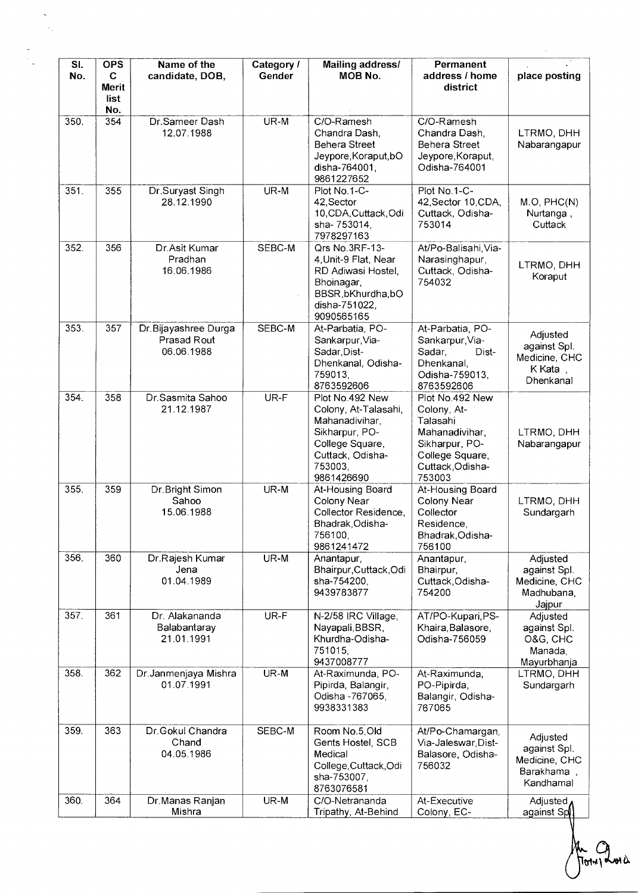| Sl. No. | OPSC Merit list No. | Name of the candidate, DOB, | Category / Gender | Mailing address/ MOB No. | Permanent address / home district | place posting |
|---|---|---|---|---|---|---|
| 350. | 354 | Dr.Sameer Dash 12.07.1988 | UR-M | C/O-Ramesh Chandra Dash, Behera Street Jeypore,Koraput,bOdisha-764001, 9861227652 | C/O-Ramesh Chandra Dash, Behera Street Jeypore,Koraput, Odisha-764001 | LTRMO, DHH Nabarangapur |
| 351. | 355 | Dr.Suryast Singh 28.12.1990 | UR-M | Plot No.1-C-42,Sector 10,CDA,Cuttack,Odisha- 753014, 7978297163 | Plot No.1-C-42,Sector 10,CDA, Cuttack, Odisha-753014 | M.O, PHC(N) Nurtanga , Cuttack |
| 352. | 356 | Dr.Asit Kumar Pradhan 16.06.1986 | SEBC-M | Qrs No.3RF-13-4,Unit-9 Flat, Near RD Adiwasi Hostel, Bhoinagar, BBSR,bKhurdha,bOdisha-751022, 9090565165 | At/Po-Balisahi,Via-Narasinghapur, Cuttack, Odisha-754032 | LTRMO, DHH Koraput |
| 353. | 357 | Dr.Bijayashree Durga Prasad Rout 06.06.1988 | SEBC-M | At-Parbatia, PO-Sankarpur,Via-Sadar,Dist-Dhenkanal, Odisha-759013, 8763592606 | At-Parbatia, PO-Sankarpur,Via-Sadar, Dist-Dhenkanal, Odisha-759013, 8763592606 | Adjusted against Spl. Medicine, CHC K Kata , Dhenkanal |
| 354. | 358 | Dr.Sasmita Sahoo 21.12.1987 | UR-F | Plot No.492 New Colony, At-Talasahi, Mahanadivihar, Sikharpur, PO-College Square, Cuttack, Odisha-753003, 9861426690 | Plot No.492 New Colony, At-Talasahi Mahanadivihar, Sikharpur, PO-College Square, Cuttack,Odisha-753003 | LTRMO, DHH Nabarangapur |
| 355. | 359 | Dr.Bright Simon Sahoo 15.06.1988 | UR-M | At-Housing Board Colony Near Collector Residence, Bhadrak,Odisha-756100, 9861241472 | At-Housing Board Colony Near Collector Residence, Bhadrak,Odisha-756100 | LTRMO, DHH Sundargarh |
| 356. | 360 | Dr.Rajesh Kumar Jena 01.04.1989 | UR-M | Anantapur, Bhairpur,Cuttack,Odisha-754200, 9439783877 | Anantapur, Bhairpur, Cuttack,Odisha-754200 | Adjusted against Spl. Medicine, CHC Madhubana, Jajpur |
| 357. | 361 | Dr. Alakananda Balabantaray 21.01.1991 | UR-F | N-2/58 IRC Village, Nayapali,BBSR, Khurdha-Odisha-751015, 9437008777 | AT/PO-Kupari,PS-Khaira,Balasore, Odisha-756059 | Adjusted against Spl. O&G, CHC Manada, Mayurbhanja |
| 358. | 362 | Dr.Janmenjaya Mishra 01.07.1991 | UR-M | At-Raximunda, PO-Pipirda, Balangir, Odisha -767065, 9938331383 | At-Raximunda, PO-Pipirda, Balangir, Odisha-767065 | LTRMO, DHH Sundargarh |
| 359. | 363 | Dr.Gokul Chandra Chand 04.05.1986 | SEBC-M | Room No.5,Old Gents Hostel, SCB Medical College,Cuttack,Odisha-753007, 8763076581 | At/Po-Chamargan, Via-Jaleswar,Dist-Balasore, Odisha-756032 | Adjusted against Spl. Medicine, CHC Barakhama , Kandhamal |
| 360. | 364 | Dr.Manas Ranjan Mishra | UR-M | C/O-Netrananda Tripathy, At-Behind | At-Executive Colony, EC- | Adjusted against Spl |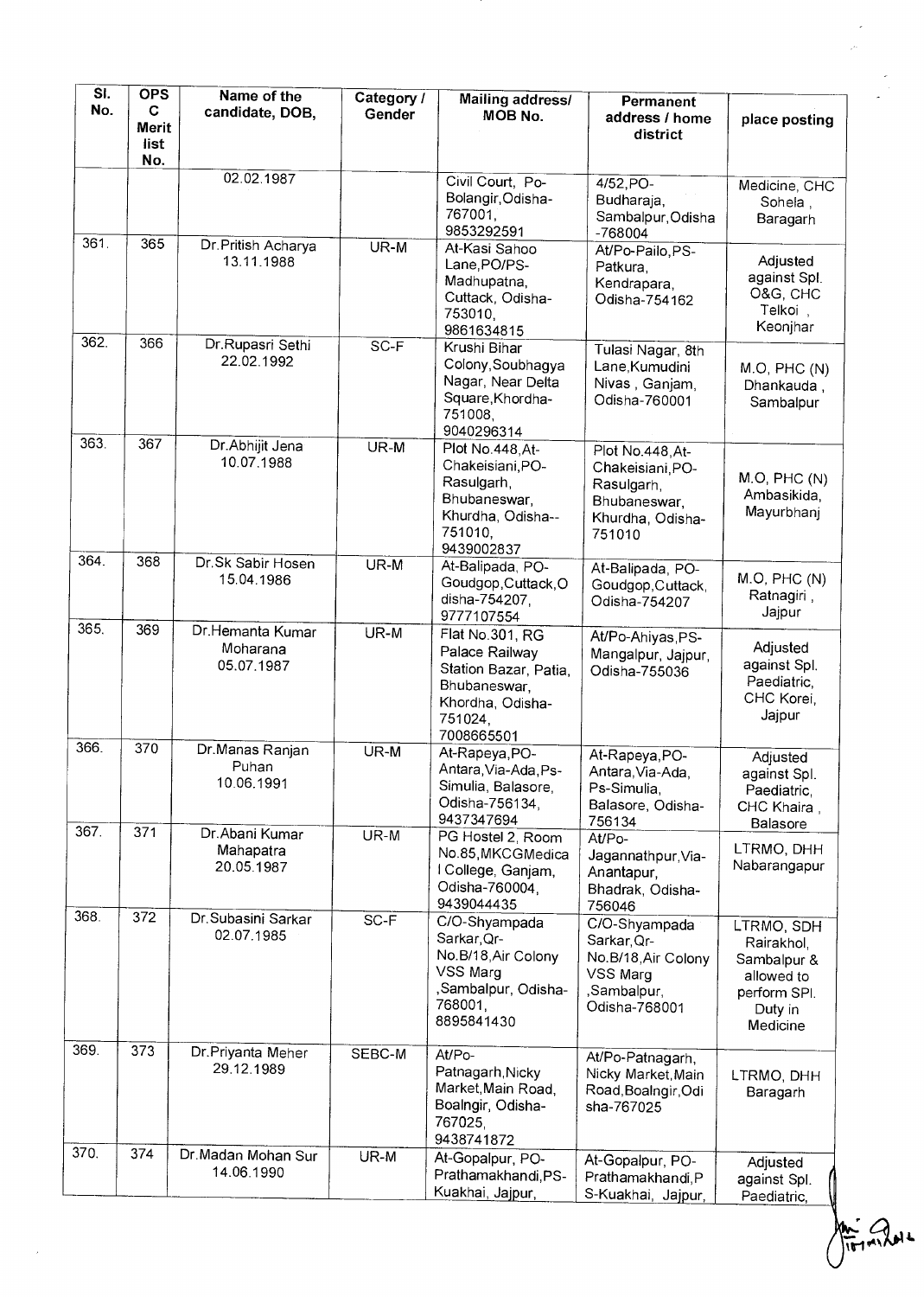| Sl. No. | OPS C Merit list No. | Name of the candidate, DOB, | Category / Gender | Mailing address/ MOB No. | Permanent address / home district | place posting |
|---|---|---|---|---|---|---|
| | | 02.02.1987 | | Civil Court, Po-Bolangir,Odisha-767001, 9853292591 | 4/52,PO-Budharaja, Sambalpur,Odisha -768004 | Medicine, CHC Sohela , Baragarh |
| 361. | 365 | Dr.Pritish Acharya 13.11.1988 | UR-M | At-Kasi Sahoo Lane,PO/PS-Madhupatna, Cuttack, Odisha-753010, 9861634815 | At/Po-Pailo,PS-Patkura, Kendrapara, Odisha-754162 | Adjusted against Spl. O&G, CHC Telkoi , Keonjhar |
| 362. | 366 | Dr.Rupasri Sethi 22.02.1992 | SC-F | Krushi Bihar Colony,Soubhagya Nagar, Near Delta Square,Khordha-751008, 9040296314 | Tulasi Nagar, 8th Lane,Kumudini Nivas , Ganjam, Odisha-760001 | M.O, PHC (N) Dhankauda , Sambalpur |
| 363. | 367 | Dr.Abhijit Jena 10.07.1988 | UR-M | Plot No.448,At-Chakeisiani,PO-Rasulgarh, Bhubaneswar, Khurdha, Odisha--751010, 9439002837 | Plot No.448,At-Chakeisiani,PO-Rasulgarh, Bhubaneswar, Khurdha, Odisha-751010 | M.O, PHC (N) Ambasikida, Mayurbhanj |
| 364. | 368 | Dr.Sk Sabir Hosen 15.04.1986 | UR-M | At-Balipada, PO-Goudgop,Cuttack,Odisha-754207, 9777107554 | At-Balipada, PO-Goudgop,Cuttack, Odisha-754207 | M.O, PHC (N) Ratnagiri , Jajpur |
| 365. | 369 | Dr.Hemanta Kumar Moharana 05.07.1987 | UR-M | Flat No.301, RG Palace Railway Station Bazar, Patia, Bhubaneswar, Khordha, Odisha-751024, 7008665501 | At/Po-Ahiyas,PS-Mangalpur, Jajpur, Odisha-755036 | Adjusted against Spl. Paediatric, CHC Korei, Jajpur |
| 366. | 370 | Dr.Manas Ranjan Puhan 10.06.1991 | UR-M | At-Rapeya,PO-Antara,Via-Ada,Ps-Simulia, Balasore, Odisha-756134, 9437347694 | At-Rapeya,PO-Antara,Via-Ada, Ps-Simulia, Balasore, Odisha-756134 | Adjusted against Spl. Paediatric, CHC Khaira , Balasore |
| 367. | 371 | Dr.Abani Kumar Mahapatra 20.05.1987 | UR-M | PG Hostel 2, Room No.85,MKCGMedical College, Ganjam, Odisha-760004, 9439044435 | At/Po-Jagannathpur,Via-Anantapur, Bhadrak, Odisha-756046 | LTRMO, DHH Nabarangapur |
| 368. | 372 | Dr.Subasini Sarkar 02.07.1985 | SC-F | C/O-Shyampada Sarkar,Qr-No.B/18,Air Colony VSS Marg ,Sambalpur, Odisha-768001, 8895841430 | C/O-Shyampada Sarkar,Qr-No.B/18,Air Colony VSS Marg ,Sambalpur, Odisha-768001 | LTRMO, SDH Rairakhol, Sambalpur & allowed to perform Spl. Duty in Medicine |
| 369. | 373 | Dr.Priyanta Meher 29.12.1989 | SEBC-M | At/Po-Patnagarh,Nicky Market,Main Road, Boalngir, Odisha-767025, 9438741872 | At/Po-Patnagarh, Nicky Market,Main Road,Boalngir,Odisha-767025 | LTRMO, DHH Baragarh |
| 370. | 374 | Dr.Madan Mohan Sur 14.06.1990 | UR-M | At-Gopalpur, PO-Prathamakhandi,PS-Kuakhai, Jajpur, | At-Gopalpur, PO-Prathamakhandi,PS-Kuakhai, Jajpur, | Adjusted against Spl. Paediatric, |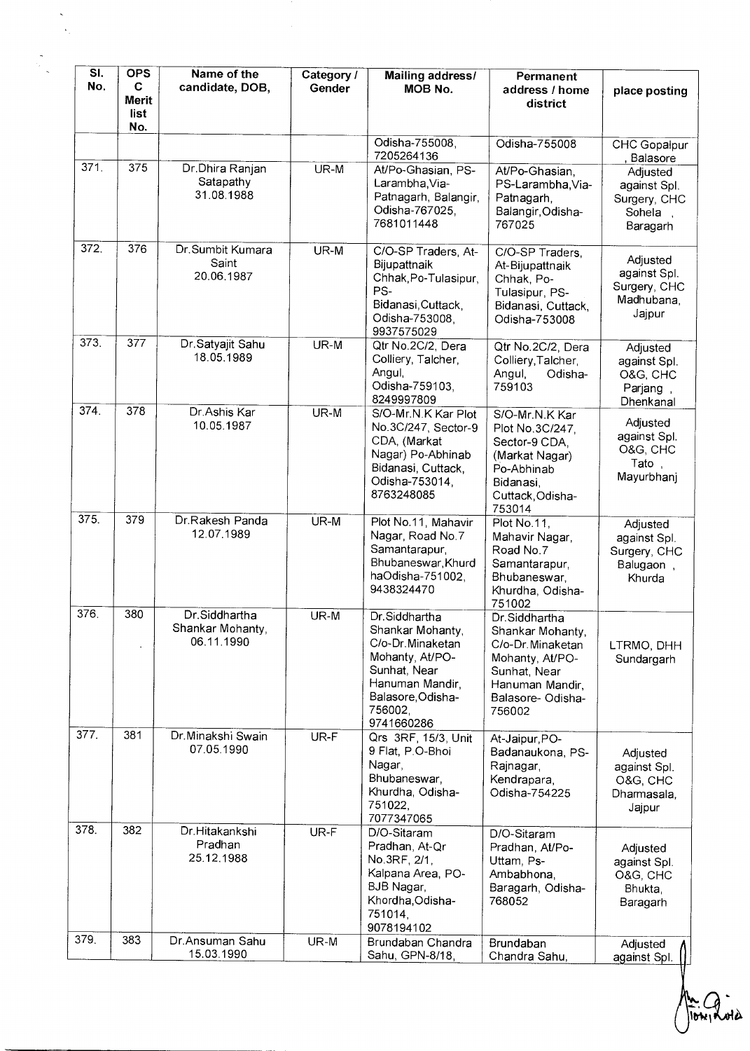| Sl. No. | OPSC Merit list No. | Name of the candidate, DOB, | Category / Gender | Mailing address/ MOB No. | Permanent address / home district | place posting |
|---|---|---|---|---|---|---|
| | | | | Odisha-755008, 7205264136 | Odisha-755008 | CHC Gopalpur , Balasore |
| 371. | 375 | Dr.Dhira Ranjan Satapathy 31.08.1988 | UR-M | At/Po-Ghasian, PS-Larambha,Via-Patnagarh, Balangir, Odisha-767025, 7681011448 | At/Po-Ghasian, PS-Larambha,Via-Patnagarh, Balangir,Odisha-767025 | Adjusted against Spl. Surgery, CHC Sohela , Baragarh |
| 372. | 376 | Dr.Sumbit Kumara Saint 20.06.1987 | UR-M | C/O-SP Traders, At-Bijupattnaik Chhak,Po-Tulasipur, PS-Bidanasi,Cuttack, Odisha-753008, 9937575029 | C/O-SP Traders, At-Bijupattnaik Chhak, Po-Tulasipur, PS-Bidanasi, Cuttack, Odisha-753008 | Adjusted against Spl. Surgery, CHC Madhubana, Jajpur |
| 373. | 377 | Dr.Satyajit Sahu 18.05.1989 | UR-M | Qtr No.2C/2, Dera Colliery, Talcher, Angul, Odisha-759103, 8249997809 | Qtr No.2C/2, Dera Colliery,Talcher, Angul, Odisha-759103 | Adjusted against Spl. O&G, CHC Parjang , Dhenkanal |
| 374. | 378 | Dr.Ashis Kar 10.05.1987 | UR-M | S/O-Mr.N.K Kar Plot No.3C/247, Sector-9 CDA, (Markat Nagar) Po-Abhinab Bidanasi, Cuttack, Odisha-753014, 8763248085 | S/O-Mr.N.K Kar Plot No.3C/247, Sector-9 CDA, (Markat Nagar) Po-Abhinab Bidanasi, Cuttack,Odisha-753014 | Adjusted against Spl. O&G, CHC Tato , Mayurbhanj |
| 375. | 379 | Dr.Rakesh Panda 12.07.1989 | UR-M | Plot No.11, Mahavir Nagar, Road No.7 Samantarapur, Bhubaneswar,Khurd haOdisha-751002, 9438324470 | Plot No.11, Mahavir Nagar, Road No.7 Samantarapur, Bhubaneswar, Khurdha, Odisha-751002 | Adjusted against Spl. Surgery, CHC Balugaon , Khurda |
| 376. | 380 | Dr.Siddhartha Shankar Mohanty, 06.11.1990 | UR-M | Dr.Siddhartha Shankar Mohanty, C/o-Dr.Minaketan Mohanty, At/PO-Sunhat, Near Hanuman Mandir, Balasore,Odisha-756002, 9741660286 | Dr.Siddhartha Shankar Mohanty, C/o-Dr.Minaketan Mohanty, At/PO-Sunhat, Near Hanuman Mandir, Balasore- Odisha-756002 | LTRMO, DHH Sundargarh |
| 377. | 381 | Dr.Minakshi Swain 07.05.1990 | UR-F | Qrs 3RF, 15/3, Unit 9 Flat, P.O-Bhoi Nagar, Bhubaneswar, Khurdha, Odisha-751022, 7077347065 | At-Jaipur,PO-Badanaukona, PS-Rajnagar, Kendrapara, Odisha-754225 | Adjusted against Spl. O&G, CHC Dharmasala, Jajpur |
| 378. | 382 | Dr.Hitakankshi Pradhan 25.12.1988 | UR-F | D/O-Sitaram Pradhan, At-Qr No.3RF, 2/1, Kalpana Area, PO-BJB Nagar, Khordha,Odisha-751014, 9078194102 | D/O-Sitaram Pradhan, At/Po-Uttam, Ps-Ambabhona, Baragarh, Odisha-768052 | Adjusted against Spl. O&G, CHC Bhukta, Baragarh |
| 379. | 383 | Dr.Ansuman Sahu 15.03.1990 | UR-M | Brundaban Chandra Sahu, GPN-8/18, | Brundaban Chandra Sahu, | Adjusted against Spl. |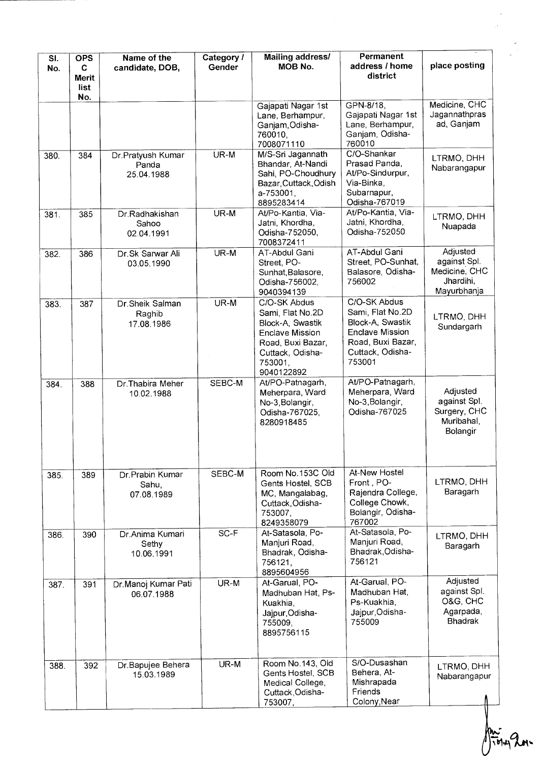| Sl. No. | OPSC Merit list No. | Name of the candidate, DOB, | Category / Gender | Mailing address/ MOB No. | Permanent address / home district | place posting |
|---|---|---|---|---|---|---|
| | | | | Gajapati Nagar 1st Lane, Berhampur, Ganjam,Odisha-760010, 7008071110 | GPN-8/18, Gajapati Nagar 1st Lane, Berhampur, Ganjam, Odisha-760010 | Medicine, CHC Jagannathpras ad, Ganjam |
| 380. | 384 | Dr.Pratyush Kumar Panda 25.04.1988 | UR-M | M/S-Sri Jagannath Bhandar, At-Nandi Sahi, PO-Choudhury Bazar,Cuttack,Odisha-753001, 8895283414 | C/O-Shankar Prasad Panda, At/Po-Sindurpur, Via-Binka, Subarnapur, Odisha-767019 | LTRMO, DHH Nabarangpur |
| 381. | 385 | Dr.Radhakishan Sahoo 02.04.1991 | UR-M | At/Po-Kantia, Via-Jatni, Khordha, Odisha-752050, 7008372411 | At/Po-Kantia, Via-Jatni, Khordha, Odisha-752050 | LTRMO, DHH Nuapada |
| 382. | 386 | Dr.Sk Sarwar Ali 03.05.1990 | UR-M | AT-Abdul Gani Street, PO-Sunhat,Balasore, Odisha-756002, 9040394139 | AT-Abdul Gani Street, PO-Sunhat, Balasore, Odisha-756002 | Adjusted against Spl. Medicine, CHC Jhardihi, Mayurbhanja |
| 383. | 387 | Dr.Sheik Salman Raghib 17.08.1986 | UR-M | C/O-SK Abdus Sami, Flat No.2D Block-A, Swastik Enclave Mission Road, Buxi Bazar, Cuttack, Odisha-753001, 9040122892 | C/O-SK Abdus Sami, Flat No.2D Block-A, Swastik Enclave Mission Road, Buxi Bazar, Cuttack, Odisha-753001 | LTRMO, DHH Sundargarh |
| 384. | 388 | Dr.Thabira Meher 10.02.1988 | SEBC-M | At/PO-Patnagarh, Meherpara, Ward No-3,Bolangir, Odisha-767025, 8280918485 | At/PO-Patnagarh, Meherpara, Ward No-3,Bolangir, Odisha-767025 | Adjusted against Spl. Surgery, CHC Muribahal, Bolangir |
| 385. | 389 | Dr.Prabin Kumar Sahu, 07.08.1989 | SEBC-M | Room No.153C Old Gents Hostel, SCB MC, Mangalabag, Cuttack,Odisha-753007, 8249358079 | At-New Hostel Front , PO-Rajendra College, College Chowk, Bolangir, Odisha-767002 | LTRMO, DHH Baragarh |
| 386. | 390 | Dr.Anima Kumari Sethy 10.06.1991 | SC-F | At-Satasola, Po-Manjuri Road, Bhadrak, Odisha-756121, 8895604956 | At-Satasola, Po-Manjuri Road, Bhadrak,Odisha-756121 | LTRMO, DHH Baragarh |
| 387. | 391 | Dr.Manoj Kumar Pati 06.07.1988 | UR-M | At-Garual, PO-Madhuban Hat, Ps-Kuakhia, Jajpur,Odisha-755009, 8895756115 | At-Garual, PO-Madhuban Hat, Ps-Kuakhia, Jajpur,Odisha-755009 | Adjusted against Spl. O&G, CHC Agarpada, Bhadrak |
| 388. | 392 | Dr.Bapujee Behera 15.03.1989 | UR-M | Room No.143, Old Gents Hostel, SCB Medical College, Cuttack,Odisha-753007, | S/O-Dusashan Behera, At-Mishrapada Friends Colony,Near | LTRMO, DHH Nabarangapur |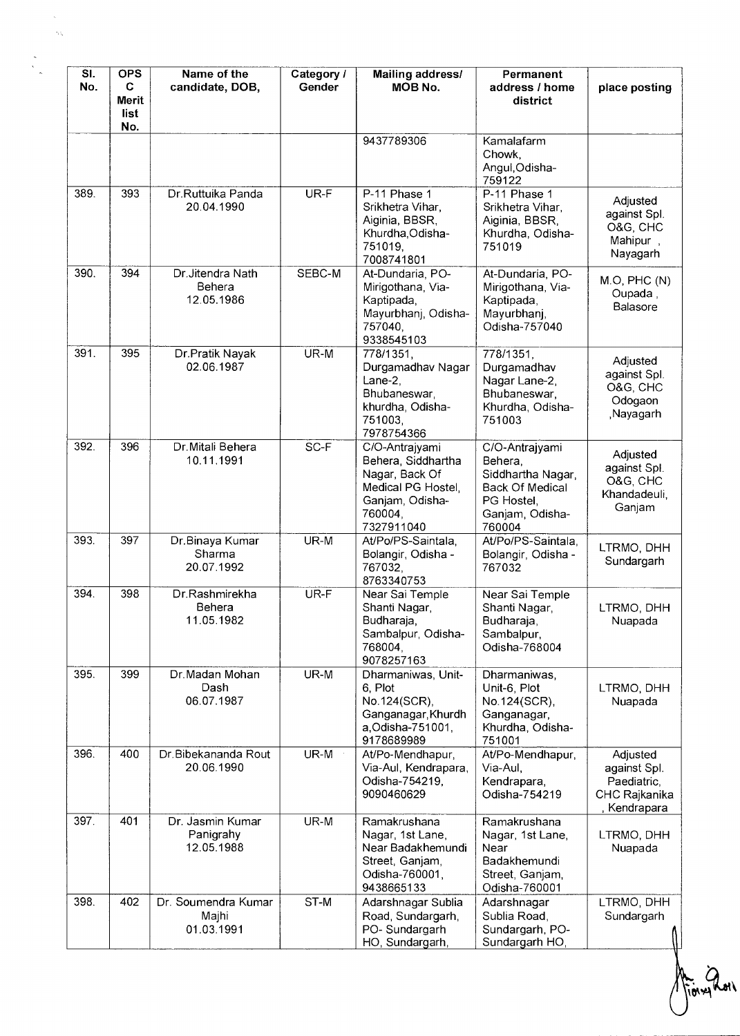| Sl. No. | OPS C Merit list No. | Name of the candidate, DOB, | Category / Gender | Mailing address/ MOB No. | Permanent address / home district | place posting |
|---|---|---|---|---|---|---|
| | | | | 9437789306 | Kamalafarm Chowk, Angul,Odisha-759122 | |
| 389. | 393 | Dr.Ruttuika Panda 20.04.1990 | UR-F | P-11 Phase 1 Srikhetra Vihar, Aiginia, BBSR, Khurdha,Odisha-751019, 7008741801 | P-11 Phase 1 Srikhetra Vihar, Aiginia, BBSR, Khurdha, Odisha-751019 | Adjusted against Spl. O&G, CHC Mahipur , Nayagarh |
| 390. | 394 | Dr.Jitendra Nath Behera 12.05.1986 | SEBC-M | At-Dundaria, PO-Mirigothana, Via-Kaptipada, Mayurbhanj, Odisha-757040, 9338545103 | At-Dundaria, PO-Mirigothana, Via-Kaptipada, Mayurbhanj, Odisha-757040 | M.O, PHC (N) Oupada , Balasore |
| 391. | 395 | Dr.Pratik Nayak 02.06.1987 | UR-M | 778/1351, Durgamadhav Nagar Lane-2, Bhubaneswar, khurdha, Odisha-751003, 7978754366 | 778/1351, Durgamadhav Nagar Lane-2, Bhubaneswar, Khurdha, Odisha-751003 | Adjusted against Spl. O&G, CHC Odogaon ,Nayagarh |
| 392. | 396 | Dr.Mitali Behera 10.11.1991 | SC-F | C/O-Antrajyami Behera, Siddhartha Nagar, Back Of Medical PG Hostel, Ganjam, Odisha-760004, 7327911040 | C/O-Antrajyami Behera, Siddhartha Nagar, Back Of Medical PG Hostel, Ganjam, Odisha-760004 | Adjusted against Spl. O&G, CHC Khandadeuli, Ganjam |
| 393. | 397 | Dr.Binaya Kumar Sharma 20.07.1992 | UR-M | At/Po/PS-Saintala, Bolangir, Odisha - 767032, 8763340753 | At/Po/PS-Saintala, Bolangir, Odisha - 767032 | LTRMO, DHH Sundargarh |
| 394. | 398 | Dr.Rashmirekha Behera 11.05.1982 | UR-F | Near Sai Temple Shanti Nagar, Budharaja, Sambalpur, Odisha-768004, 9078257163 | Near Sai Temple Shanti Nagar, Budharaja, Sambalpur, Odisha-768004 | LTRMO, DHH Nuapada |
| 395. | 399 | Dr.Madan Mohan Dash 06.07.1987 | UR-M | Dharmaniwas, Unit-6, Plot No.124(SCR), Ganganagar,Khurdha,Odisha-751001, 9178689989 | Dharmaniwas, Unit-6, Plot No.124(SCR), Ganganagar, Khurdha, Odisha-751001 | LTRMO, DHH Nuapada |
| 396. | 400 | Dr.Bibekananda Rout 20.06.1990 | UR-M | At/Po-Mendhapur, Via-Aul, Kendrapara, Odisha-754219, 9090460629 | At/Po-Mendhapur, Via-Aul, Kendrapara, Odisha-754219 | Adjusted against Spl. Paediatric, CHC Rajkanika , Kendrapara |
| 397. | 401 | Dr. Jasmin Kumar Panigrahy 12.05.1988 | UR-M | Ramakrushana Nagar, 1st Lane, Near Badakhemundi Street, Ganjam, Odisha-760001, 9438665133 | Ramakrushana Nagar, 1st Lane, Near Badakhemundi Street, Ganjam, Odisha-760001 | LTRMO, DHH Nuapada |
| 398. | 402 | Dr. Soumendra Kumar Majhi 01.03.1991 | ST-M | Adarshnagar Sublia Road, Sundargarh, PO- Sundargarh HO, Sundargarh, | Adarshnagar Sublia Road, Sundargarh, PO-Sundargarh HO, | LTRMO, DHH Sundargarh |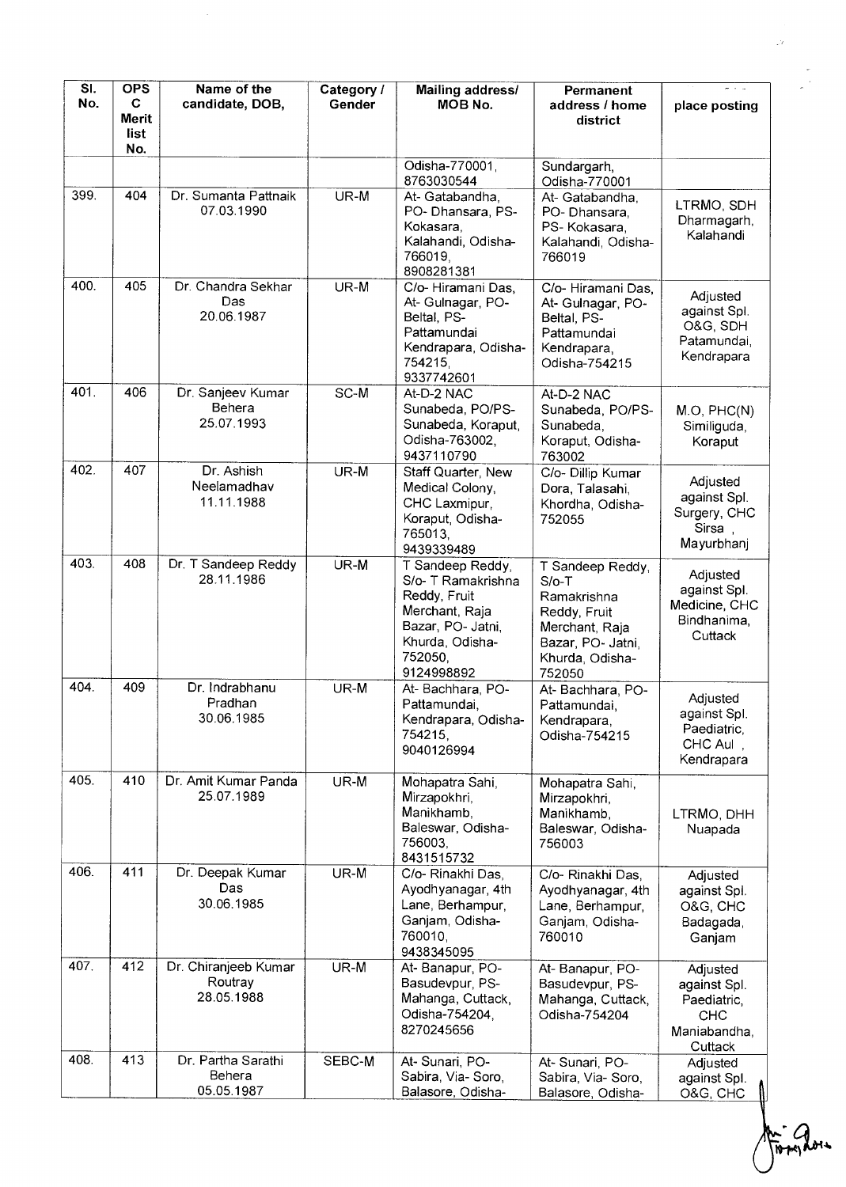| Sl. No. | OPSC Merit list No. | Name of the candidate, DOB, | Category / Gender | Mailing address/ MOB No. | Permanent address / home district | place posting |
|---|---|---|---|---|---|---|
| | | | | Odisha-770001, 8763030544 | Sundargarh, Odisha-770001 | |
| 399. | 404 | Dr. Sumanta Pattnaik 07.03.1990 | UR-M | At- Gatabandha, PO- Dhansara, PS- Kokasara, Kalahandi, Odisha-766019, 8908281381 | At- Gatabandha, PO- Dhansara, PS- Kokasara, Kalahandi, Odisha-766019 | LTRMO, SDH Dharmagarh, Kalahandi |
| 400. | 405 | Dr. Chandra Sekhar Das 20.06.1987 | UR-M | C/o- Hiramani Das, At- Gulnagar, PO- Beltal, PS- Pattamundai Kendrapara, Odisha-754215, 9337742601 | C/o- Hiramani Das, At- Gulnagar, PO- Beltal, PS- Pattamundai Kendrapara, Odisha-754215 | Adjusted against Spl. O&G, SDH Patamundai, Kendrapara |
| 401. | 406 | Dr. Sanjeev Kumar Behera 25.07.1993 | SC-M | At-D-2 NAC Sunabeda, PO/PS- Sunabeda, Koraput, Odisha-763002, 9437110790 | At-D-2 NAC Sunabeda, PO/PS- Sunabeda, Koraput, Odisha-763002 | M.O, PHC(N) Similiguda, Koraput |
| 402. | 407 | Dr. Ashish Neelamadhav 11.11.1988 | UR-M | Staff Quarter, New Medical Colony, CHC Laxmipur, Koraput, Odisha-765013, 9439339489 | C/o- Dillip Kumar Dora, Talasahi, Khordha, Odisha-752055 | Adjusted against Spl. Surgery, CHC Sirsa , Mayurbhanj |
| 403. | 408 | Dr. T Sandeep Reddy 28.11.1986 | UR-M | T Sandeep Reddy, S/o- T Ramakrishna Reddy, Fruit Merchant, Raja Bazar, PO- Jatni, Khurda, Odisha-752050, 9124998892 | T Sandeep Reddy, S/o-T Ramakrishna Reddy, Fruit Merchant, Raja Bazar, PO- Jatni, Khurda, Odisha-752050 | Adjusted against Spl. Medicine, CHC Bindhanima, Cuttack |
| 404. | 409 | Dr. Indrabhanu Pradhan 30.06.1985 | UR-M | At- Bachhara, PO- Pattamundai, Kendrapara, Odisha-754215, 9040126994 | At- Bachhara, PO- Pattamundai, Kendrapara, Odisha-754215 | Adjusted against Spl. Paediatric, CHC Aul , Kendrapara |
| 405. | 410 | Dr. Amit Kumar Panda 25.07.1989 | UR-M | Mohapatra Sahi, Mirzapokhri, Manikhamb, Baleswar, Odisha-756003, 8431515732 | Mohapatra Sahi, Mirzapokhri, Manikhamb, Baleswar, Odisha-756003 | LTRMO, DHH Nuapada |
| 406. | 411 | Dr. Deepak Kumar Das 30.06.1985 | UR-M | C/o- Rinakhi Das, Ayodhyanagar, 4th Lane, Berhampur, Ganjam, Odisha-760010, 9438345095 | C/o- Rinakhi Das, Ayodhyanagar, 4th Lane, Berhampur, Ganjam, Odisha-760010 | Adjusted against Spl. O&G, CHC Badagada, Ganjam |
| 407. | 412 | Dr. Chiranjeeb Kumar Routray 28.05.1988 | UR-M | At- Banapur, PO- Basudevpur, PS- Mahanga, Cuttack, Odisha-754204, 8270245656 | At- Banapur, PO- Basudevpur, PS- Mahanga, Cuttack, Odisha-754204 | Adjusted against Spl. Paediatric, CHC Maniabandha, Cuttack |
| 408. | 413 | Dr. Partha Sarathi Behera 05.05.1987 | SEBC-M | At- Sunari, PO- Sabira, Via- Soro, Balasore, Odisha- | At- Sunari, PO- Sabira, Via- Soro, Balasore, Odisha- | Adjusted against Spl. O&G, CHC |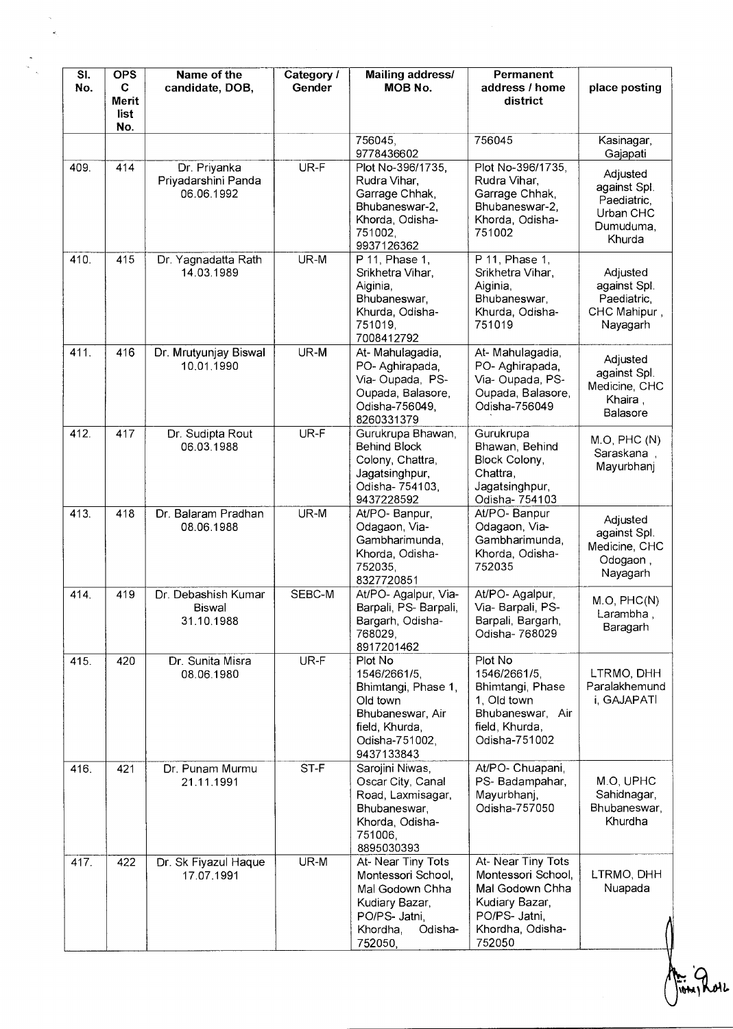| Sl. No. | OPS C Merit list No. | Name of the candidate, DOB, | Category / Gender | Mailing address/ MOB No. | Permanent address / home district | place posting |
|---|---|---|---|---|---|---|
| | | | | 756045, 9778436602 | 756045 | Kasinagar, Gajapati |
| 409. | 414 | Dr. Priyanka Priyadarshini Panda 06.06.1992 | UR-F | Plot No-396/1735, Rudra Vihar, Garrage Chhak, Bhubaneswar-2, Khorda, Odisha-751002, 9937126362 | Plot No-396/1735, Rudra Vihar, Garrage Chhak, Bhubaneswar-2, Khorda, Odisha-751002 | Adjusted against Spl. Paediatric, Urban CHC Dumuduma, Khurda |
| 410. | 415 | Dr. Yagnadatta Rath 14.03.1989 | UR-M | P 11, Phase 1, Srikhetra Vihar, Aiginia, Bhubaneswar, Khurda, Odisha-751019, 7008412792 | P 11, Phase 1, Srikhetra Vihar, Aiginia, Bhubaneswar, Khurda, Odisha-751019 | Adjusted against Spl. Paediatric, CHC Mahipur , Nayagarh |
| 411. | 416 | Dr. Mrutyunjay Biswal 10.01.1990 | UR-M | At- Mahulagadia, PO- Aghirapada, Via- Oupada, PS-Oupada, Balasore, Odisha-756049, 8260331379 | At- Mahulagadia, PO- Aghirapada, Via- Oupada, PS-Oupada, Balasore, Odisha-756049 | Adjusted against Spl. Medicine, CHC Khaira , Balasore |
| 412. | 417 | Dr. Sudipta Rout 06.03.1988 | UR-F | Gurukrupa Bhawan, Behind Block Colony, Chattra, Jagatsinghpur, Odisha- 754103, 9437228592 | Gurukrupa Bhawan, Behind Block Colony, Chattra, Jagatsinghpur, Odisha- 754103 | M.O, PHC (N) Saraskana , Mayurbhanj |
| 413. | 418 | Dr. Balaram Pradhan 08.06.1988 | UR-M | At/PO- Banpur, Odagaon, Via-Gambharimunda, Khorda, Odisha-752035, 8327720851 | At/PO- Banpur Odagaon, Via-Gambharimunda, Khorda, Odisha-752035 | Adjusted against Spl. Medicine, CHC Odogaon , Nayagarh |
| 414. | 419 | Dr. Debashish Kumar Biswal 31.10.1988 | SEBC-M | At/PO- Agalpur, Via-Barpali, PS- Barpali, Bargarh, Odisha-768029, 8917201462 | At/PO- Agalpur, Via- Barpali, PS-Barpali, Bargarh, Odisha- 768029 | M.O, PHC(N) Larambha , Baragarh |
| 415. | 420 | Dr. Sunita Misra 08.06.1980 | UR-F | Plot No 1546/2661/5, Bhimtangi, Phase 1, Old town Bhubaneswar, Air field, Khurda, Odisha-751002, 9437133843 | Plot No 1546/2661/5, Bhimtangi, Phase 1, Old town Bhubaneswar, Air field, Khurda, Odisha-751002 | LTRMO, DHH Paralakhemundi, GAJAPATI |
| 416. | 421 | Dr. Punam Murmu 21.11.1991 | ST-F | Sarojini Niwas, Oscar City, Canal Road, Laxmisagar, Bhubaneswar, Khorda, Odisha-751006, 8895030393 | At/PO- Chuapani, PS- Badampahar, Mayurbhanj, Odisha-757050 | M.O, UPHC Sahidnagar, Bhubaneswar, Khurdha |
| 417. | 422 | Dr. Sk Fiyazul Haque 17.07.1991 | UR-M | At- Near Tiny Tots Montessori School, Mal Godown Chha Kudiary Bazar, PO/PS- Jatni, Khordha, Odisha-752050, | At- Near Tiny Tots Montessori School, Mal Godown Chha Kudiary Bazar, PO/PS- Jatni, Khordha, Odisha-752050 | LTRMO, DHH Nuapada |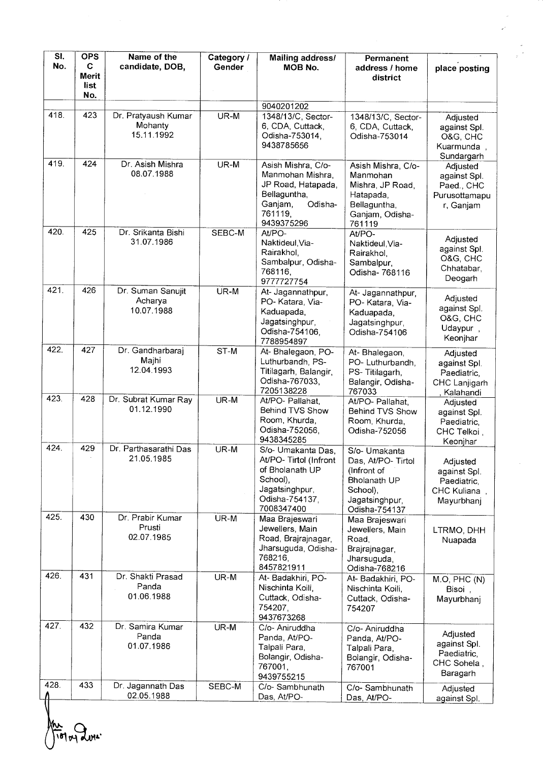| Sl. No. | OPSC Merit list No. | Name of the candidate, DOB, | Category / Gender | Mailing address/ MOB No. | Permanent address / home district | place posting |
|---|---|---|---|---|---|---|
| | | | | 9040201202 | | |
| 418. | 423 | Dr. Pratyaush Kumar Mohanty 15.11.1992 | UR-M | 1348/13/C, Sector-6, CDA, Cuttack, Odisha-753014, 9438785656 | 1348/13/C, Sector-6, CDA, Cuttack, Odisha-753014 | Adjusted against Spl. O&G, CHC Kuarmunda , Sundargarh |
| 419. | 424 | Dr. Asish Mishra 08.07.1988 | UR-M | Asish Mishra, C/o-Manmohan Mishra, JP Road, Hatapada, Bellaguntha, Ganjam, Odisha-761119, 9439375296 | Asish Mishra, C/o-Manmohan Mishra, JP Road, Hatapada, Bellaguntha, Ganjam, Odisha-761119 | Adjusted against Spl. Paed., CHC Purusottamapur, Ganjam |
| 420. | 425 | Dr. Srikanta Bishi 31.07.1986 | SEBC-M | At/PO-Naktideul,Via-Rairakhol, Sambalpur, Odisha-768116, 9777727754 | At/PO-Naktideul,Via-Rairakhol, Sambalpur, Odisha- 768116 | Adjusted against Spl. O&G, CHC Chhatabar, Deogarh |
| 421. | 426 | Dr. Suman Sanujit Acharya 10.07.1988 | UR-M | At- Jagannathpur, PO- Katara, Via-Kaduapada, Jagatsinghpur, Odisha-754106, 7788954897 | At- Jagannathpur, PO- Katara, Via-Kaduapada, Jagatsinghpur, Odisha-754106 | Adjusted against Spl. O&G, CHC Udaypur , Keonjhar |
| 422. | 427 | Dr. Gandharbaraj Majhi 12.04.1993 | ST-M | At- Bhalegaon, PO-Luthurbandh, PS-Titilagarh, Balangir, Odisha-767033, 7205138228 | At- Bhalegaon, PO- Luthurbandh, PS- Titilagarh, Balangir, Odisha-767033 | Adjusted against Spl. Paediatric, CHC Lanjigarh , Kalahandi |
| 423. | 428 | Dr. Subrat Kumar Ray 01.12.1990 | UR-M | At/PO- Pallahat, Behind TVS Show Room, Khurda, Odisha-752056, 9438345285 | At/PO- Pallahat, Behind TVS Show Room, Khurda, Odisha-752056 | Adjusted against Spl. Paediatric, CHC Telkoi , Keonjhar |
| 424. | 429 | Dr. Parthasarathi Das 21.05.1985 | UR-M | S/o- Umakanta Das, At/PO- Tirtol (Infront of Bholanath UP School), Jagatsinghpur, Odisha-754137, 7008347400 | S/o- Umakanta Das, At/PO- Tirtol (Infront of Bholanath UP School), Jagatsinghpur, Odisha-754137 | Adjusted against Spl. Paediatric, CHC Kuliana , Mayurbhanj |
| 425. | 430 | Dr. Prabir Kumar Prusti 02.07.1985 | UR-M | Maa Brajeswari Jewellers, Main Road, Brajrajnagar, Jharsuguda, Odisha-768216, 8457821911 | Maa Brajeswari Jewellers, Main Road, Brajrajnagar, Jharsuguda, Odisha-768216 | LTRMO, DHH Nuapada |
| 426. | 431 | Dr. Shakti Prasad Panda 01.06.1988 | UR-M | At- Badakhiri, PO-Nischinta Koili, Cuttack, Odisha-754207, 9437673268 | At- Badakhiri, PO-Nischinta Koili, Cuttack, Odisha-754207 | M.O, PHC (N) Bisoi , Mayurbhanj |
| 427. | 432 | Dr. Samira Kumar Panda 01.07.1986 | UR-M | C/o- Aniruddha Panda, At/PO-Talpali Para, Bolangir, Odisha-767001, 9439755215 | C/o- Aniruddha Panda, At/PO-Talpali Para, Bolangir, Odisha-767001 | Adjusted against Spl. Paediatric, CHC Sohela , Baragarh |
| 428. | 433 | Dr. Jagannath Das 02.05.1988 | SEBC-M | C/o- Sambhunath Das, At/PO- | C/o- Sambhunath Das, At/PO- | Adjusted against Spl. |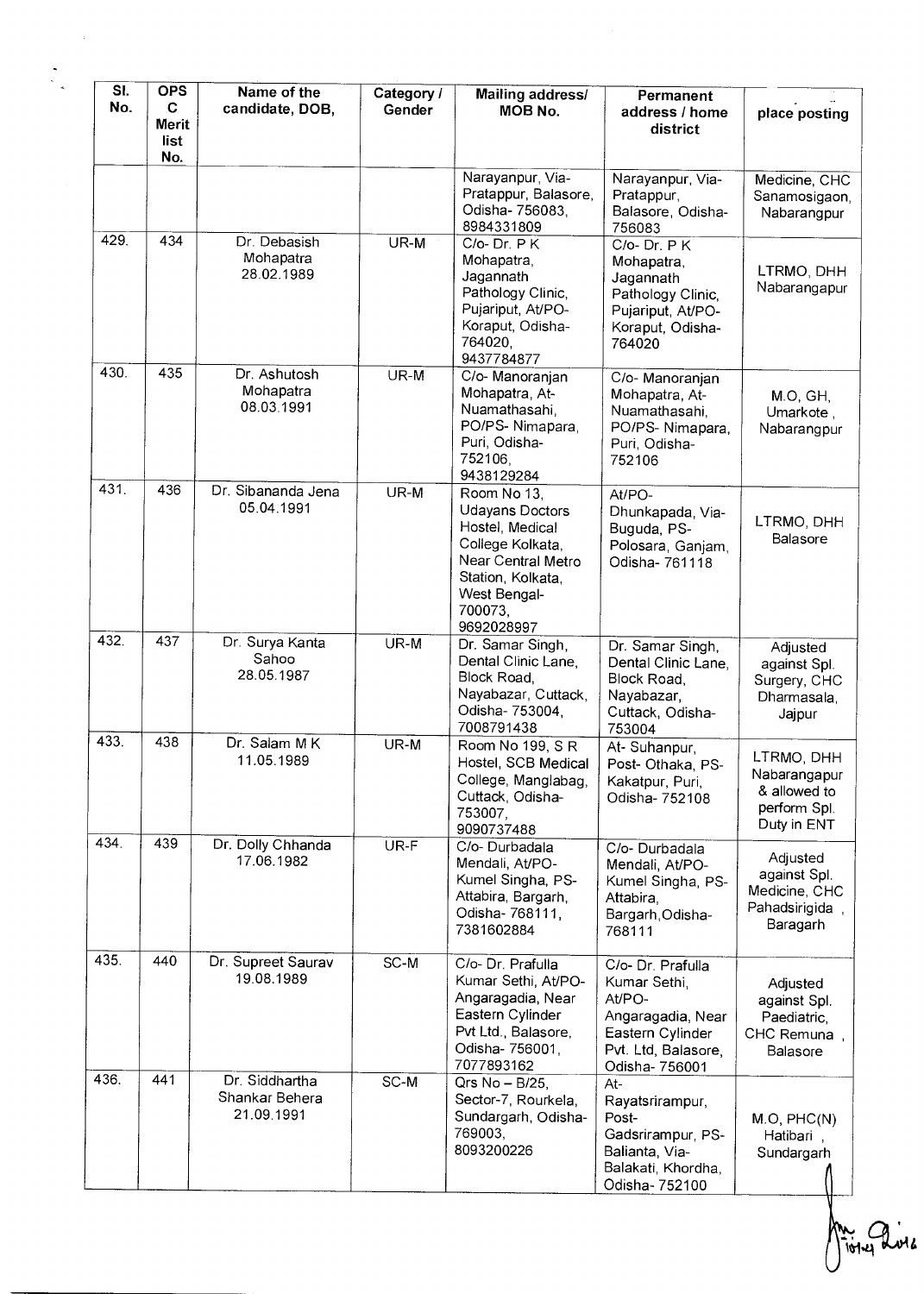| Sl. No. | OPS C Merit list No. | Name of the candidate, DOB, | Category / Gender | Mailing address/ MOB No. | Permanent address / home district | place posting |
|---|---|---|---|---|---|---|
| | | | | Narayanpur, Via-Pratappur, Balasore, Odisha- 756083, 8984331809 | Narayanpur, Via-Pratappur, Balasore, Odisha-756083 | Medicine, CHC Sanamosigaon, Nabarangpur |
| 429. | 434 | Dr. Debasish Mohapatra 28.02.1989 | UR-M | C/o- Dr. P K Mohapatra, Jagannath Pathology Clinic, Pujariput, At/PO-Koraput, Odisha-764020, 9437784877 | C/o- Dr. P K Mohapatra, Jagannath Pathology Clinic, Pujariput, At/PO-Koraput, Odisha-764020 | LTRMO, DHH Nabarangapur |
| 430. | 435 | Dr. Ashutosh Mohapatra 08.03.1991 | UR-M | C/o- Manoranjan Mohapatra, At-Nuamathasahi, PO/PS- Nimapara, Puri, Odisha-752106, 9438129284 | C/o- Manoranjan Mohapatra, At-Nuamathasahi, PO/PS- Nimapara, Puri, Odisha-752106 | M.O, GH, Umarkote , Nabarangpur |
| 431. | 436 | Dr. Sibananda Jena 05.04.1991 | UR-M | Room No 13, Udayans Doctors Hostel, Medical College Kolkata, Near Central Metro Station, Kolkata, West Bengal-700073, 9692028997 | At/PO-Dhunkapada, Via-Buguda, PS-Polosara, Ganjam, Odisha- 761118 | LTRMO, DHH Balasore |
| 432. | 437 | Dr. Surya Kanta Sahoo 28.05.1987 | UR-M | Dr. Samar Singh, Dental Clinic Lane, Block Road, Nayabazar, Cuttack, Odisha- 753004, 7008791438 | Dr. Samar Singh, Dental Clinic Lane, Block Road, Nayabazar, Cuttack, Odisha-753004 | Adjusted against Spl. Surgery, CHC Dharmasala, Jajpur |
| 433. | 438 | Dr. Salam M K 11.05.1989 | UR-M | Room No 199, S R Hostel, SCB Medical College, Manglabag, Cuttack, Odisha-753007, 9090737488 | At- Suhanpur, Post- Othaka, PS-Kakatpur, Puri, Odisha- 752108 | LTRMO, DHH Nabarangapur & allowed to perform Spl. Duty in ENT |
| 434. | 439 | Dr. Dolly Chhanda 17.06.1982 | UR-F | C/o- Durbadala Mendali, At/PO-Kumel Singha, PS-Attabira, Bargarh, Odisha- 768111, 7381602884 | C/o- Durbadala Mendali, At/PO-Kumel Singha, PS-Attabira, Bargarh,Odisha-768111 | Adjusted against Spl. Medicine, CHC Pahadsirigida , Baragarh |
| 435. | 440 | Dr. Supreet Saurav 19.08.1989 | SC-M | C/o- Dr. Prafulla Kumar Sethi, At/PO-Angaragadia, Near Eastern Cylinder Pvt Ltd., Balasore, Odisha- 756001, 7077893162 | C/o- Dr. Prafulla Kumar Sethi, At/PO-Angaragadia, Near Eastern Cylinder Pvt. Ltd, Balasore, Odisha- 756001 | Adjusted against Spl. Paediatric, CHC Remuna , Balasore |
| 436. | 441 | Dr. Siddhartha Shankar Behera 21.09.1991 | SC-M | Qrs No – B/25, Sector-7, Rourkela, Sundargarh, Odisha-769003, 8093200226 | At-Rayatsrirampur, Post-Gadsrirampur, PS-Balianta, Via-Balakati, Khordha, Odisha- 752100 | M.O, PHC(N) Hatibari , Sundargarh |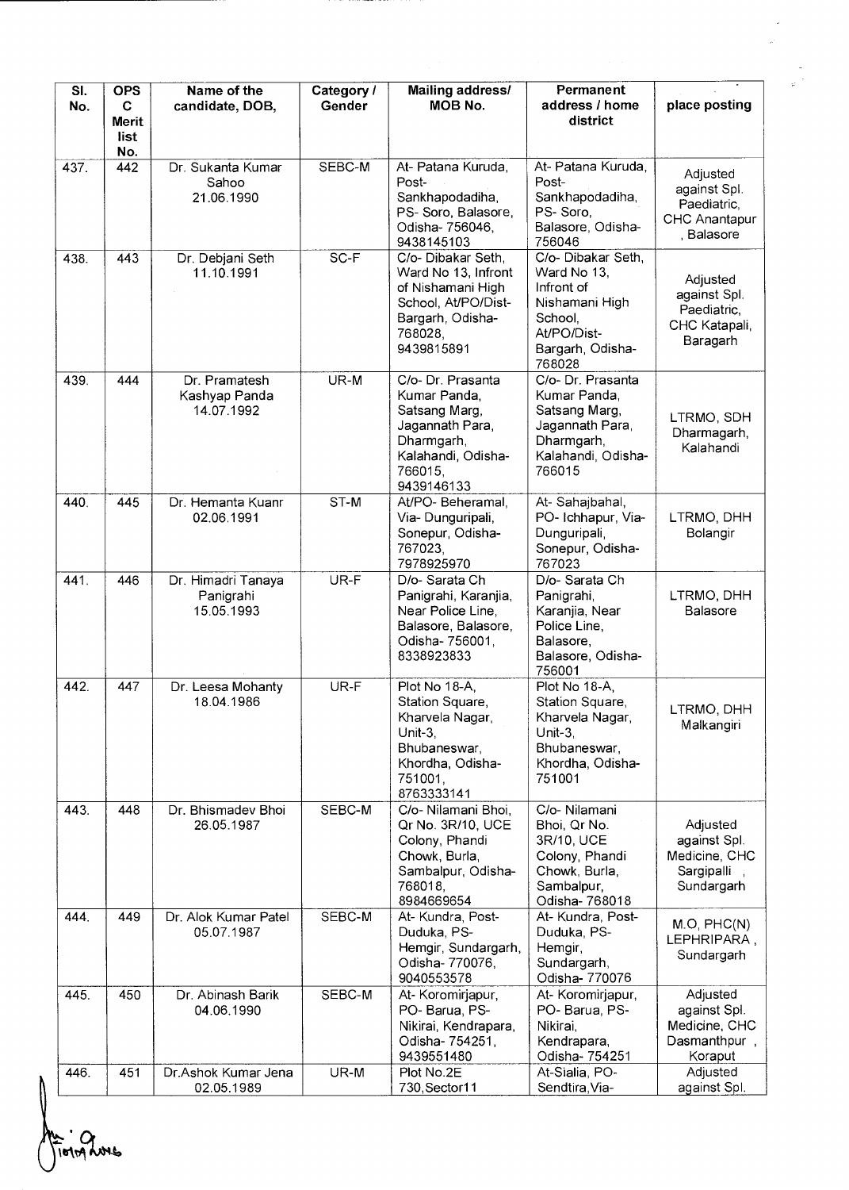| Sl. No. | OPSC Merit list No. | Name of the candidate, DOB, | Category / Gender | Mailing address/ MOB No. | Permanent address / home district | place posting |
|---|---|---|---|---|---|---|
| 437. | 442 | Dr. Sukanta Kumar Sahoo 21.06.1990 | SEBC-M | At- Patana Kuruda, Post- Sankhapodadiha, PS- Soro, Balasore, Odisha- 756046, 9438145103 | At- Patana Kuruda, Post- Sankhapodadiha, PS- Soro, Balasore, Odisha- 756046 | Adjusted against Spl. Paediatric, CHC Anantapur , Balasore |
| 438. | 443 | Dr. Debjani Seth 11.10.1991 | SC-F | C/o- Dibakar Seth, Ward No 13, Infront of Nishamani High School, At/PO/Dist- Bargarh, Odisha- 768028, 9439815891 | C/o- Dibakar Seth, Ward No 13, Infront of Nishamani High School, At/PO/Dist- Bargarh, Odisha- 768028 | Adjusted against Spl. Paediatric, CHC Katapali, Baragarh |
| 439. | 444 | Dr. Pramatesh Kashyap Panda 14.07.1992 | UR-M | C/o- Dr. Prasanta Kumar Panda, Satsang Marg, Jagannath Para, Dharmgarh, Kalahandi, Odisha- 766015, 9439146133 | C/o- Dr. Prasanta Kumar Panda, Satsang Marg, Jagannath Para, Dharmgarh, Kalahandi, Odisha- 766015 | LTRMO, SDH Dharmagarh, Kalahandi |
| 440. | 445 | Dr. Hemanta Kuanr 02.06.1991 | ST-M | At/PO- Beheramal, Via- Dunguripali, Sonepur, Odisha- 767023, 7978925970 | At- Sahajbahal, PO- Ichhapur, Via- Dunguripali, Sonepur, Odisha- 767023 | LTRMO, DHH Bolangir |
| 441. | 446 | Dr. Himadri Tanaya Panigrahi 15.05.1993 | UR-F | D/o- Sarata Ch Panigrahi, Karanjia, Near Police Line, Balasore, Balasore, Odisha- 756001, 8338923833 | D/o- Sarata Ch Panigrahi, Karanjia, Near Police Line, Balasore, Balasore, Odisha- 756001 | LTRMO, DHH Balasore |
| 442. | 447 | Dr. Leesa Mohanty 18.04.1986 | UR-F | Plot No 18-A, Station Square, Kharvela Nagar, Unit-3, Bhubaneswar, Khordha, Odisha- 751001, 8763333141 | Plot No 18-A, Station Square, Kharvela Nagar, Unit-3, Bhubaneswar, Khordha, Odisha- 751001 | LTRMO, DHH Malkangiri |
| 443. | 448 | Dr. Bhismadev Bhoi 26.05.1987 | SEBC-M | C/o- Nilamani Bhoi, Qr No. 3R/10, UCE Colony, Phandi Chowk, Burla, Sambalpur, Odisha- 768018, 8984669654 | C/o- Nilamani Bhoi, Qr No. 3R/10, UCE Colony, Phandi Chowk, Burla, Sambalpur, Odisha- 768018 | Adjusted against Spl. Medicine, CHC Sargipalli , Sundargarh |
| 444. | 449 | Dr. Alok Kumar Patel 05.07.1987 | SEBC-M | At- Kundra, Post- Duduka, PS- Hemgir, Sundargarh, Odisha- 770076, 9040553578 | At- Kundra, Post- Duduka, PS- Hemgir, Sundargarh, Odisha- 770076 | M.O, PHC(N) LEPHRIPARA , Sundargarh |
| 445. | 450 | Dr. Abinash Barik 04.06.1990 | SEBC-M | At- Koromirjapur, PO- Barua, PS- Nikirai, Kendrapara, Odisha- 754251, 9439551480 | At- Koromirjapur, PO- Barua, PS- Nikirai, Kendrapara, Odisha- 754251 | Adjusted against Spl. Medicine, CHC Dasmanthpur , Koraput |
| 446. | 451 | Dr.Ashok Kumar Jena 02.05.1989 | UR-M | Plot No.2E 730,Sector11 | At-Sialia, PO- Sendtira,Via- | Adjusted against Spl. |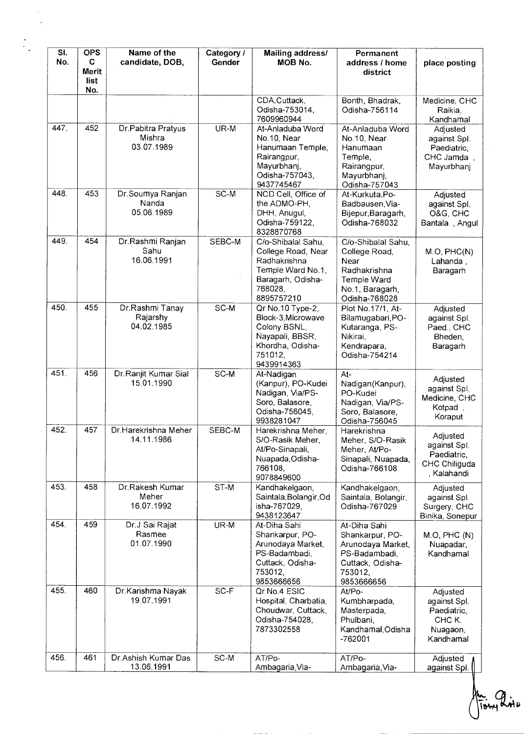| Sl. No. | OPS C Merit list No. | Name of the candidate, DOB, | Category / Gender | Mailing address/ MOB No. | Permanent address / home district | place posting |
|---|---|---|---|---|---|---|
| | | | | CDA,Cuttack, Odisha-753014, 7609960944 | Bonth, Bhadrak, Odisha-756114 | Medicine, CHC Raikia, Kandhamal |
| 447. | 452 | Dr.Pabitra Pratyus Mishra 03.07.1989 | UR-M | At-Anladuba Word No.10, Near Hanumaan Temple, Rairangpur, Mayurbhanj, Odisha-757043, 9437745467 | At-Anladuba Word No.10, Near Hanumaan Temple, Rairangpur, Mayurbhanj, Odisha-757043 | Adjusted against Spl. Paediatric, CHC Jamda , Mayurbhanj |
| 448. | 453 | Dr.Soumya Ranjan Nanda 05.06.1989 | SC-M | NCD Cell, Office of the ADMO-PH, DHH, Anugul, Odisha-759122, 8328870768 | At-Kurkuta,Po-Badbausen,Via-Bijepur,Baragarh, Odisha-768032 | Adjusted against Spl. O&G, CHC Bantala , Angul |
| 449. | 454 | Dr.Rashmi Ranjan Sahu 16.06.1991 | SEBC-M | C/o-Shibalal Sahu, College Road, Near Radhakrishna Temple Ward No.1, Baragarh, Odisha-768028, 8895757210 | C/o-Shibalal Sahu, College Road, Near Radhakrishna Temple Ward No.1, Baragarh, Odisha-768028 | M.O, PHC(N) Lahanda , Baragarh |
| 450. | 455 | Dr.Rashmi Tanay Rajarshy 04.02.1985 | SC-M | Qr No.10 Type-2, Block-3,Microwave Colony BSNL, Nayapali, BBSR, Khordha, Odisha-751012, 9439914363 | Plot No.17/1, At-Bilamugabari,PO-Kutaranga, PS-Nikirai, Kendrapara, Odisha-754214 | Adjusted against Spl. Paed., CHC Bheden, Baragarh |
| 451. | 456 | Dr.Ranjit Kumar Sial 15.01.1990 | SC-M | At-Nadigan (Kanpur), PO-Kudei Nadigan, Via/PS-Soro, Balasore, Odisha-756045, 9938281047 | At-Nadigan(Kanpur), PO-Kudei Nadigan, Via/PS-Soro, Balasore, Odisha-756045 | Adjusted against Spl. Medicine, CHC Kotpad , Koraput |
| 452. | 457 | Dr.Harekrishna Meher 14.11.1986 | SEBC-M | Harekrishna Meher, S/O-Rasik Meher, At/Po-Sinapali, Nuapada,Odisha-766108, 9078849600 | Harekrishna Meher, S/O-Rasik Meher, At/Po-Sinapali, Nuapada, Odisha-766108 | Adjusted against Spl. Paediatric, CHC Chiliguda , Kalahandi |
| 453. | 458 | Dr.Rakesh Kumar Meher 16.07.1992 | ST-M | Kandhakelgaon, Saintala,Bolangir,Odisha-767029, 9438123647 | Kandhakelgaon, Saintala, Bolangir, Odisha-767029 | Adjusted against Spl. Surgery, CHC Binika, Sonepur |
| 454. | 459 | Dr.J Sai Rajat Rasmee 01.07.1990 | UR-M | At-Diha Sahi Shankarpur, PO-Arunodaya Market, PS-Badambadi, Cuttack, Odisha-753012, 9853666656 | At-Diha Sahi Shankarpur, PO-Arunodaya Market, PS-Badambadi, Cuttack, Odisha-753012, 9853666656 | M.O, PHC (N) Nuapadar, Kandhamal |
| 455. | 460 | Dr.Karishma Nayak 19.07.1991 | SC-F | Qr No.4 ESIC Hospital, Charbatia, Choudwar, Cuttack, Odisha-754028, 7873302558 | At/Po-Kumbharpada, Masterpada, Phulbani, Kandhamal,Odisha-762001 | Adjusted against Spl. Paediatric, CHC K. Nuagaon, Kandhamal |
| 456. | 461 | Dr.Ashish Kumar Das 13.06.1991 | SC-M | AT/Po-Ambagaria,Via- | AT/Po-Ambagaria,Via- | Adjusted against Spl. |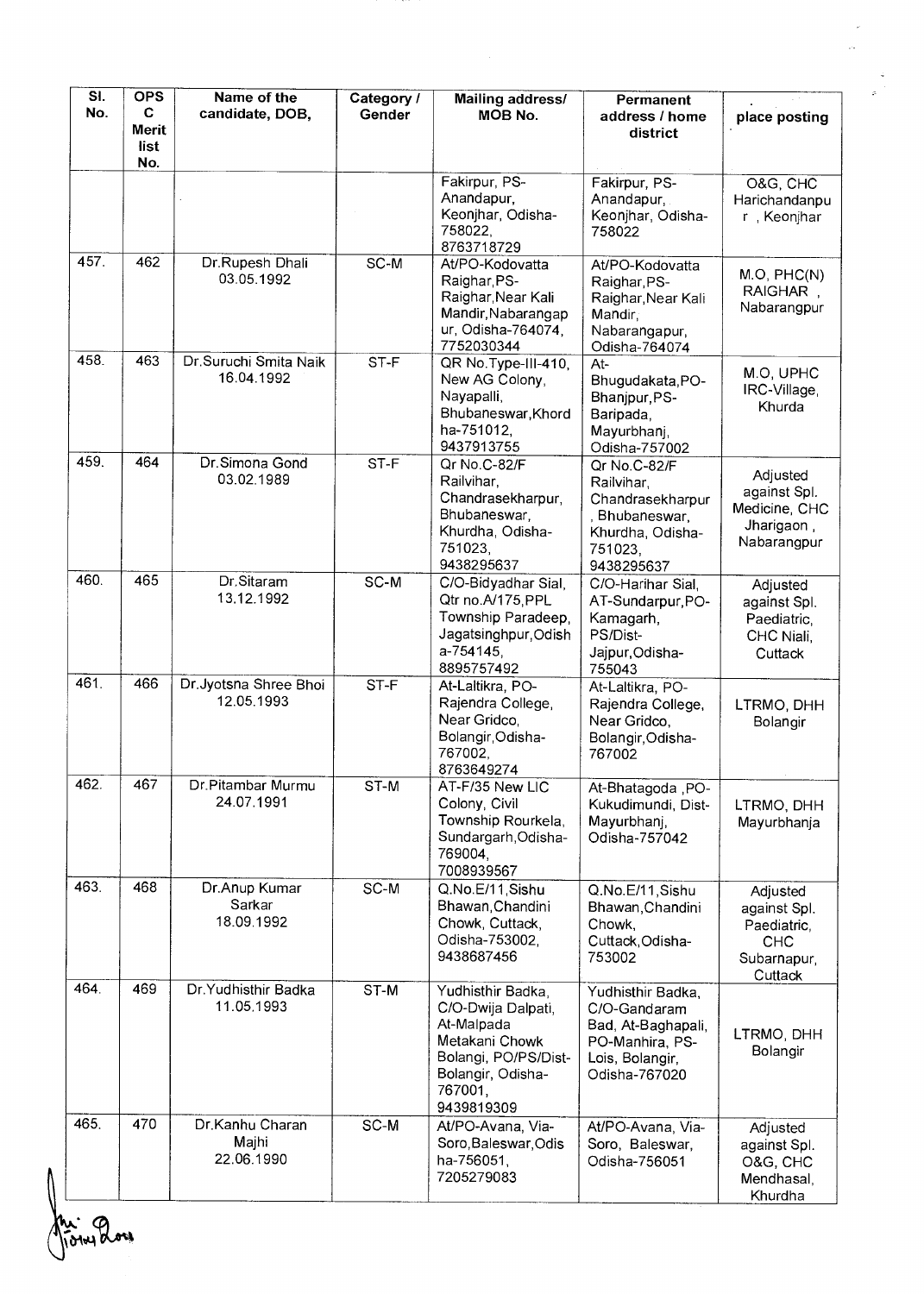| Sl. No. | OPSC Merit list No. | Name of the candidate, DOB, | Category / Gender | Mailing address/ MOB No. | Permanent address / home district | place posting |
|---|---|---|---|---|---|---|
| | | | | Fakirpur, PS-Anandapur, Keonjhar, Odisha-758022, 8763718729 | Fakirpur, PS-Anandapur, Keonjhar, Odisha-758022 | O&G, CHC Harichandanpur , Keonjhar |
| 457. | 462 | Dr.Rupesh Dhali 03.05.1992 | SC-M | At/PO-Kodovatta Raighar,PS-Raighar,Near Kali Mandir,Nabarangapur, Odisha-764074, 7752030344 | At/PO-Kodovatta Raighar,PS-Raighar,Near Kali Mandir, Nabarangapur, Odisha-764074 | M.O, PHC(N) RAIGHAR , Nabarangpur |
| 458. | 463 | Dr.Suruchi Smita Naik 16.04.1992 | ST-F | QR No.Type-III-410, New AG Colony, Nayapalli, Bhubaneswar,Khordha-751012, 9437913755 | At-Bhugudakata,PO-Bhanjpur,PS-Baripada, Mayurbhanj, Odisha-757002 | M.O, UPHC IRC-Village, Khurda |
| 459. | 464 | Dr.Simona Gond 03.02.1989 | ST-F | Qr No.C-82/F Railvihar, Chandrasekharpur, Bhubaneswar, Khurdha, Odisha-751023, 9438295637 | Qr No.C-82/F Railvihar, Chandrasekharpur , Bhubaneswar, Khurdha, Odisha-751023, 9438295637 | Adjusted against Spl. Medicine, CHC Jharigaon , Nabarangpur |
| 460. | 465 | Dr.Sitaram 13.12.1992 | SC-M | C/O-Bidyadhar Sial, Qtr no.A/175,PPL Township Paradeep, Jagatsinghpur,Odisha-754145, 8895757492 | C/O-Harihar Sial, AT-Sundarpur,PO-Kamagarh, PS/Dist-Jajpur,Odisha-755043 | Adjusted against Spl. Paediatric, CHC Niali, Cuttack |
| 461. | 466 | Dr.Jyotsna Shree Bhoi 12.05.1993 | ST-F | At-Laltikra, PO-Rajendra College, Near Gridco, Bolangir,Odisha-767002, 8763649274 | At-Laltikra, PO-Rajendra College, Near Gridco, Bolangir,Odisha-767002 | LTRMO, DHH Bolangir |
| 462. | 467 | Dr.Pitambar Murmu 24.07.1991 | ST-M | AT-F/35 New LIC Colony, Civil Township Rourkela, Sundargarh,Odisha-769004, 7008939567 | At-Bhatagoda ,PO-Kukudimundi, Dist-Mayurbhanj, Odisha-757042 | LTRMO, DHH Mayurbhanja |
| 463. | 468 | Dr.Anup Kumar Sarkar 18.09.1992 | SC-M | Q.No.E/11,Sishu Bhawan,Chandini Chowk, Cuttack, Odisha-753002, 9438687456 | Q.No.E/11,Sishu Bhawan,Chandini Chowk, Cuttack,Odisha-753002 | Adjusted against Spl. Paediatric, CHC Subarnapur, Cuttack |
| 464. | 469 | Dr.Yudhisthir Badka 11.05.1993 | ST-M | Yudhisthir Badka, C/O-Dwija Dalpati, At-Malpada Metakani Chowk Bolangi, PO/PS/Dist-Bolangir, Odisha-767001, 9439819309 | Yudhisthir Badka, C/O-Gandaram Bad, At-Baghapali, PO-Manhira, PS-Lois, Bolangir, Odisha-767020 | LTRMO, DHH Bolangir |
| 465. | 470 | Dr.Kanhu Charan Majhi 22.06.1990 | SC-M | At/PO-Avana, Via-Soro,Baleswar,Odisha-756051, 7205279083 | At/PO-Avana, Via-Soro, Baleswar, Odisha-756051 | Adjusted against Spl. O&G, CHC Mendhasal, Khurdha |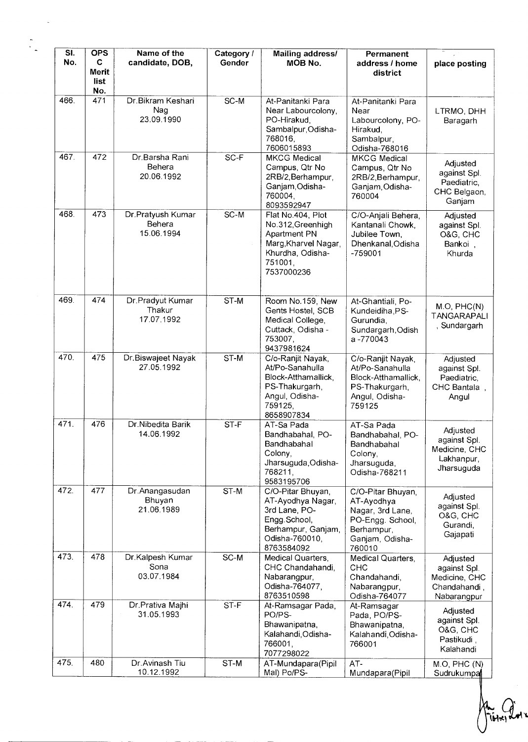| Sl. No. | OPSC Merit list No. | Name of the candidate, DOB, | Category / Gender | Mailing address/ MOB No. | Permanent address / home district | place posting |
|---|---|---|---|---|---|---|
| 466. | 471 | Dr.Bikram Keshari Nag 23.09.1990 | SC-M | At-Panitanki Para Near Labourcolony, PO-Hirakud, Sambalpur,Odisha-768016, 7606015893 | At-Panitanki Para Near Labourcolony, PO-Hirakud, Sambalpur, Odisha-768016 | LTRMO, DHH Baragarh |
| 467. | 472 | Dr.Barsha Rani Behera 20.06.1992 | SC-F | MKCG Medical Campus, Qtr No 2RB/2,Berhampur, Ganjam,Odisha-760004, 8093592947 | MKCG Medical Campus, Qtr No 2RB/2,Berhampur, Ganjam,Odisha-760004 | Adjusted against Spl. Paediatric, CHC Belgaon, Ganjam |
| 468. | 473 | Dr.Pratyush Kumar Behera 15.06.1994 | SC-M | Flat No.404, Plot No.312,Greenhigh Apartment PN Marg,Kharvel Nagar, Khurdha, Odisha-751001, 7537000236 | C/O-Anjali Behera, Kantanali Chowk, Jubilee Town, Dhenkanal,Odisha -759001 | Adjusted against Spl. O&G, CHC Bankoi , Khurda |
| 469. | 474 | Dr.Pradyut Kumar Thakur 17.07.1992 | ST-M | Room No.159, New Gents Hostel, SCB Medical College, Cuttack, Odisha - 753007, 9437981624 | At-Ghantiali, Po-Kundeidiha,PS-Gurundia, Sundargarh,Odish a -770043 | M.O, PHC(N) TANGARAPALI , Sundargarh |
| 470. | 475 | Dr.Biswajeet Nayak 27.05.1992 | ST-M | C/o-Ranjit Nayak, At/Po-Sanahulla Block-Atthamallick, PS-Thakurgarh, Angul, Odisha-759125, 8658907834 | C/o-Ranjit Nayak, At/Po-Sanahulla Block-Atthamallick, PS-Thakurgarh, Angul, Odisha-759125 | Adjusted against Spl. Paediatric, CHC Bantala , Angul |
| 471. | 476 | Dr.Nibedita Barik 14.06.1992 | ST-F | AT-Sa Pada Bandhabahal, PO-Bandhabahal Colony, Jharsuguda,Odisha-768211, 9583195706 | AT-Sa Pada Bandhabahal, PO-Bandhabahal Colony, Jharsuguda, Odisha-768211 | Adjusted against Spl. Medicine, CHC Lakhanpur, Jharsuguda |
| 472. | 477 | Dr.Anangasudan Bhuyan 21.06.1989 | ST-M | C/O-Pitar Bhuyan, AT-Ayodhya Nagar, 3rd Lane, PO-Engg.School, Berhampur, Ganjam, Odisha-760010, 8763584092 | C/O-Pitar Bhuyan, AT-Ayodhya Nagar, 3rd Lane, PO-Engg. School, Berhampur, Ganjam, Odisha-760010 | Adjusted against Spl. O&G, CHC Gurandi, Gajapati |
| 473. | 478 | Dr.Kalpesh Kumar Sona 03.07.1984 | SC-M | Medical Quarters, CHC Chandahandi, Nabarangpur, Odisha-764077, 8763510598 | Medical Quarters, CHC Chandahandi, Nabarangpur, Odisha-764077 | Adjusted against Spl. Medicine, CHC Chandahandi , Nabarangpur |
| 474. | 479 | Dr.Prativa Majhi 31.05.1993 | ST-F | At-Ramsagar Pada, PO/PS-Bhawanipatna, Kalahandi,Odisha-766001, 7077298022 | At-Ramsagar Pada, PO/PS-Bhawanipatna, Kalahandi,Odisha-766001 | Adjusted against Spl. O&G, CHC Pastikudi , Kalahandi |
| 475. | 480 | Dr.Avinash Tiu 10.12.1992 | ST-M | AT-Mundapara(Pipil Mal) Po/PS- | AT-Mundapara(Pipil | M.O, PHC (N) Sudrukumpa |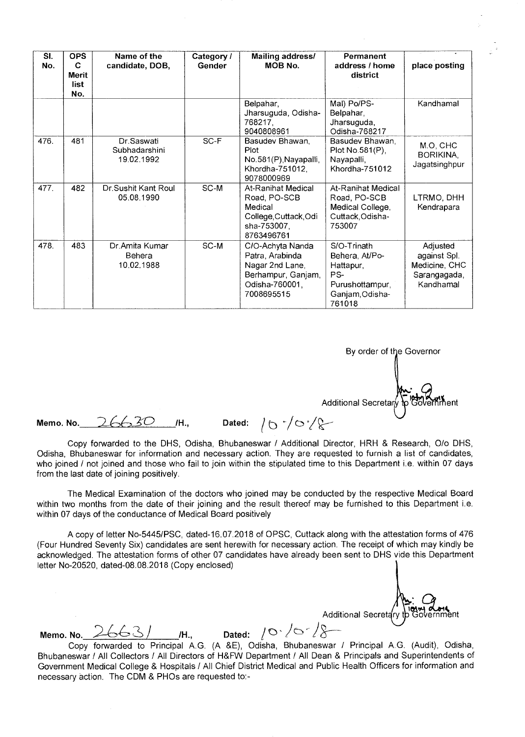| Sl. No. | OPSC Merit list No. | Name of the candidate, DOB, | Category / Gender | Mailing address/ MOB No. | Permanent address / home district | place posting |
|---|---|---|---|---|---|---|
| | | | | Belpahar, Jharsuguda, Odisha-768217, 9040808961 | Mal) Po/PS-Belpahar, Jharsuguda, Odisha-768217 | Kandhamal |
| 476. | 481 | Dr.Saswati Subhadarshini 19.02.1992 | SC-F | Basudev Bhawan, Plot No.581(P),Nayapalli, Khordha-751012, 9078000969 | Basudev Bhawan, Plot No.581(P), Nayapalli, Khordha-751012 | M.O, CHC BORIKINA, Jagatsinghpur |
| 477. | 482 | Dr.Sushit Kant Roul 05.08.1990 | SC-M | At-Ranihat Medical Road, PO-SCB Medical College,Cuttack,Odisha-753007, 8763496761 | At-Ranihat Medical Road, PO-SCB Medical College, Cuttack,Odisha-753007 | LTRMO, DHH Kendrapara |
| 478. | 483 | Dr.Amita Kumar Behera 10.02.1988 | SC-M | C/O-Achyta Nanda Patra, Arabinda Nagar 2nd Lane, Berhampur, Ganjam, Odisha-760001, 7008695515 | S/O-Trinath Behera, At/Po-Hattapur, PS-Purushottampur, Ganjam,Odisha-761018 | Adjusted against Spl. Medicine, CHC Sarangagada, Kandhamal |

By order of the Governor

Additional Secretary to Government

Memo. No. 26630 /H., Dated: 10/10/18

Copy forwarded to the DHS, Odisha, Bhubaneswar / Additional Director, HRH & Research, O/o DHS, Odisha, Bhubaneswar for information and necessary action. They are requested to furnish a list of candidates, who joined / not joined and those who fail to join within the stipulated time to this Department i.e. within 07 days from the last date of joining positively.

The Medical Examination of the doctors who joined may be conducted by the respective Medical Board within two months from the date of their joining and the result thereof may be furnished to this Department i.e. within 07 days of the conductance of Medical Board positively

A copy of letter No-5445/PSC, dated-16.07.2018 of OPSC, Cuttack along with the attestation forms of 476 (Four Hundred Seventy Six) candidates are sent herewith for necessary action. The receipt of which may kindly be acknowledged. The attestation forms of other 07 candidates have already been sent to DHS vide this Department letter No-20520, dated-08.08.2018 (Copy enclosed)

Additional Secretary to Government

Memo. No. 26631 /H., Dated: 10/10/18

Copy forwarded to Principal A.G. (A &E), Odisha, Bhubaneswar / Principal A.G. (Audit), Odisha, Bhubaneswar / All Collectors / All Directors of H&FW Department / All Dean & Principals and Superintendents of Government Medical College & Hospitals / All Chief District Medical and Public Health Officers for information and necessary action. The CDM & PHOs are requested to:-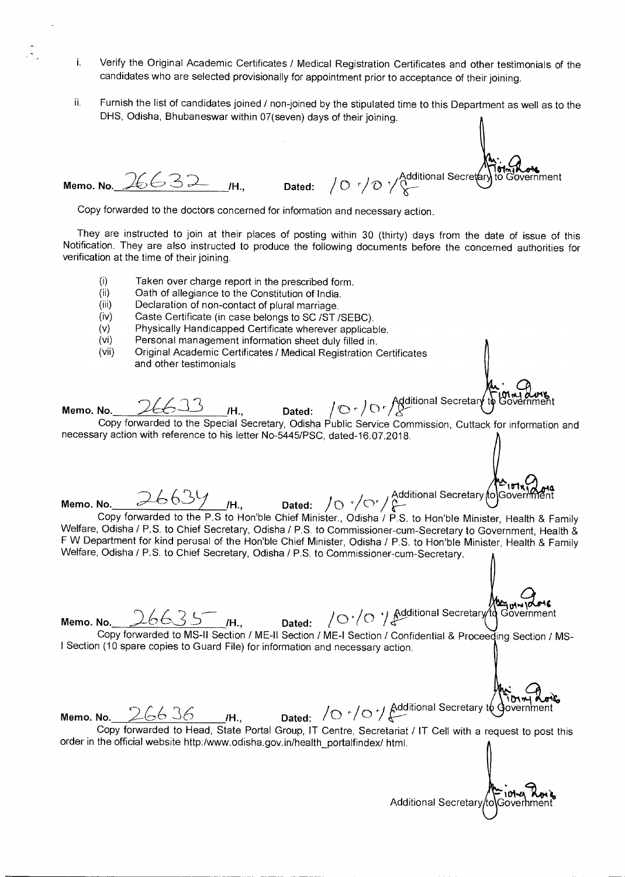i. Verify the Original Academic Certificates / Medical Registration Certificates and other testimonials of the candidates who are selected provisionally for appointment prior to acceptance of their joining.

ii. Furnish the list of candidates joined / non-joined by the stipulated time to this Department as well as to the DHS, Odisha, Bhubaneswar within 07(seven) days of their joining.

Additional Secretary to Government

Memo. No. 26632 /H., Dated: 10/10/18

Copy forwarded to the doctors concerned for information and necessary action.

They are instructed to join at their places of posting within 30 (thirty) days from the date of issue of this Notification. They are also instructed to produce the following documents before the concerned authorities for verification at the time of their joining.

(i) Taken over charge report in the prescribed form.
(ii) Oath of allegiance to the Constitution of India.
(iii) Declaration of non-contact of plural marriage.
(iv) Caste Certificate (in case belongs to SC /ST /SEBC).
(v) Physically Handicapped Certificate wherever applicable.
(vi) Personal management information sheet duly filled in.
(vii) Original Academic Certificates / Medical Registration Certificates and other testimonials

Memo. No. 26633 /H., Dated: 10/10/18 Additional Secretary to Government

Copy forwarded to the Special Secretary, Odisha Public Service Commission, Cuttack for information and necessary action with reference to his letter No-5445/PSC, dated-16.07.2018.

Memo. No. 26634 /H., Dated: 10/10/18 Additional Secretary to Government

Copy forwarded to the P.S to Hon'ble Chief Minister., Odisha / P.S. to Hon'ble Minister, Health & Family Welfare, Odisha / P.S. to Chief Secretary, Odisha / P.S. to Commissioner-cum-Secretary to Government, Health & F W Department for kind perusal of the Hon'ble Chief Minister, Odisha / P.S. to Hon'ble Minister, Health & Family Welfare, Odisha / P.S. to Chief Secretary, Odisha / P.S. to Commissioner-cum-Secretary.

Memo. No. 26635 /H., Dated: 10/10/18 Additional Secretary to Government

Copy forwarded to MS-II Section / ME-II Section / ME-I Section / Confidential & Proceeding Section / MS-I Section (10 spare copies to Guard File) for information and necessary action.

Memo. No. 26636 /H., Dated: 10/10/18 Additional Secretary to Government

Copy forwarded to Head, State Portal Group, IT Centre, Secretariat / IT Cell with a request to post this order in the official website http:/www.odisha.gov.in/health_portalfindex/ html.

Additional Secretary to Government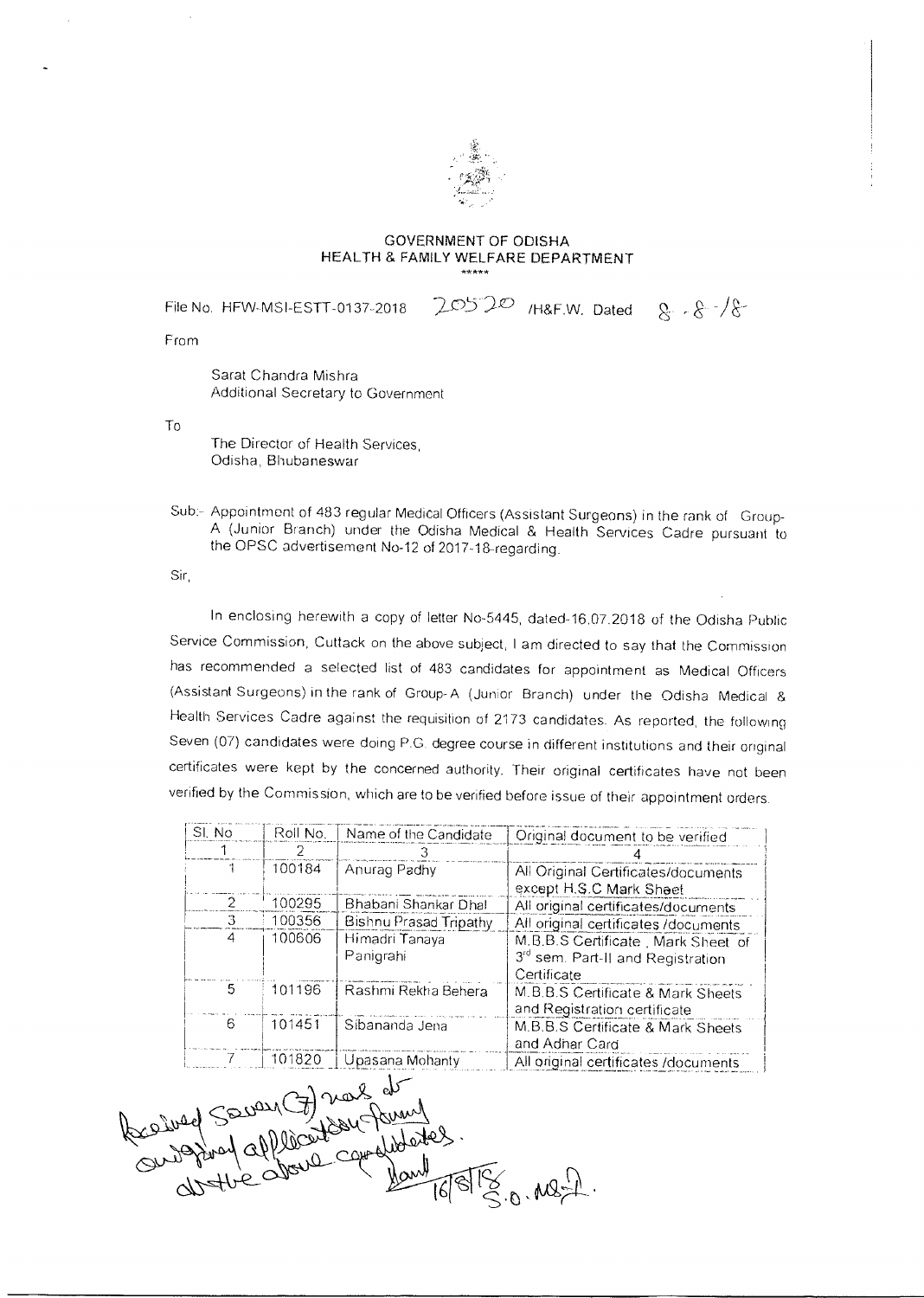GOVERNMENT OF ODISHA
HEALTH & FAMILY WELFARE DEPARTMENT
\*\*\*\*\*

File No. HFW-MSI-ESTT-0137-2018 20520 /H&F.W. Dated 8.8.18

From

Sarat Chandra Mishra
Additional Secretary to Government

To

The Director of Health Services,
Odisha, Bhubaneswar

Sub:- Appointment of 483 regular Medical Officers (Assistant Surgeons) in the rank of Group-A (Junior Branch) under the Odisha Medical & Health Services Cadre pursuant to the OPSC advertisement No-12 of 2017-18-regarding.

Sir,

In enclosing herewith a copy of letter No-5445, dated-16.07.2018 of the Odisha Public Service Commission, Cuttack on the above subject, I am directed to say that the Commission has recommended a selected list of 483 candidates for appointment as Medical Officers (Assistant Surgeons) in the rank of Group-A (Junior Branch) under the Odisha Medical & Health Services Cadre against the requisition of 2173 candidates. As reported, the following Seven (07) candidates were doing P.G. degree course in different institutions and their original certificates were kept by the concerned authority. Their original certificates have not been verified by the Commission, which are to be verified before issue of their appointment orders.

| Sl. No | Roll No. | Name of the Candidate | Original document to be verified |
|---|---|---|---|
| 1 | 2 | 3 | 4 |
| 1 | 100184 | Anurag Padhy | All Original Certificates/documents except H.S.C Mark Sheet |
| 2 | 100295 | Bhabani Shankar Dhal | All original certificates/documents |
| 3 | 100356 | Bishnu Prasad Tripathy | All original certificates /documents |
| 4 | 100606 | Himadri Tanaya Panigrahi | M.B.B.S Certificate , Mark Sheet of 3rd sem. Part-II and Registration Certificate |
| 5 | 101196 | Rashmi Rekha Behera | M.B.B.S Certificate & Mark Sheets and Registration certificate |
| 6 | 101451 | Sibananda Jena | M.B.B.S Certificate & Mark Sheets and Adhar Card |
| 7 | 101820 | Upasana Mohanty | All original certificates /documents |

Received Seven (7) nos of original application forms of the above candidates.
16/8/18
S.O. MS-I.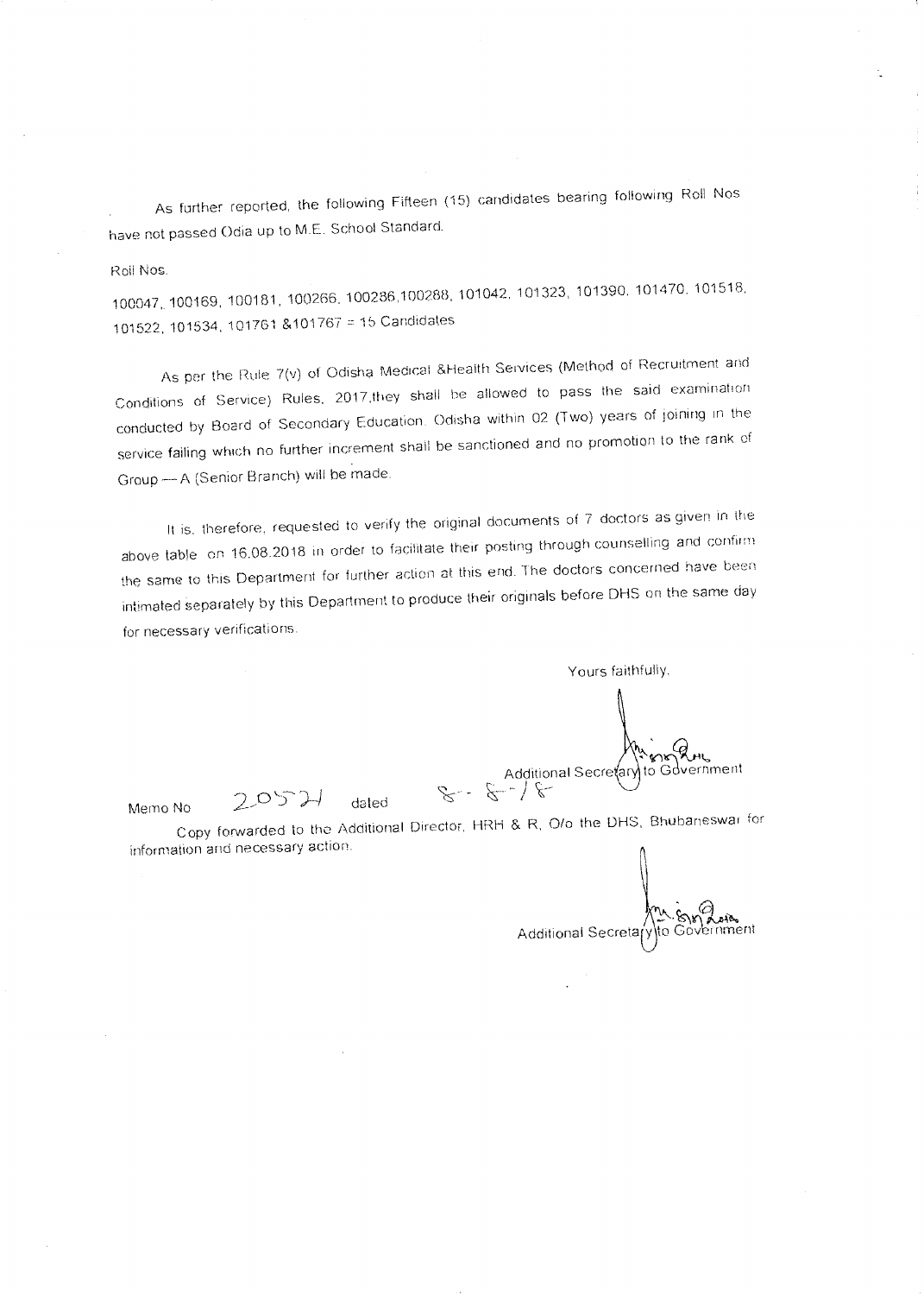As further reported, the following Fifteen (15) candidates bearing following Roll Nos have not passed Odia up to M.E. School Standard.

Roll Nos.

100047, 100169, 100181, 100266, 100286,100288, 101042, 101323, 101390, 101470, 101518, 101522, 101534, 101761 &101767 = 15 Candidates

As per the Rule 7(v) of Odisha Medical &Health Services (Method of Recruitment and Conditions of Service) Rules, 2017,they shall be allowed to pass the said examination conducted by Board of Secondary Education, Odisha within 02 (Two) years of joining in the service failing which no further increment shall be sanctioned and no promotion to the rank of Group — A (Senior Branch) will be made.

It is, therefore, requested to verify the original documents of 7 doctors as given in the above table on 16.08.2018 in order to facilitate their posting through counselling and confirm the same to this Department for further action at this end. The doctors concerned have been intimated separately by this Department to produce their originals before DHS on the same day for necessary verifications.

Yours faithfully,

Additional Secretary to Government

Memo No 20524 dated 8-8-18

Copy forwarded to the Additional Director, HRH & R, O/o the DHS, Bhubaneswar for information and necessary action.

Additional Secretary to Government